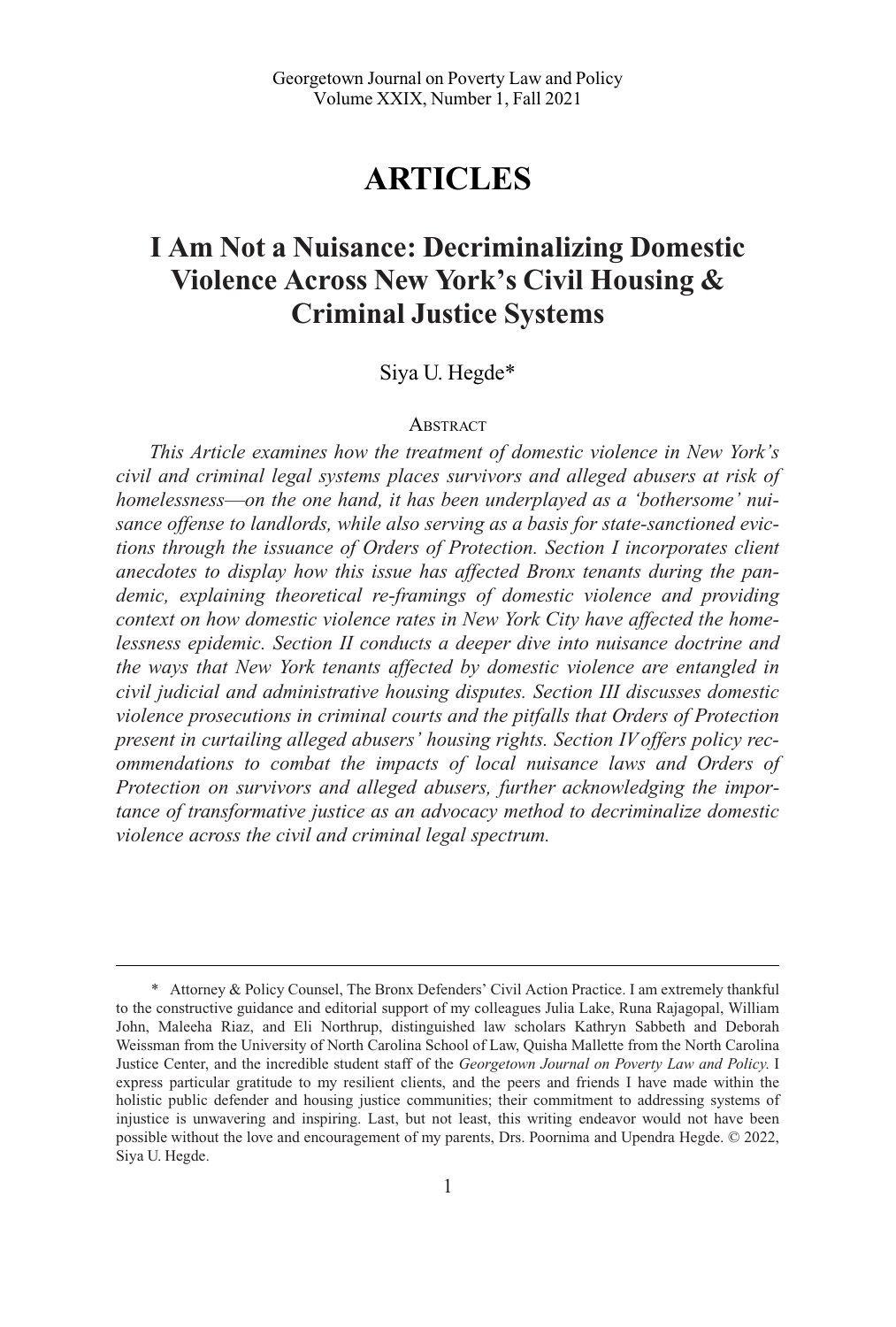# ARTICLES

## I Am Not a Nuisance: Decriminalizing Domestic Violence Across New York's Civil Housing & Criminal Justice Systems

Siya U. Hegde*

### Abstract

*This Article examines how the treatment of domestic violence in New York's civil and criminal legal systems places survivors and alleged abusers at risk of homelessness—on the one hand, it has been underplayed as a 'bothersome' nuisance offense to landlords, while also serving as a basis for state-sanctioned evictions through the issuance of Orders of Protection. Section I incorporates client anecdotes to display how this issue has affected Bronx tenants during the pandemic, explaining theoretical re-framings of domestic violence and providing context on how domestic violence rates in New York City have affected the homelessness epidemic. Section II conducts a deeper dive into nuisance doctrine and the ways that New York tenants affected by domestic violence are entangled in civil judicial and administrative housing disputes. Section III discusses domestic violence prosecutions in criminal courts and the pitfalls that Orders of Protection present in curtailing alleged abusers' housing rights. Section IV offers policy recommendations to combat the impacts of local nuisance laws and Orders of Protection on survivors and alleged abusers, further acknowledging the importance of transformative justice as an advocacy method to decriminalize domestic violence across the civil and criminal legal spectrum.*

---

\* Attorney & Policy Counsel, The Bronx Defenders' Civil Action Practice. I am extremely thankful to the constructive guidance and editorial support of my colleagues Julia Lake, Runa Rajagopal, William John, Maleeha Riaz, and Eli Northrup, distinguished law scholars Kathryn Sabbeth and Deborah Weissman from the University of North Carolina School of Law, Quisha Mallette from the North Carolina Justice Center, and the incredible student staff of the *Georgetown Journal on Poverty Law and Policy.* I express particular gratitude to my resilient clients, and the peers and friends I have made within the holistic public defender and housing justice communities; their commitment to addressing systems of injustice is unwavering and inspiring. Last, but not least, this writing endeavor would not have been possible without the love and encouragement of my parents, Drs. Poornima and Upendra Hegde. © 2022, Siya U. Hegde.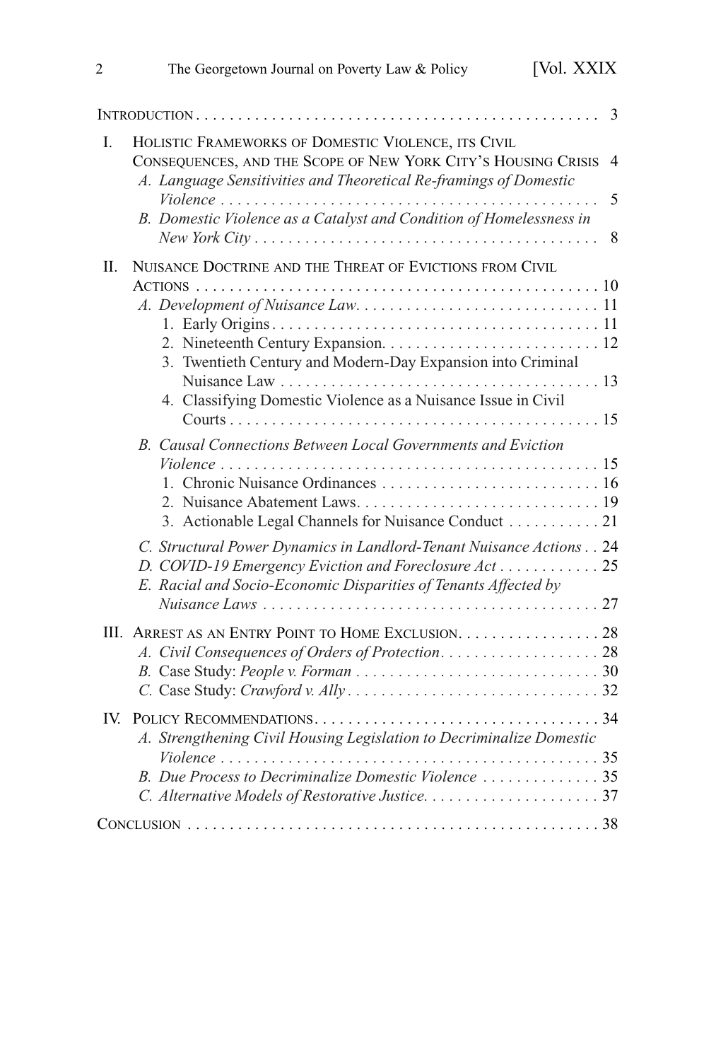Introduction . . . . . . . . . . . . . . . . . . . . . . . . . . . . . . . . . . . . . . . . . . . . . . . . 3

I. Holistic Frameworks of Domestic Violence, its Civil Consequences, and the Scope of New York City's Housing Crisis 4
- *A. Language Sensitivities and Theoretical Re-framings of Domestic Violence* . . . . . . . . . . . . . . . . . . . . . . . . . . . . . . . . . . . . . . . . . . . 5
- *B. Domestic Violence as a Catalyst and Condition of Homelessness in New York City* . . . . . . . . . . . . . . . . . . . . . . . . . . . . . . . . . . . . . . . 8

II. Nuisance Doctrine and the Threat of Evictions from Civil Actions . . . . . . . . . . . . . . . . . . . . . . . . . . . . . . . . . . . . . . . . . . . . . . 10
- *A. Development of Nuisance Law* . . . . . . . . . . . . . . . . . . . . . . . . . . . . 11
  1. Early Origins . . . . . . . . . . . . . . . . . . . . . . . . . . . . . . . . . . . . . . 11
  2. Nineteenth Century Expansion . . . . . . . . . . . . . . . . . . . . . . . . . 12
  3. Twentieth Century and Modern-Day Expansion into Criminal Nuisance Law . . . . . . . . . . . . . . . . . . . . . . . . . . . . . . . . . . . . . 13
  4. Classifying Domestic Violence as a Nuisance Issue in Civil Courts . . . . . . . . . . . . . . . . . . . . . . . . . . . . . . . . . . . . . . . . . . . 15
- *B. Causal Connections Between Local Governments and Eviction Violence* . . . . . . . . . . . . . . . . . . . . . . . . . . . . . . . . . . . . . . . . . . . . 15
  1. Chronic Nuisance Ordinances . . . . . . . . . . . . . . . . . . . . . . . . . . 16
  2. Nuisance Abatement Laws . . . . . . . . . . . . . . . . . . . . . . . . . . . . 19
  3. Actionable Legal Channels for Nuisance Conduct . . . . . . . . . . . 21
- *C. Structural Power Dynamics in Landlord-Tenant Nuisance Actions* . . 24
- *D. COVID-19 Emergency Eviction and Foreclosure Act* . . . . . . . . . . . . 25
- *E. Racial and Socio-Economic Disparities of Tenants Affected by Nuisance Laws* . . . . . . . . . . . . . . . . . . . . . . . . . . . . . . . . . . . . . . . . 27

III. Arrest as an Entry Point to Home Exclusion . . . . . . . . . . . . . . . . . 28
- *A. Civil Consequences of Orders of Protection* . . . . . . . . . . . . . . . . . . . 28
- *B.* Case Study: *People v. Forman* . . . . . . . . . . . . . . . . . . . . . . . . . . . . . 30
- *C.* Case Study: *Crawford v. Ally* . . . . . . . . . . . . . . . . . . . . . . . . . . . . . . 32

IV. Policy Recommendations . . . . . . . . . . . . . . . . . . . . . . . . . . . . . . . . . . 34
- *A. Strengthening Civil Housing Legislation to Decriminalize Domestic Violence* . . . . . . . . . . . . . . . . . . . . . . . . . . . . . . . . . . . . . . . . . . . . . 35
- *B. Due Process to Decriminalize Domestic Violence* . . . . . . . . . . . . . . 35
- *C. Alternative Models of Restorative Justice* . . . . . . . . . . . . . . . . . . . . . 37

Conclusion . . . . . . . . . . . . . . . . . . . . . . . . . . . . . . . . . . . . . . . . . . . . . . . . . 38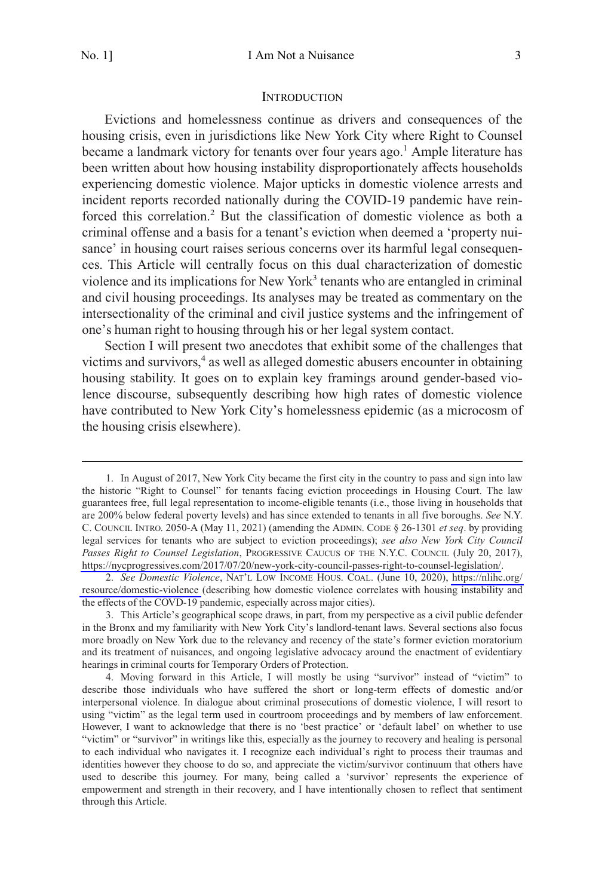## INTRODUCTION

Evictions and homelessness continue as drivers and consequences of the housing crisis, even in jurisdictions like New York City where Right to Counsel became a landmark victory for tenants over four years ago.[1] Ample literature has been written about how housing instability disproportionately affects households experiencing domestic violence. Major upticks in domestic violence arrests and incident reports recorded nationally during the COVID-19 pandemic have reinforced this correlation.[2] But the classification of domestic violence as both a criminal offense and a basis for a tenant's eviction when deemed a 'property nuisance' in housing court raises serious concerns over its harmful legal consequences. This Article will centrally focus on this dual characterization of domestic violence and its implications for New York[3] tenants who are entangled in criminal and civil housing proceedings. Its analyses may be treated as commentary on the intersectionality of the criminal and civil justice systems and the infringement of one's human right to housing through his or her legal system contact.

Section I will present two anecdotes that exhibit some of the challenges that victims and survivors,[4] as well as alleged domestic abusers encounter in obtaining housing stability. It goes on to explain key framings around gender-based violence discourse, subsequently describing how high rates of domestic violence have contributed to New York City's homelessness epidemic (as a microcosm of the housing crisis elsewhere).

---

1. In August of 2017, New York City became the first city in the country to pass and sign into law the historic "Right to Counsel" for tenants facing eviction proceedings in Housing Court. The law guarantees free, full legal representation to income-eligible tenants (i.e., those living in households that are 200% below federal poverty levels) and has since extended to tenants in all five boroughs. *See* N.Y. C. COUNCIL INTRO. 2050-A (May 11, 2021) (amending the ADMIN. CODE § 26-1301 *et seq*. by providing legal services for tenants who are subject to eviction proceedings); *see also New York City Council Passes Right to Counsel Legislation*, PROGRESSIVE CAUCUS OF THE N.Y.C. COUNCIL (July 20, 2017), https://nycprogressives.com/2017/07/20/new-york-city-council-passes-right-to-counsel-legislation/.

2. *See Domestic Violence*, NAT'L LOW INCOME HOUS. COAL. (June 10, 2020), https://nlihc.org/resource/domestic-violence (describing how domestic violence correlates with housing instability and the effects of the COVD-19 pandemic, especially across major cities).

3. This Article's geographical scope draws, in part, from my perspective as a civil public defender in the Bronx and my familiarity with New York City's landlord-tenant laws. Several sections also focus more broadly on New York due to the relevancy and recency of the state's former eviction moratorium and its treatment of nuisances, and ongoing legislative advocacy around the enactment of evidentiary hearings in criminal courts for Temporary Orders of Protection.

4. Moving forward in this Article, I will mostly be using "survivor" instead of "victim" to describe those individuals who have suffered the short or long-term effects of domestic and/or interpersonal violence. In dialogue about criminal prosecutions of domestic violence, I will resort to using "victim" as the legal term used in courtroom proceedings and by members of law enforcement. However, I want to acknowledge that there is no 'best practice' or 'default label' on whether to use "victim" or "survivor" in writings like this, especially as the journey to recovery and healing is personal to each individual who navigates it. I recognize each individual's right to process their traumas and identities however they choose to do so, and appreciate the victim/survivor continuum that others have used to describe this journey. For many, being called a 'survivor' represents the experience of empowerment and strength in their recovery, and I have intentionally chosen to reflect that sentiment through this Article.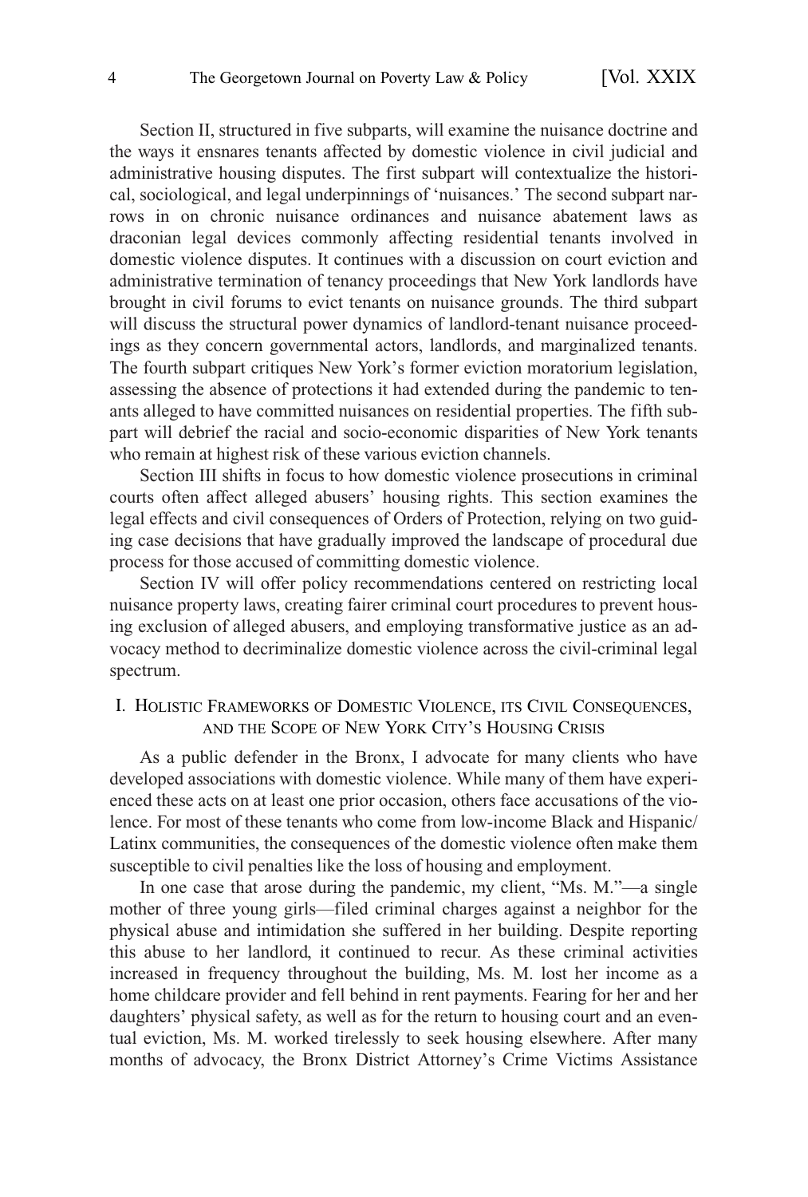Section II, structured in five subparts, will examine the nuisance doctrine and the ways it ensnares tenants affected by domestic violence in civil judicial and administrative housing disputes. The first subpart will contextualize the historical, sociological, and legal underpinnings of 'nuisances.' The second subpart narrows in on chronic nuisance ordinances and nuisance abatement laws as draconian legal devices commonly affecting residential tenants involved in domestic violence disputes. It continues with a discussion on court eviction and administrative termination of tenancy proceedings that New York landlords have brought in civil forums to evict tenants on nuisance grounds. The third subpart will discuss the structural power dynamics of landlord-tenant nuisance proceedings as they concern governmental actors, landlords, and marginalized tenants. The fourth subpart critiques New York's former eviction moratorium legislation, assessing the absence of protections it had extended during the pandemic to tenants alleged to have committed nuisances on residential properties. The fifth subpart will debrief the racial and socio-economic disparities of New York tenants who remain at highest risk of these various eviction channels.

Section III shifts in focus to how domestic violence prosecutions in criminal courts often affect alleged abusers' housing rights. This section examines the legal effects and civil consequences of Orders of Protection, relying on two guiding case decisions that have gradually improved the landscape of procedural due process for those accused of committing domestic violence.

Section IV will offer policy recommendations centered on restricting local nuisance property laws, creating fairer criminal court procedures to prevent housing exclusion of alleged abusers, and employing transformative justice as an advocacy method to decriminalize domestic violence across the civil-criminal legal spectrum.

## I. Holistic Frameworks of Domestic Violence, its Civil Consequences, and the Scope of New York City's Housing Crisis

As a public defender in the Bronx, I advocate for many clients who have developed associations with domestic violence. While many of them have experienced these acts on at least one prior occasion, others face accusations of the violence. For most of these tenants who come from low-income Black and Hispanic/Latinx communities, the consequences of the domestic violence often make them susceptible to civil penalties like the loss of housing and employment.

In one case that arose during the pandemic, my client, "Ms. M."—a single mother of three young girls—filed criminal charges against a neighbor for the physical abuse and intimidation she suffered in her building. Despite reporting this abuse to her landlord, it continued to recur. As these criminal activities increased in frequency throughout the building, Ms. M. lost her income as a home childcare provider and fell behind in rent payments. Fearing for her and her daughters' physical safety, as well as for the return to housing court and an eventual eviction, Ms. M. worked tirelessly to seek housing elsewhere. After many months of advocacy, the Bronx District Attorney's Crime Victims Assistance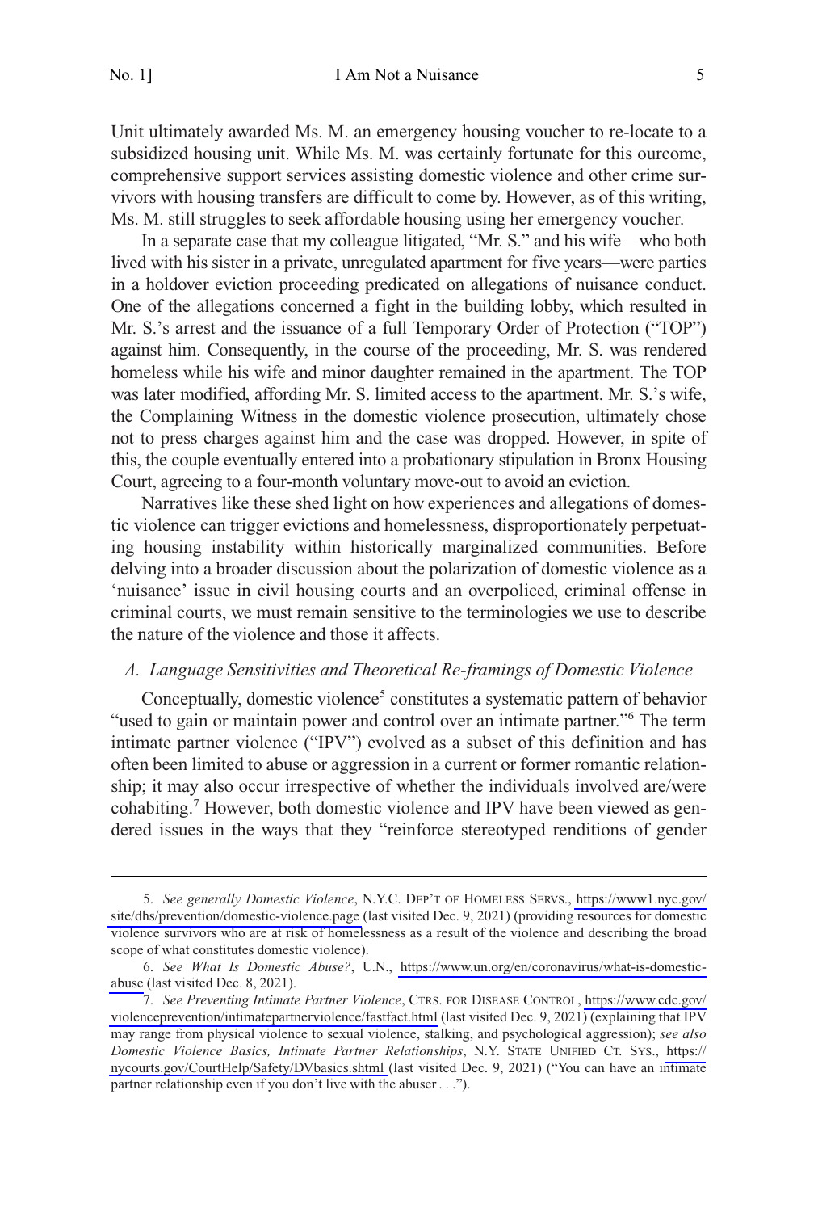Unit ultimately awarded Ms. M. an emergency housing voucher to re-locate to a subsidized housing unit. While Ms. M. was certainly fortunate for this ourcome, comprehensive support services assisting domestic violence and other crime survivors with housing transfers are difficult to come by. However, as of this writing, Ms. M. still struggles to seek affordable housing using her emergency voucher.

In a separate case that my colleague litigated, "Mr. S." and his wife—who both lived with his sister in a private, unregulated apartment for five years—were parties in a holdover eviction proceeding predicated on allegations of nuisance conduct. One of the allegations concerned a fight in the building lobby, which resulted in Mr. S.'s arrest and the issuance of a full Temporary Order of Protection ("TOP") against him. Consequently, in the course of the proceeding, Mr. S. was rendered homeless while his wife and minor daughter remained in the apartment. The TOP was later modified, affording Mr. S. limited access to the apartment. Mr. S.'s wife, the Complaining Witness in the domestic violence prosecution, ultimately chose not to press charges against him and the case was dropped. However, in spite of this, the couple eventually entered into a probationary stipulation in Bronx Housing Court, agreeing to a four-month voluntary move-out to avoid an eviction.

Narratives like these shed light on how experiences and allegations of domestic violence can trigger evictions and homelessness, disproportionately perpetuating housing instability within historically marginalized communities. Before delving into a broader discussion about the polarization of domestic violence as a 'nuisance' issue in civil housing courts and an overpoliced, criminal offense in criminal courts, we must remain sensitive to the terminologies we use to describe the nature of the violence and those it affects.

### *A. Language Sensitivities and Theoretical Re-framings of Domestic Violence*

Conceptually, domestic violence[5] constitutes a systematic pattern of behavior "used to gain or maintain power and control over an intimate partner."[6] The term intimate partner violence ("IPV") evolved as a subset of this definition and has often been limited to abuse or aggression in a current or former romantic relationship; it may also occur irrespective of whether the individuals involved are/were cohabiting.[7] However, both domestic violence and IPV have been viewed as gendered issues in the ways that they "reinforce stereotyped renditions of gender

---

5. *See generally Domestic Violence*, N.Y.C. DEP'T OF HOMELESS SERVS., https://www1.nyc.gov/site/dhs/prevention/domestic-violence.page (last visited Dec. 9, 2021) (providing resources for domestic violence survivors who are at risk of homelessness as a result of the violence and describing the broad scope of what constitutes domestic violence).

6. *See What Is Domestic Abuse?*, U.N., https://www.un.org/en/coronavirus/what-is-domestic-abuse (last visited Dec. 8, 2021).

7. *See Preventing Intimate Partner Violence*, CTRS. FOR DISEASE CONTROL, https://www.cdc.gov/violenceprevention/intimatepartnerviolence/fastfact.html (last visited Dec. 9, 2021) (explaining that IPV may range from physical violence to sexual violence, stalking, and psychological aggression); *see also Domestic Violence Basics, Intimate Partner Relationships*, N.Y. STATE UNIFIED CT. SYS., https://nycourts.gov/CourtHelp/Safety/DVbasics.shtml (last visited Dec. 9, 2021) ("You can have an intimate partner relationship even if you don't live with the abuser . . .").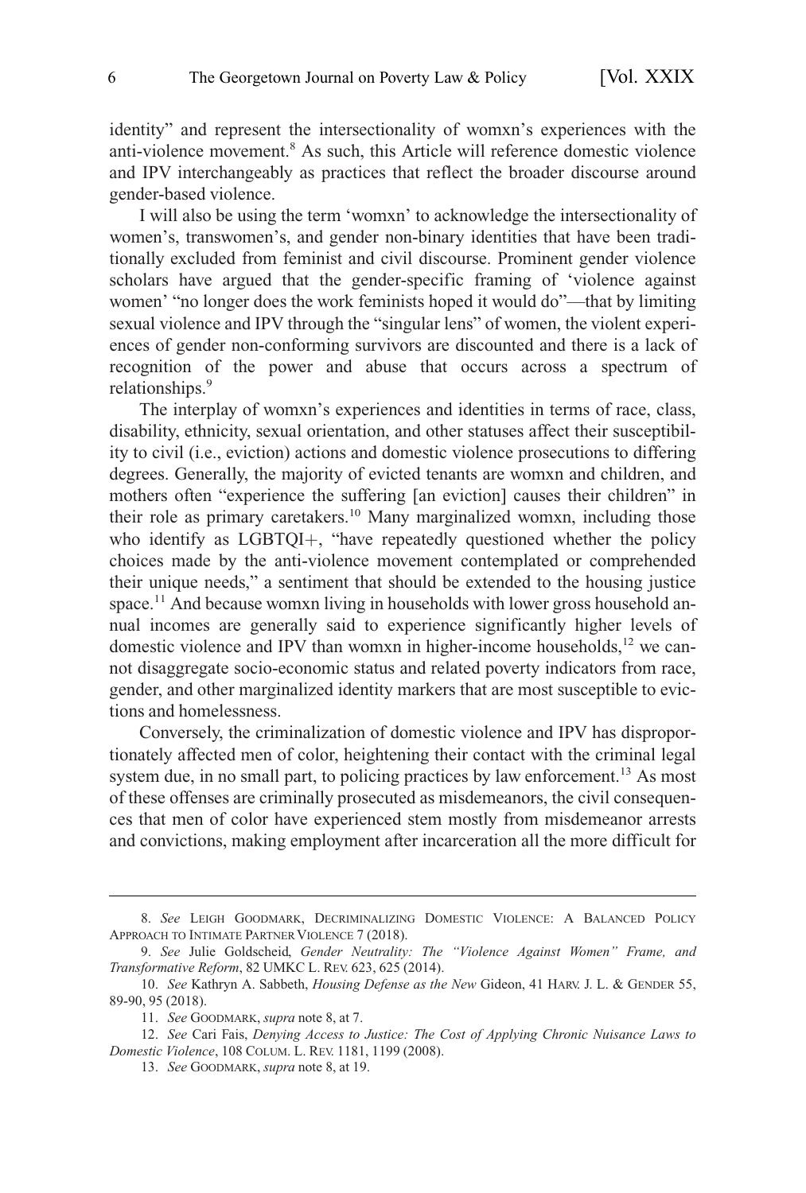identity" and represent the intersectionality of womxn's experiences with the anti-violence movement.[8] As such, this Article will reference domestic violence and IPV interchangeably as practices that reflect the broader discourse around gender-based violence.

I will also be using the term 'womxn' to acknowledge the intersectionality of women's, transwomen's, and gender non-binary identities that have been traditionally excluded from feminist and civil discourse. Prominent gender violence scholars have argued that the gender-specific framing of 'violence against women' "no longer does the work feminists hoped it would do"—that by limiting sexual violence and IPV through the "singular lens" of women, the violent experiences of gender non-conforming survivors are discounted and there is a lack of recognition of the power and abuse that occurs across a spectrum of relationships.[9]

The interplay of womxn's experiences and identities in terms of race, class, disability, ethnicity, sexual orientation, and other statuses affect their susceptibility to civil (i.e., eviction) actions and domestic violence prosecutions to differing degrees. Generally, the majority of evicted tenants are womxn and children, and mothers often "experience the suffering [an eviction] causes their children" in their role as primary caretakers.[10] Many marginalized womxn, including those who identify as LGBTQI+, "have repeatedly questioned whether the policy choices made by the anti-violence movement contemplated or comprehended their unique needs," a sentiment that should be extended to the housing justice space.[11] And because womxn living in households with lower gross household annual incomes are generally said to experience significantly higher levels of domestic violence and IPV than womxn in higher-income households,[12] we cannot disaggregate socio-economic status and related poverty indicators from race, gender, and other marginalized identity markers that are most susceptible to evictions and homelessness.

Conversely, the criminalization of domestic violence and IPV has disproportionately affected men of color, heightening their contact with the criminal legal system due, in no small part, to policing practices by law enforcement.[13] As most of these offenses are criminally prosecuted as misdemeanors, the civil consequences that men of color have experienced stem mostly from misdemeanor arrests and convictions, making employment after incarceration all the more difficult for

---

8. *See* Leigh Goodmark, Decriminalizing Domestic Violence: A Balanced Policy Approach to Intimate Partner Violence 7 (2018).

9. *See* Julie Goldscheid, *Gender Neutrality: The "Violence Against Women" Frame, and Transformative Reform*, 82 UMKC L. Rev. 623, 625 (2014).

10. *See* Kathryn A. Sabbeth, *Housing Defense as the New* Gideon, 41 Harv. J. L. & Gender 55, 89-90, 95 (2018).

11. *See* Goodmark, *supra* note 8, at 7.

12. *See* Cari Fais, *Denying Access to Justice: The Cost of Applying Chronic Nuisance Laws to Domestic Violence*, 108 Colum. L. Rev. 1181, 1199 (2008).

13. *See* Goodmark, *supra* note 8, at 19.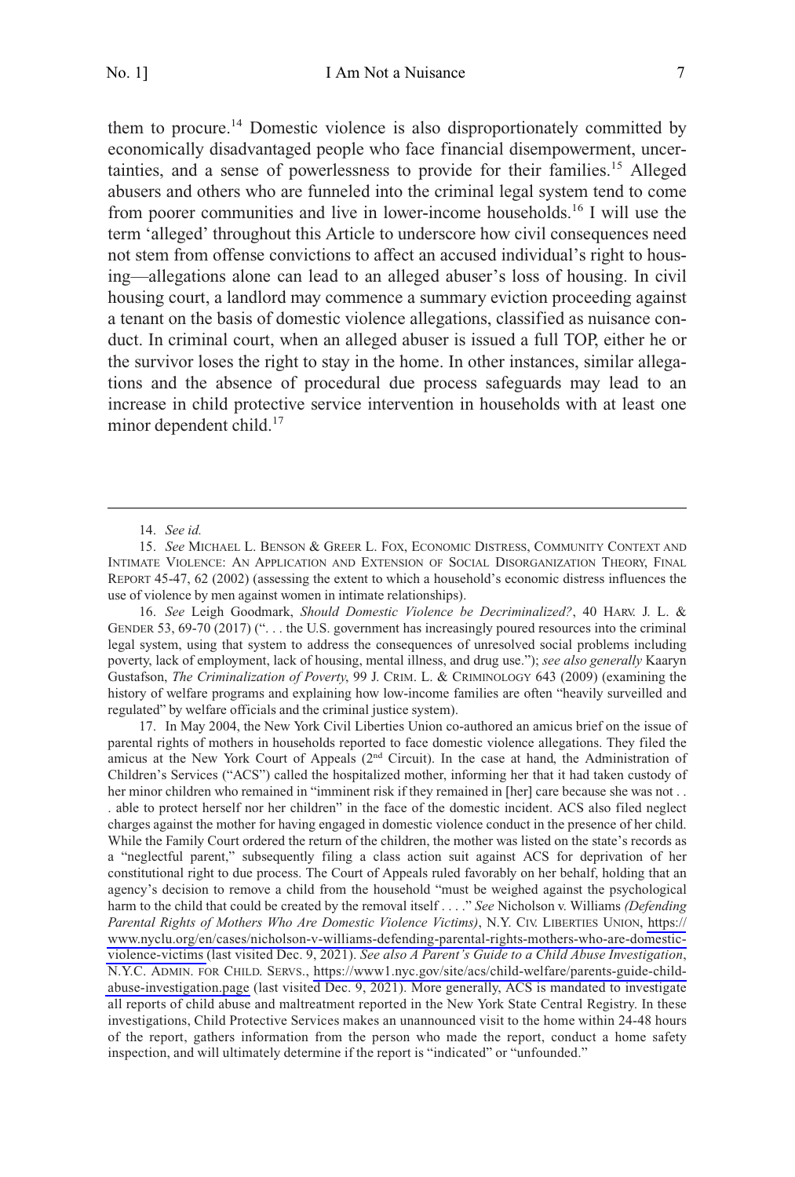them to procure.[14] Domestic violence is also disproportionately committed by economically disadvantaged people who face financial disempowerment, uncertainties, and a sense of powerlessness to provide for their families.[15] Alleged abusers and others who are funneled into the criminal legal system tend to come from poorer communities and live in lower-income households.[16] I will use the term 'alleged' throughout this Article to underscore how civil consequences need not stem from offense convictions to affect an accused individual's right to housing—allegations alone can lead to an alleged abuser's loss of housing. In civil housing court, a landlord may commence a summary eviction proceeding against a tenant on the basis of domestic violence allegations, classified as nuisance conduct. In criminal court, when an alleged abuser is issued a full TOP, either he or the survivor loses the right to stay in the home. In other instances, similar allegations and the absence of procedural due process safeguards may lead to an increase in child protective service intervention in households with at least one minor dependent child.[17]

---

14. *See id.*

15. *See* MICHAEL L. BENSON & GREER L. FOX, ECONOMIC DISTRESS, COMMUNITY CONTEXT AND INTIMATE VIOLENCE: AN APPLICATION AND EXTENSION OF SOCIAL DISORGANIZATION THEORY, FINAL REPORT 45-47, 62 (2002) (assessing the extent to which a household's economic distress influences the use of violence by men against women in intimate relationships).

16. *See* Leigh Goodmark, *Should Domestic Violence be Decriminalized?*, 40 HARV. J. L. & GENDER 53, 69-70 (2017) (". . . the U.S. government has increasingly poured resources into the criminal legal system, using that system to address the consequences of unresolved social problems including poverty, lack of employment, lack of housing, mental illness, and drug use."); *see also generally* Kaaryn Gustafson, *The Criminalization of Poverty*, 99 J. CRIM. L. & CRIMINOLOGY 643 (2009) (examining the history of welfare programs and explaining how low-income families are often "heavily surveilled and regulated" by welfare officials and the criminal justice system).

17. In May 2004, the New York Civil Liberties Union co-authored an amicus brief on the issue of parental rights of mothers in households reported to face domestic violence allegations. They filed the amicus at the New York Court of Appeals (2nd Circuit). In the case at hand, the Administration of Children's Services ("ACS") called the hospitalized mother, informing her that it had taken custody of her minor children who remained in "imminent risk if they remained in [her] care because she was not . . . able to protect herself nor her children" in the face of the domestic incident. ACS also filed neglect charges against the mother for having engaged in domestic violence conduct in the presence of her child. While the Family Court ordered the return of the children, the mother was listed on the state's records as a "neglectful parent," subsequently filing a class action suit against ACS for deprivation of her constitutional right to due process. The Court of Appeals ruled favorably on her behalf, holding that an agency's decision to remove a child from the household "must be weighed against the psychological harm to the child that could be created by the removal itself . . . ." *See* Nicholson v. Williams *(Defending Parental Rights of Mothers Who Are Domestic Violence Victims)*, N.Y. CIV. LIBERTIES UNION, https://www.nyclu.org/en/cases/nicholson-v-williams-defending-parental-rights-mothers-who-are-domestic-violence-victims (last visited Dec. 9, 2021). *See also A Parent's Guide to a Child Abuse Investigation*, N.Y.C. ADMIN. FOR CHILD. SERVS., https://www1.nyc.gov/site/acs/child-welfare/parents-guide-child-abuse-investigation.page (last visited Dec. 9, 2021). More generally, ACS is mandated to investigate all reports of child abuse and maltreatment reported in the New York State Central Registry. In these investigations, Child Protective Services makes an unannounced visit to the home within 24-48 hours of the report, gathers information from the person who made the report, conduct a home safety inspection, and will ultimately determine if the report is "indicated" or "unfounded."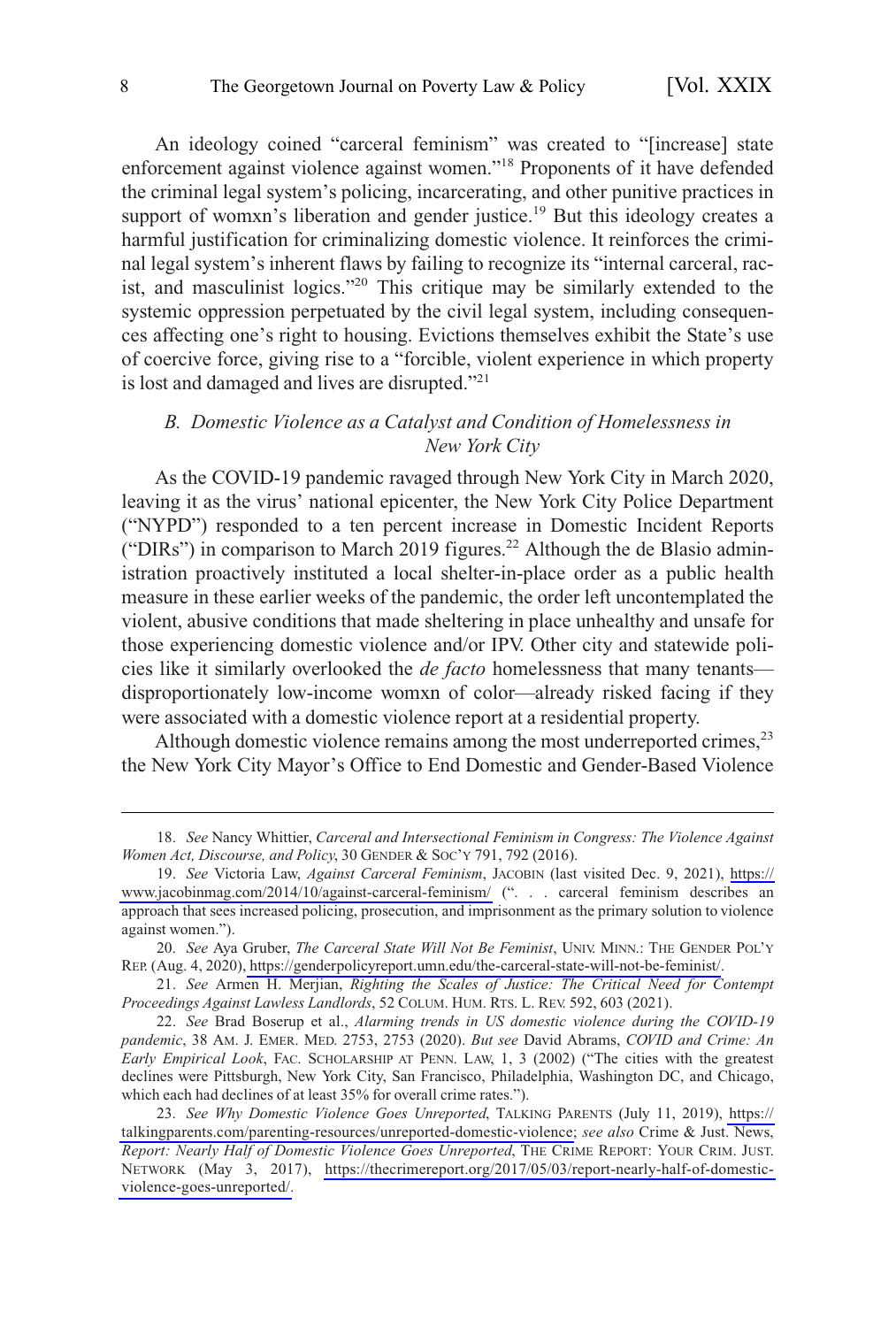An ideology coined "carceral feminism" was created to "[increase] state enforcement against violence against women."[18] Proponents of it have defended the criminal legal system's policing, incarcerating, and other punitive practices in support of womxn's liberation and gender justice.[19] But this ideology creates a harmful justification for criminalizing domestic violence. It reinforces the criminal legal system's inherent flaws by failing to recognize its "internal carceral, racist, and masculinist logics."[20] This critique may be similarly extended to the systemic oppression perpetuated by the civil legal system, including consequences affecting one's right to housing. Evictions themselves exhibit the State's use of coercive force, giving rise to a "forcible, violent experience in which property is lost and damaged and lives are disrupted."[21]

### *B. Domestic Violence as a Catalyst and Condition of Homelessness in New York City*

As the COVID-19 pandemic ravaged through New York City in March 2020, leaving it as the virus' national epicenter, the New York City Police Department ("NYPD") responded to a ten percent increase in Domestic Incident Reports ("DIRs") in comparison to March 2019 figures.[22] Although the de Blasio administration proactively instituted a local shelter-in-place order as a public health measure in these earlier weeks of the pandemic, the order left uncontemplated the violent, abusive conditions that made sheltering in place unhealthy and unsafe for those experiencing domestic violence and/or IPV. Other city and statewide policies like it similarly overlooked the *de facto* homelessness that many tenants—disproportionately low-income womxn of color—already risked facing if they were associated with a domestic violence report at a residential property.

Although domestic violence remains among the most underreported crimes,[23] the New York City Mayor's Office to End Domestic and Gender-Based Violence

---

18. *See* Nancy Whittier, *Carceral and Intersectional Feminism in Congress: The Violence Against Women Act, Discourse, and Policy*, 30 GENDER & SOC'Y 791, 792 (2016).

19. *See* Victoria Law, *Against Carceral Feminism*, JACOBIN (last visited Dec. 9, 2021), https://www.jacobinmag.com/2014/10/against-carceral-feminism/ (". . . carceral feminism describes an approach that sees increased policing, prosecution, and imprisonment as the primary solution to violence against women.").

20. *See* Aya Gruber, *The Carceral State Will Not Be Feminist*, UNIV. MINN.: THE GENDER POL'Y REP. (Aug. 4, 2020), https://genderpolicyreport.umn.edu/the-carceral-state-will-not-be-feminist/.

21. *See* Armen H. Merjian, *Righting the Scales of Justice: The Critical Need for Contempt Proceedings Against Lawless Landlords*, 52 COLUM. HUM. RTS. L. REV. 592, 603 (2021).

22. *See* Brad Boserup et al., *Alarming trends in US domestic violence during the COVID-19 pandemic*, 38 AM. J. EMER. MED. 2753, 2753 (2020). *But see* David Abrams, *COVID and Crime: An Early Empirical Look*, FAC. SCHOLARSHIP AT PENN. LAW, 1, 3 (2002) ("The cities with the greatest declines were Pittsburgh, New York City, San Francisco, Philadelphia, Washington DC, and Chicago, which each had declines of at least 35% for overall crime rates.").

23. *See Why Domestic Violence Goes Unreported*, TALKING PARENTS (July 11, 2019), https://talkingparents.com/parenting-resources/unreported-domestic-violence; *see also* Crime & Just. News, *Report: Nearly Half of Domestic Violence Goes Unreported*, THE CRIME REPORT: YOUR CRIM. JUST. NETWORK (May 3, 2017), https://thecrimereport.org/2017/05/03/report-nearly-half-of-domestic-violence-goes-unreported/.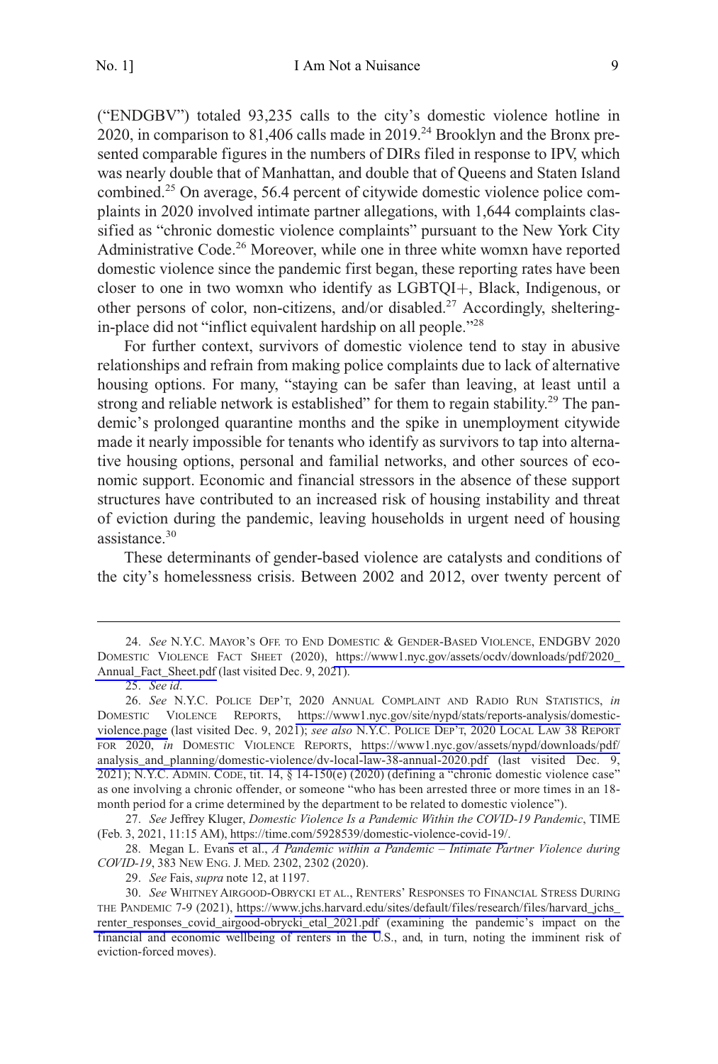("ENDGBV") totaled 93,235 calls to the city's domestic violence hotline in 2020, in comparison to 81,406 calls made in 2019.[24] Brooklyn and the Bronx presented comparable figures in the numbers of DIRs filed in response to IPV, which was nearly double that of Manhattan, and double that of Queens and Staten Island combined.[25] On average, 56.4 percent of citywide domestic violence police complaints in 2020 involved intimate partner allegations, with 1,644 complaints classified as "chronic domestic violence complaints" pursuant to the New York City Administrative Code.[26] Moreover, while one in three white womxn have reported domestic violence since the pandemic first began, these reporting rates have been closer to one in two womxn who identify as LGBTQI+, Black, Indigenous, or other persons of color, non-citizens, and/or disabled.[27] Accordingly, sheltering-in-place did not "inflict equivalent hardship on all people."[28]

For further context, survivors of domestic violence tend to stay in abusive relationships and refrain from making police complaints due to lack of alternative housing options. For many, "staying can be safer than leaving, at least until a strong and reliable network is established" for them to regain stability.[29] The pandemic's prolonged quarantine months and the spike in unemployment citywide made it nearly impossible for tenants who identify as survivors to tap into alternative housing options, personal and familial networks, and other sources of economic support. Economic and financial stressors in the absence of these support structures have contributed to an increased risk of housing instability and threat of eviction during the pandemic, leaving households in urgent need of housing assistance.[30]

These determinants of gender-based violence are catalysts and conditions of the city's homelessness crisis. Between 2002 and 2012, over twenty percent of

---

24. *See* N.Y.C. Mayor's Off. to End Domestic & Gender-Based Violence, ENDGBV 2020 Domestic Violence Fact Sheet (2020), https://www1.nyc.gov/assets/ocdv/downloads/pdf/2020_Annual_Fact_Sheet.pdf (last visited Dec. 9, 2021).

25. *See id*.

26. *See* N.Y.C. Police Dep't, 2020 Annual Complaint and Radio Run Statistics, *in* Domestic Violence Reports, https://www1.nyc.gov/site/nypd/stats/reports-analysis/domestic-violence.page (last visited Dec. 9, 2021); *see also* N.Y.C. Police Dep't, 2020 Local Law 38 Report for 2020, *in* Domestic Violence Reports, https://www1.nyc.gov/assets/nypd/downloads/pdf/analysis_and_planning/domestic-violence/dv-local-law-38-annual-2020.pdf (last visited Dec. 9, 2021); N.Y.C. Admin. Code, tit. 14, § 14-150(e) (2020) (defining a "chronic domestic violence case" as one involving a chronic offender, or someone "who has been arrested three or more times in an 18-month period for a crime determined by the department to be related to domestic violence").

27. *See* Jeffrey Kluger, *Domestic Violence Is a Pandemic Within the COVID-19 Pandemic*, TIME (Feb. 3, 2021, 11:15 AM), https://time.com/5928539/domestic-violence-covid-19/.

28. Megan L. Evans et al., *A Pandemic within a Pandemic – Intimate Partner Violence during COVID-19*, 383 New Eng. J. Med. 2302, 2302 (2020).

29. *See* Fais, *supra* note 12, at 1197.

30. *See* Whitney Airgood-Obrycki et al., Renters' Responses to Financial Stress During the Pandemic 7-9 (2021), https://www.jchs.harvard.edu/sites/default/files/research/files/harvard_jchs_renter_responses_covid_airgood-obrycki_etal_2021.pdf (examining the pandemic's impact on the financial and economic wellbeing of renters in the U.S., and, in turn, noting the imminent risk of eviction-forced moves).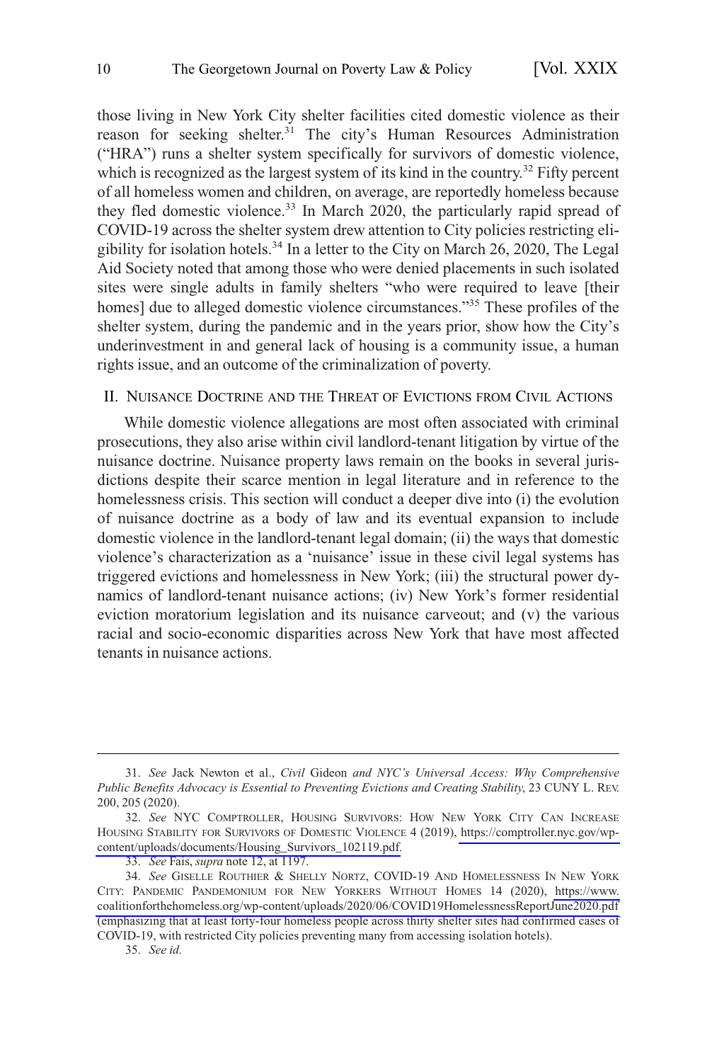those living in New York City shelter facilities cited domestic violence as their reason for seeking shelter.[31] The city's Human Resources Administration ("HRA") runs a shelter system specifically for survivors of domestic violence, which is recognized as the largest system of its kind in the country.[32] Fifty percent of all homeless women and children, on average, are reportedly homeless because they fled domestic violence.[33] In March 2020, the particularly rapid spread of COVID-19 across the shelter system drew attention to City policies restricting eligibility for isolation hotels.[34] In a letter to the City on March 26, 2020, The Legal Aid Society noted that among those who were denied placements in such isolated sites were single adults in family shelters "who were required to leave [their homes] due to alleged domestic violence circumstances."[35] These profiles of the shelter system, during the pandemic and in the years prior, show how the City's underinvestment in and general lack of housing is a community issue, a human rights issue, and an outcome of the criminalization of poverty.

## II. Nuisance Doctrine and the Threat of Evictions from Civil Actions

While domestic violence allegations are most often associated with criminal prosecutions, they also arise within civil landlord-tenant litigation by virtue of the nuisance doctrine. Nuisance property laws remain on the books in several jurisdictions despite their scarce mention in legal literature and in reference to the homelessness crisis. This section will conduct a deeper dive into (i) the evolution of nuisance doctrine as a body of law and its eventual expansion to include domestic violence in the landlord-tenant legal domain; (ii) the ways that domestic violence's characterization as a 'nuisance' issue in these civil legal systems has triggered evictions and homelessness in New York; (iii) the structural power dynamics of landlord-tenant nuisance actions; (iv) New York's former residential eviction moratorium legislation and its nuisance carveout; and (v) the various racial and socio-economic disparities across New York that have most affected tenants in nuisance actions.

---

31. *See* Jack Newton et al., *Civil* Gideon *and NYC's Universal Access: Why Comprehensive Public Benefits Advocacy is Essential to Preventing Evictions and Creating Stability*, 23 CUNY L. REV. 200, 205 (2020).

32. *See* NYC COMPTROLLER, HOUSING SURVIVORS: HOW NEW YORK CITY CAN INCREASE HOUSING STABILITY FOR SURVIVORS OF DOMESTIC VIOLENCE 4 (2019), https://comptroller.nyc.gov/wp-content/uploads/documents/Housing_Survivors_102119.pdf.

33. *See* Fais, *supra* note 12, at 1197.

34. *See* GISELLE ROUTHIER & SHELLY NORTZ, COVID-19 AND HOMELESSNESS IN NEW YORK CITY: PANDEMIC PANDEMONIUM FOR NEW YORKERS WITHOUT HOMES 14 (2020), https://www.coalitionforthehomeless.org/wp-content/uploads/2020/06/COVID19HomelessnessReportJune2020.pdf (emphasizing that at least forty-four homeless people across thirty shelter sites had confirmed cases of COVID-19, with restricted City policies preventing many from accessing isolation hotels).

35. *See id.*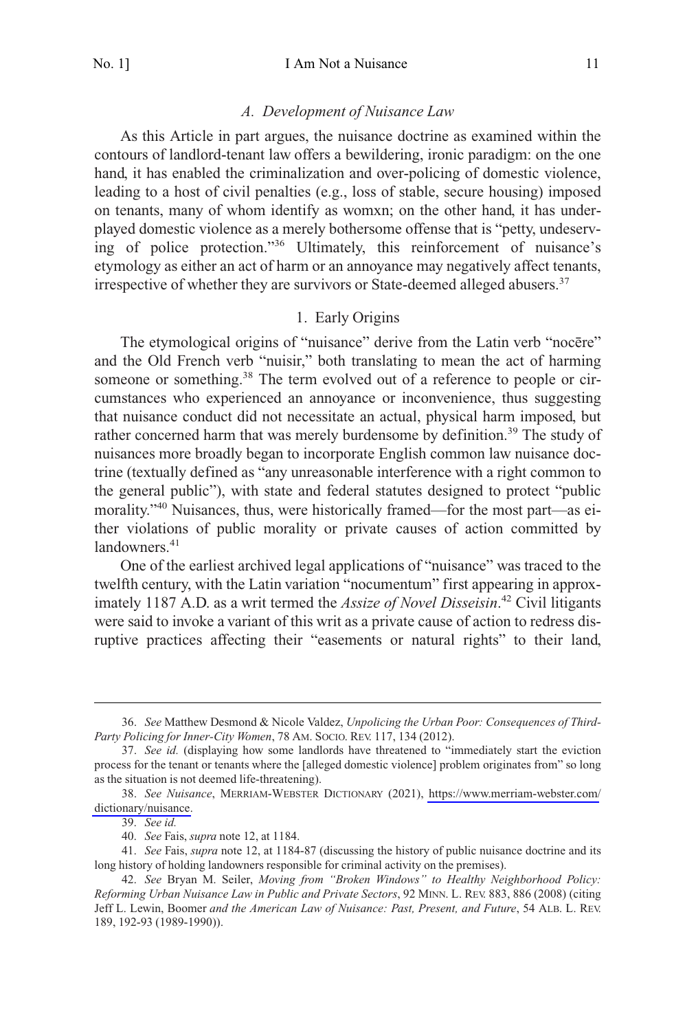### *A. Development of Nuisance Law*

As this Article in part argues, the nuisance doctrine as examined within the contours of landlord-tenant law offers a bewildering, ironic paradigm: on the one hand, it has enabled the criminalization and over-policing of domestic violence, leading to a host of civil penalties (e.g., loss of stable, secure housing) imposed on tenants, many of whom identify as womxn; on the other hand, it has underplayed domestic violence as a merely bothersome offense that is "petty, undeserving of police protection."[36] Ultimately, this reinforcement of nuisance's etymology as either an act of harm or an annoyance may negatively affect tenants, irrespective of whether they are survivors or State-deemed alleged abusers.[37]

#### 1. Early Origins

The etymological origins of "nuisance" derive from the Latin verb "nocēre" and the Old French verb "nuisir," both translating to mean the act of harming someone or something.[38] The term evolved out of a reference to people or circumstances who experienced an annoyance or inconvenience, thus suggesting that nuisance conduct did not necessitate an actual, physical harm imposed, but rather concerned harm that was merely burdensome by definition.[39] The study of nuisances more broadly began to incorporate English common law nuisance doctrine (textually defined as "any unreasonable interference with a right common to the general public"), with state and federal statutes designed to protect "public morality."[40] Nuisances, thus, were historically framed—for the most part—as either violations of public morality or private causes of action committed by landowners.[41]

One of the earliest archived legal applications of "nuisance" was traced to the twelfth century, with the Latin variation "nocumentum" first appearing in approximately 1187 A.D. as a writ termed the *Assize of Novel Disseisin*.[42] Civil litigants were said to invoke a variant of this writ as a private cause of action to redress disruptive practices affecting their "easements or natural rights" to their land,

---

36. *See* Matthew Desmond & Nicole Valdez, *Unpolicing the Urban Poor: Consequences of Third-Party Policing for Inner-City Women*, 78 AM. SOCIO. REV. 117, 134 (2012).

37. *See id.* (displaying how some landlords have threatened to "immediately start the eviction process for the tenant or tenants where the [alleged domestic violence] problem originates from" so long as the situation is not deemed life-threatening).

38. *See Nuisance*, MERRIAM-WEBSTER DICTIONARY (2021), https://www.merriam-webster.com/dictionary/nuisance.

39. *See id.*

40. *See* Fais, *supra* note 12, at 1184.

41. *See* Fais, *supra* note 12, at 1184-87 (discussing the history of public nuisance doctrine and its long history of holding landowners responsible for criminal activity on the premises).

42. *See* Bryan M. Seiler, *Moving from "Broken Windows" to Healthy Neighborhood Policy: Reforming Urban Nuisance Law in Public and Private Sectors*, 92 MINN. L. REV. 883, 886 (2008) (citing Jeff L. Lewin, Boomer *and the American Law of Nuisance: Past, Present, and Future*, 54 ALB. L. REV. 189, 192-93 (1989-1990)).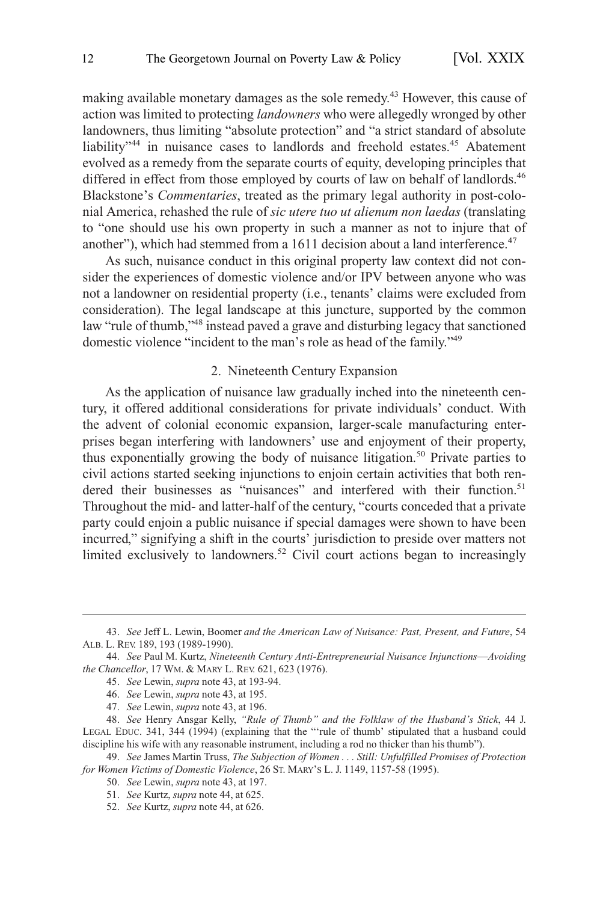making available monetary damages as the sole remedy.[43] However, this cause of action was limited to protecting *landowners* who were allegedly wronged by other landowners, thus limiting "absolute protection" and "a strict standard of absolute liability"[44] in nuisance cases to landlords and freehold estates.[45] Abatement evolved as a remedy from the separate courts of equity, developing principles that differed in effect from those employed by courts of law on behalf of landlords.[46] Blackstone's *Commentaries*, treated as the primary legal authority in post-colonial America, rehashed the rule of *sic utere tuo ut alienum non laedas* (translating to "one should use his own property in such a manner as not to injure that of another"), which had stemmed from a 1611 decision about a land interference.[47]

As such, nuisance conduct in this original property law context did not consider the experiences of domestic violence and/or IPV between anyone who was not a landowner on residential property (i.e., tenants' claims were excluded from consideration). The legal landscape at this juncture, supported by the common law "rule of thumb,"[48] instead paved a grave and disturbing legacy that sanctioned domestic violence "incident to the man's role as head of the family."[49]

### 2. Nineteenth Century Expansion

As the application of nuisance law gradually inched into the nineteenth century, it offered additional considerations for private individuals' conduct. With the advent of colonial economic expansion, larger-scale manufacturing enterprises began interfering with landowners' use and enjoyment of their property, thus exponentially growing the body of nuisance litigation.[50] Private parties to civil actions started seeking injunctions to enjoin certain activities that both rendered their businesses as "nuisances" and interfered with their function.[51] Throughout the mid- and latter-half of the century, "courts conceded that a private party could enjoin a public nuisance if special damages were shown to have been incurred," signifying a shift in the courts' jurisdiction to preside over matters not limited exclusively to landowners.[52] Civil court actions began to increasingly

---

43. *See* Jeff L. Lewin, Boomer *and the American Law of Nuisance: Past, Present, and Future*, 54 ALB. L. REV. 189, 193 (1989-1990).

44. *See* Paul M. Kurtz, *Nineteenth Century Anti-Entrepreneurial Nuisance Injunctions—Avoiding the Chancellor*, 17 WM. & MARY L. REV. 621, 623 (1976).

45. *See* Lewin, *supra* note 43, at 193-94.

46. *See* Lewin, *supra* note 43, at 195.

47. *See* Lewin, *supra* note 43, at 196.

48. *See* Henry Ansgar Kelly, *"Rule of Thumb" and the Folklaw of the Husband's Stick*, 44 J. LEGAL EDUC. 341, 344 (1994) (explaining that the "'rule of thumb' stipulated that a husband could discipline his wife with any reasonable instrument, including a rod no thicker than his thumb").

49. *See* James Martin Truss, *The Subjection of Women . . . Still: Unfulfilled Promises of Protection for Women Victims of Domestic Violence*, 26 ST. MARY'S L. J. 1149, 1157-58 (1995).

50. *See* Lewin, *supra* note 43, at 197.

51. *See* Kurtz, *supra* note 44, at 625.

52. *See* Kurtz, *supra* note 44, at 626.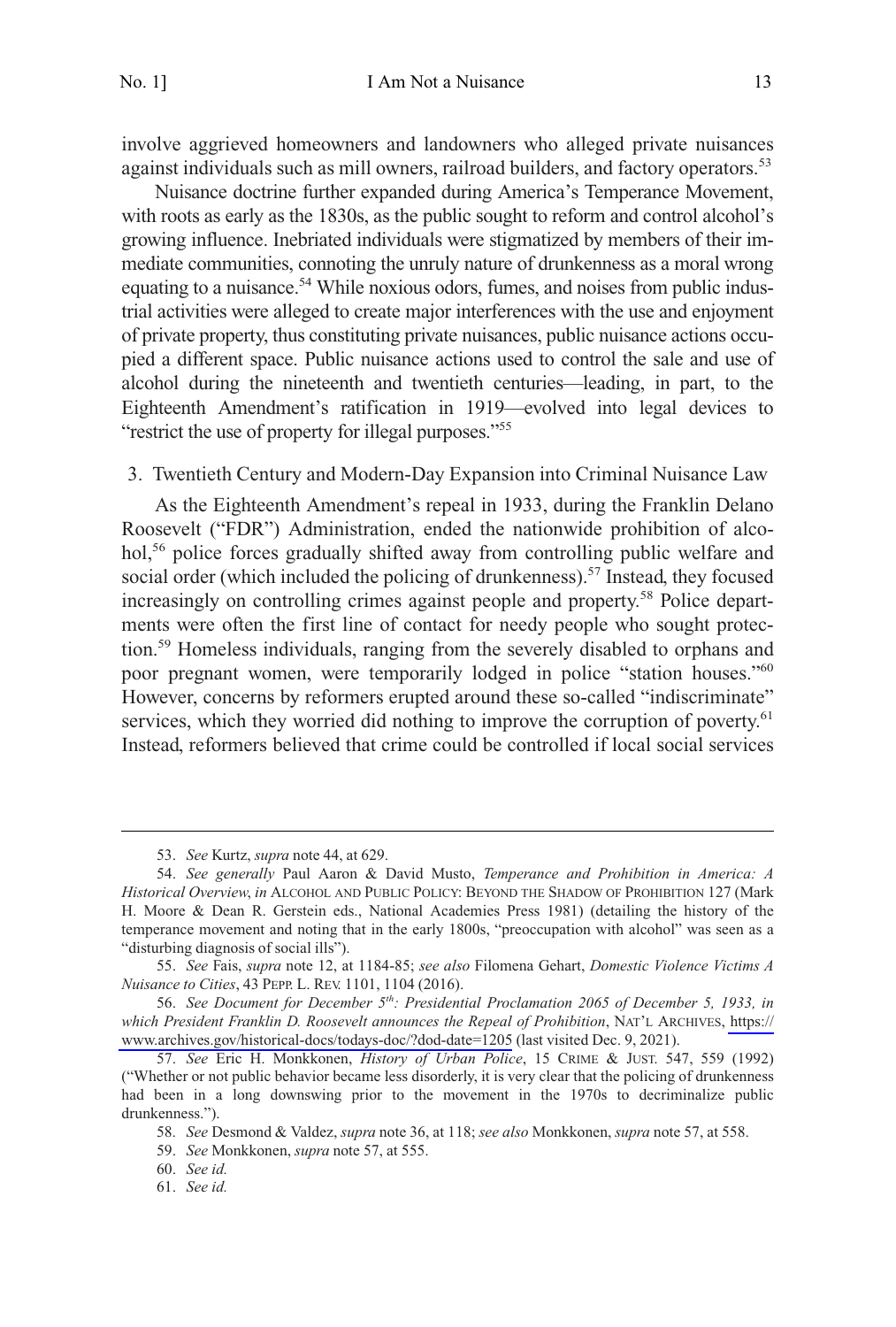involve aggrieved homeowners and landowners who alleged private nuisances against individuals such as mill owners, railroad builders, and factory operators.[53]

Nuisance doctrine further expanded during America's Temperance Movement, with roots as early as the 1830s, as the public sought to reform and control alcohol's growing influence. Inebriated individuals were stigmatized by members of their immediate communities, connoting the unruly nature of drunkenness as a moral wrong equating to a nuisance.[54] While noxious odors, fumes, and noises from public industrial activities were alleged to create major interferences with the use and enjoyment of private property, thus constituting private nuisances, public nuisance actions occupied a different space. Public nuisance actions used to control the sale and use of alcohol during the nineteenth and twentieth centuries—leading, in part, to the Eighteenth Amendment's ratification in 1919—evolved into legal devices to "restrict the use of property for illegal purposes."[55]

### 3. Twentieth Century and Modern-Day Expansion into Criminal Nuisance Law

As the Eighteenth Amendment's repeal in 1933, during the Franklin Delano Roosevelt ("FDR") Administration, ended the nationwide prohibition of alcohol,[56] police forces gradually shifted away from controlling public welfare and social order (which included the policing of drunkenness).[57] Instead, they focused increasingly on controlling crimes against people and property.[58] Police departments were often the first line of contact for needy people who sought protection.[59] Homeless individuals, ranging from the severely disabled to orphans and poor pregnant women, were temporarily lodged in police "station houses."[60] However, concerns by reformers erupted around these so-called "indiscriminate" services, which they worried did nothing to improve the corruption of poverty.[61] Instead, reformers believed that crime could be controlled if local social services

---

53. *See* Kurtz, *supra* note 44, at 629.

54. *See generally* Paul Aaron & David Musto, *Temperance and Prohibition in America: A Historical Overview*, *in* ALCOHOL AND PUBLIC POLICY: BEYOND THE SHADOW OF PROHIBITION 127 (Mark H. Moore & Dean R. Gerstein eds., National Academies Press 1981) (detailing the history of the temperance movement and noting that in the early 1800s, "preoccupation with alcohol" was seen as a "disturbing diagnosis of social ills").

55. *See* Fais, *supra* note 12, at 1184-85; *see also* Filomena Gehart, *Domestic Violence Victims A Nuisance to Cities*, 43 PEPP. L. REV. 1101, 1104 (2016).

56. *See Document for December 5th: Presidential Proclamation 2065 of December 5, 1933, in which President Franklin D. Roosevelt announces the Repeal of Prohibition*, NAT'L ARCHIVES, https://www.archives.gov/historical-docs/todays-doc/?dod-date=1205 (last visited Dec. 9, 2021).

57. *See* Eric H. Monkkonen, *History of Urban Police*, 15 CRIME & JUST. 547, 559 (1992) ("Whether or not public behavior became less disorderly, it is very clear that the policing of drunkenness had been in a long downswing prior to the movement in the 1970s to decriminalize public drunkenness.").

58. *See* Desmond & Valdez, *supra* note 36, at 118; *see also* Monkkonen, *supra* note 57, at 558.

59. *See* Monkkonen, *supra* note 57, at 555.

60. *See id.*

61. *See id.*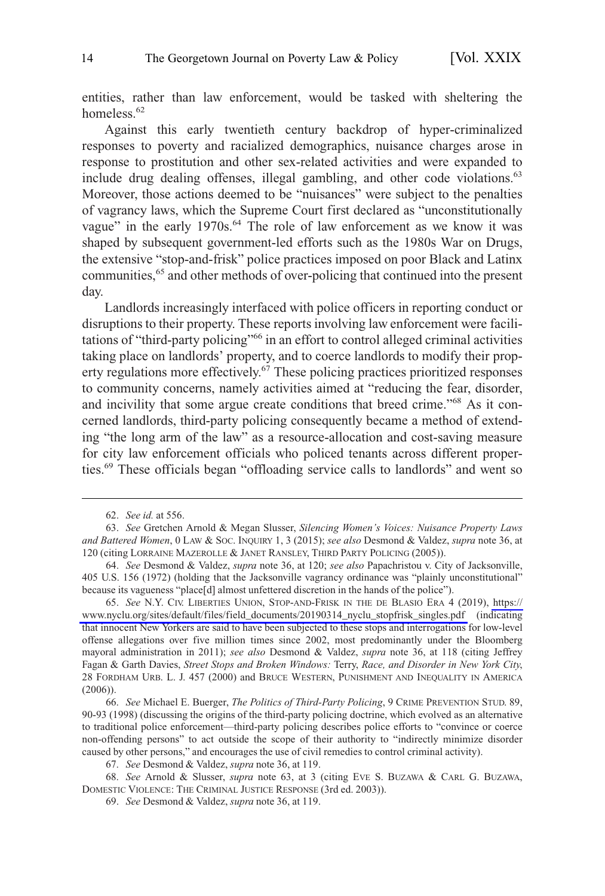entities, rather than law enforcement, would be tasked with sheltering the homeless.[62]

Against this early twentieth century backdrop of hyper-criminalized responses to poverty and racialized demographics, nuisance charges arose in response to prostitution and other sex-related activities and were expanded to include drug dealing offenses, illegal gambling, and other code violations.[63] Moreover, those actions deemed to be "nuisances" were subject to the penalties of vagrancy laws, which the Supreme Court first declared as "unconstitutionally vague" in the early 1970s.[64] The role of law enforcement as we know it was shaped by subsequent government-led efforts such as the 1980s War on Drugs, the extensive "stop-and-frisk" police practices imposed on poor Black and Latinx communities,[65] and other methods of over-policing that continued into the present day.

Landlords increasingly interfaced with police officers in reporting conduct or disruptions to their property. These reports involving law enforcement were facilitations of "third-party policing"[66] in an effort to control alleged criminal activities taking place on landlords' property, and to coerce landlords to modify their property regulations more effectively.[67] These policing practices prioritized responses to community concerns, namely activities aimed at "reducing the fear, disorder, and incivility that some argue create conditions that breed crime."[68] As it concerned landlords, third-party policing consequently became a method of extending "the long arm of the law" as a resource-allocation and cost-saving measure for city law enforcement officials who policed tenants across different properties.[69] These officials began "offloading service calls to landlords" and went so

---

62. *See id.* at 556.

63. *See* Gretchen Arnold & Megan Slusser, *Silencing Women's Voices: Nuisance Property Laws and Battered Women*, 0 LAW & SOC. INQUIRY 1, 3 (2015); *see also* Desmond & Valdez, *supra* note 36, at 120 (citing LORRAINE MAZEROLLE & JANET RANSLEY, THIRD PARTY POLICING (2005)).

64. *See* Desmond & Valdez, *supra* note 36, at 120; *see also* Papachristou v. City of Jacksonville, 405 U.S. 156 (1972) (holding that the Jacksonville vagrancy ordinance was "plainly unconstitutional" because its vagueness "place[d] almost unfettered discretion in the hands of the police").

65. *See* N.Y. CIV. LIBERTIES UNION, STOP-AND-FRISK IN THE DE BLASIO ERA 4 (2019), https://www.nyclu.org/sites/default/files/field_documents/20190314_nyclu_stopfrisk_singles.pdf (indicating that innocent New Yorkers are said to have been subjected to these stops and interrogations for low-level offense allegations over five million times since 2002, most predominantly under the Bloomberg mayoral administration in 2011); *see also* Desmond & Valdez, *supra* note 36, at 118 (citing Jeffrey Fagan & Garth Davies, *Street Stops and Broken Windows:* Terry, *Race, and Disorder in New York City*, 28 FORDHAM URB. L. J. 457 (2000) and BRUCE WESTERN, PUNISHMENT AND INEQUALITY IN AMERICA (2006)).

66. *See* Michael E. Buerger, *The Politics of Third-Party Policing*, 9 CRIME PREVENTION STUD. 89, 90-93 (1998) (discussing the origins of the third-party policing doctrine, which evolved as an alternative to traditional police enforcement—third-party policing describes police efforts to "convince or coerce non-offending persons" to act outside the scope of their authority to "indirectly minimize disorder caused by other persons," and encourages the use of civil remedies to control criminal activity).

67. *See* Desmond & Valdez, *supra* note 36, at 119.

68. *See* Arnold & Slusser, *supra* note 63, at 3 (citing EVE S. BUZAWA & CARL G. BUZAWA, DOMESTIC VIOLENCE: THE CRIMINAL JUSTICE RESPONSE (3rd ed. 2003)).

69. *See* Desmond & Valdez, *supra* note 36, at 119.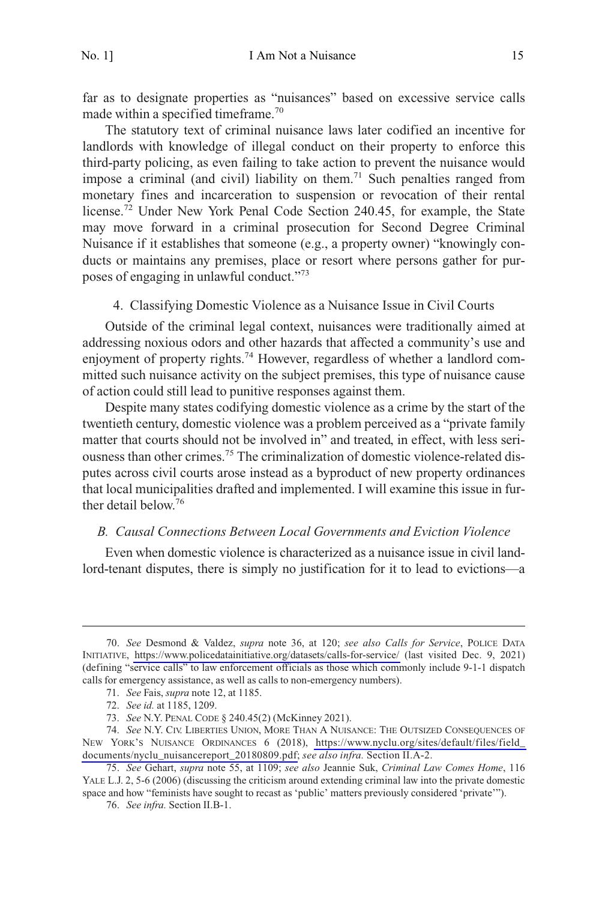far as to designate properties as "nuisances" based on excessive service calls made within a specified timeframe.[70]

The statutory text of criminal nuisance laws later codified an incentive for landlords with knowledge of illegal conduct on their property to enforce this third-party policing, as even failing to take action to prevent the nuisance would impose a criminal (and civil) liability on them.[71] Such penalties ranged from monetary fines and incarceration to suspension or revocation of their rental license.[72] Under New York Penal Code Section 240.45, for example, the State may move forward in a criminal prosecution for Second Degree Criminal Nuisance if it establishes that someone (e.g., a property owner) "knowingly conducts or maintains any premises, place or resort where persons gather for purposes of engaging in unlawful conduct."[73]

#### 4. Classifying Domestic Violence as a Nuisance Issue in Civil Courts

Outside of the criminal legal context, nuisances were traditionally aimed at addressing noxious odors and other hazards that affected a community's use and enjoyment of property rights.[74] However, regardless of whether a landlord committed such nuisance activity on the subject premises, this type of nuisance cause of action could still lead to punitive responses against them.

Despite many states codifying domestic violence as a crime by the start of the twentieth century, domestic violence was a problem perceived as a "private family matter that courts should not be involved in" and treated, in effect, with less seriousness than other crimes.[75] The criminalization of domestic violence-related disputes across civil courts arose instead as a byproduct of new property ordinances that local municipalities drafted and implemented. I will examine this issue in further detail below.[76]

### *B. Causal Connections Between Local Governments and Eviction Violence*

Even when domestic violence is characterized as a nuisance issue in civil landlord-tenant disputes, there is simply no justification for it to lead to evictions—a

---

70. *See* Desmond & Valdez, *supra* note 36, at 120; *see also Calls for Service*, POLICE DATA INITIATIVE, https://www.policedatainitiative.org/datasets/calls-for-service/ (last visited Dec. 9, 2021) (defining "service calls" to law enforcement officials as those which commonly include 9-1-1 dispatch calls for emergency assistance, as well as calls to non-emergency numbers).

71. *See* Fais, *supra* note 12, at 1185.

72. *See id.* at 1185, 1209.

73. *See* N.Y. PENAL CODE § 240.45(2) (McKinney 2021).

74. *See* N.Y. CIV. LIBERTIES UNION, MORE THAN A NUISANCE: THE OUTSIZED CONSEQUENCES OF NEW YORK'S NUISANCE ORDINANCES 6 (2018), https://www.nyclu.org/sites/default/files/field_documents/nyclu_nuisancereport_20180809.pdf; *see also infra.* Section II.A-2.

75. *See* Gehart, *supra* note 55, at 1109; *see also* Jeannie Suk, *Criminal Law Comes Home*, 116 YALE L.J. 2, 5-6 (2006) (discussing the criticism around extending criminal law into the private domestic space and how "feminists have sought to recast as 'public' matters previously considered 'private'").

76. *See infra.* Section II.B-1.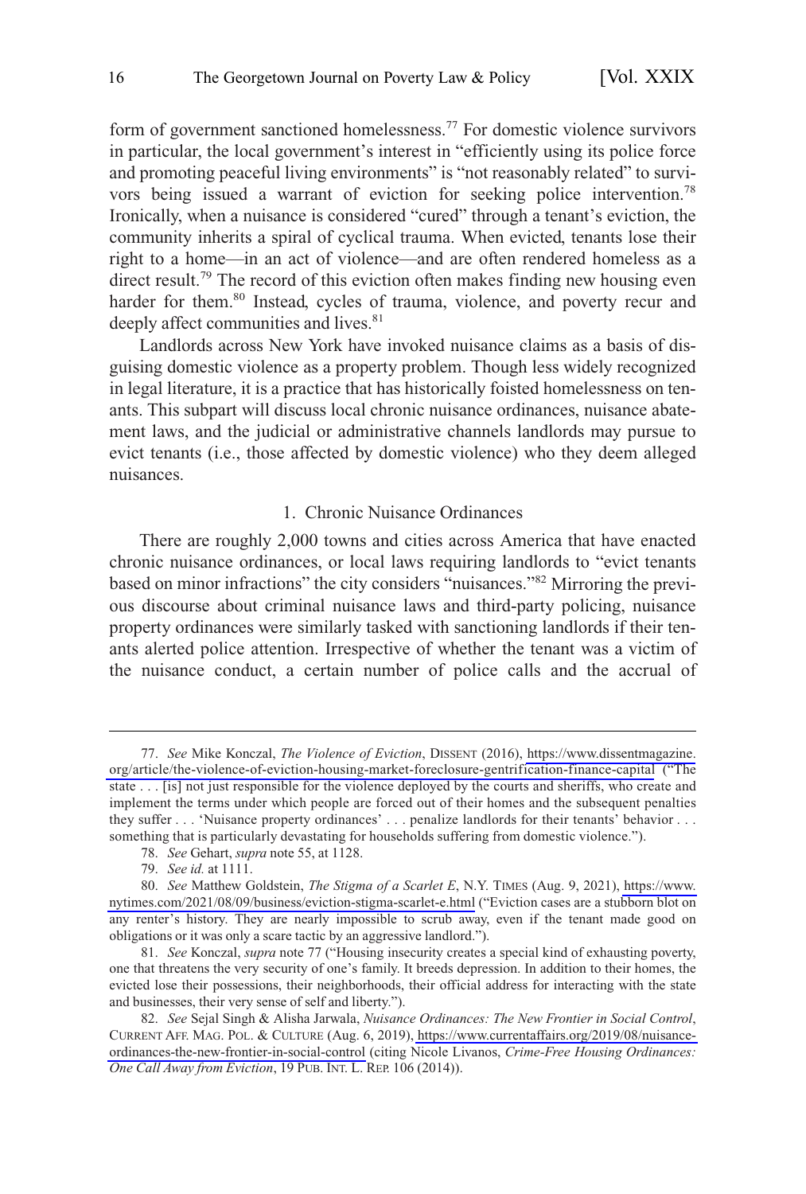form of government sanctioned homelessness.[77] For domestic violence survivors in particular, the local government's interest in "efficiently using its police force and promoting peaceful living environments" is "not reasonably related" to survivors being issued a warrant of eviction for seeking police intervention.[78] Ironically, when a nuisance is considered "cured" through a tenant's eviction, the community inherits a spiral of cyclical trauma. When evicted, tenants lose their right to a home—in an act of violence—and are often rendered homeless as a direct result.[79] The record of this eviction often makes finding new housing even harder for them.[80] Instead, cycles of trauma, violence, and poverty recur and deeply affect communities and lives.[81]

Landlords across New York have invoked nuisance claims as a basis of disguising domestic violence as a property problem. Though less widely recognized in legal literature, it is a practice that has historically foisted homelessness on tenants. This subpart will discuss local chronic nuisance ordinances, nuisance abatement laws, and the judicial or administrative channels landlords may pursue to evict tenants (i.e., those affected by domestic violence) who they deem alleged nuisances.

### 1. Chronic Nuisance Ordinances

There are roughly 2,000 towns and cities across America that have enacted chronic nuisance ordinances, or local laws requiring landlords to "evict tenants based on minor infractions" the city considers "nuisances."[82] Mirroring the previous discourse about criminal nuisance laws and third-party policing, nuisance property ordinances were similarly tasked with sanctioning landlords if their tenants alerted police attention. Irrespective of whether the tenant was a victim of the nuisance conduct, a certain number of police calls and the accrual of

---

77. *See* Mike Konczal, *The Violence of Eviction*, DISSENT (2016), https://www.dissentmagazine.org/article/the-violence-of-eviction-housing-market-foreclosure-gentrification-finance-capital ("The state . . . [is] not just responsible for the violence deployed by the courts and sheriffs, who create and implement the terms under which people are forced out of their homes and the subsequent penalties they suffer . . . 'Nuisance property ordinances' . . . penalize landlords for their tenants' behavior . . . something that is particularly devastating for households suffering from domestic violence.").

78. *See* Gehart, *supra* note 55, at 1128.

79. *See id.* at 1111.

80. *See* Matthew Goldstein, *The Stigma of a Scarlet E*, N.Y. TIMES (Aug. 9, 2021), https://www.nytimes.com/2021/08/09/business/eviction-stigma-scarlet-e.html ("Eviction cases are a stubborn blot on any renter's history. They are nearly impossible to scrub away, even if the tenant made good on obligations or it was only a scare tactic by an aggressive landlord.").

81. *See* Konczal, *supra* note 77 ("Housing insecurity creates a special kind of exhausting poverty, one that threatens the very security of one's family. It breeds depression. In addition to their homes, the evicted lose their possessions, their neighborhoods, their official address for interacting with the state and businesses, their very sense of self and liberty.").

82. *See* Sejal Singh & Alisha Jarwala, *Nuisance Ordinances: The New Frontier in Social Control*, CURRENT AFF. MAG. POL. & CULTURE (Aug. 6, 2019), https://www.currentaffairs.org/2019/08/nuisance-ordinances-the-new-frontier-in-social-control (citing Nicole Livanos, *Crime-Free Housing Ordinances: One Call Away from Eviction*, 19 PUB. INT. L. REP. 106 (2014)).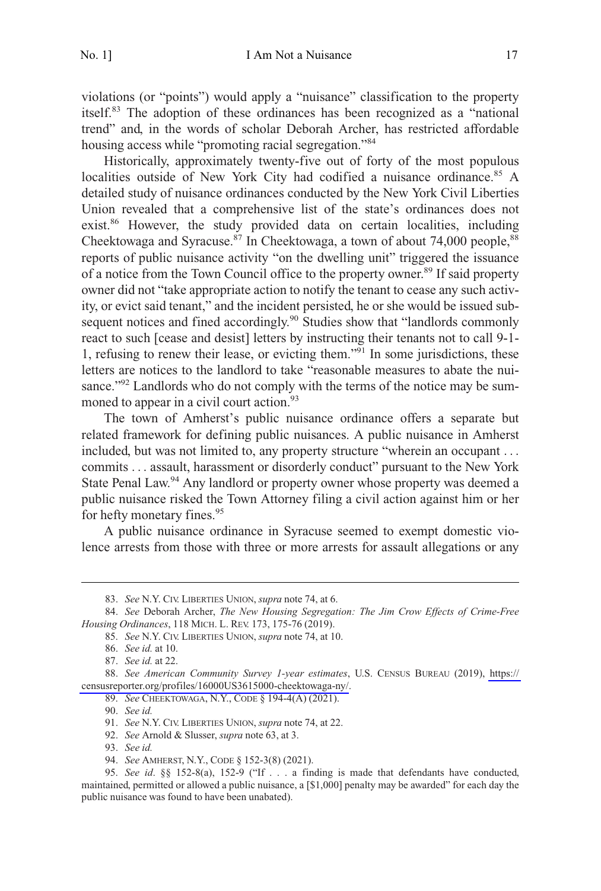violations (or "points") would apply a "nuisance" classification to the property itself.[83] The adoption of these ordinances has been recognized as a "national trend" and, in the words of scholar Deborah Archer, has restricted affordable housing access while "promoting racial segregation."[84]

Historically, approximately twenty-five out of forty of the most populous localities outside of New York City had codified a nuisance ordinance.[85] A detailed study of nuisance ordinances conducted by the New York Civil Liberties Union revealed that a comprehensive list of the state's ordinances does not exist.[86] However, the study provided data on certain localities, including Cheektowaga and Syracuse.[87] In Cheektowaga, a town of about 74,000 people,[88] reports of public nuisance activity "on the dwelling unit" triggered the issuance of a notice from the Town Council office to the property owner.[89] If said property owner did not "take appropriate action to notify the tenant to cease any such activity, or evict said tenant," and the incident persisted, he or she would be issued subsequent notices and fined accordingly.[90] Studies show that "landlords commonly react to such [cease and desist] letters by instructing their tenants not to call 9-1-1, refusing to renew their lease, or evicting them."[91] In some jurisdictions, these letters are notices to the landlord to take "reasonable measures to abate the nuisance."[92] Landlords who do not comply with the terms of the notice may be summoned to appear in a civil court action.[93]

The town of Amherst's public nuisance ordinance offers a separate but related framework for defining public nuisances. A public nuisance in Amherst included, but was not limited to, any property structure "wherein an occupant . . . commits . . . assault, harassment or disorderly conduct" pursuant to the New York State Penal Law.[94] Any landlord or property owner whose property was deemed a public nuisance risked the Town Attorney filing a civil action against him or her for hefty monetary fines.[95]

A public nuisance ordinance in Syracuse seemed to exempt domestic violence arrests from those with three or more arrests for assault allegations or any

---

83. *See* N.Y. CIV. LIBERTIES UNION, *supra* note 74, at 6.

84. *See* Deborah Archer, *The New Housing Segregation: The Jim Crow Effects of Crime-Free Housing Ordinances*, 118 MICH. L. REV. 173, 175-76 (2019).

85. *See* N.Y. CIV. LIBERTIES UNION, *supra* note 74, at 10.

86. *See id.* at 10.

87. *See id.* at 22.

88. *See American Community Survey 1-year estimates*, U.S. CENSUS BUREAU (2019), https://censusreporter.org/profiles/16000US3615000-cheektowaga-ny/.

89. *See* CHEEKTOWAGA, N.Y., CODE § 194-4(A) (2021).

90. *See id.*

91. *See* N.Y. CIV. LIBERTIES UNION, *supra* note 74, at 22.

92. *See* Arnold & Slusser, *supra* note 63, at 3.

93. *See id.*

94. *See* AMHERST, N.Y., CODE § 152-3(8) (2021).

95. *See id*. §§ 152-8(a), 152-9 ("If . . . a finding is made that defendants have conducted, maintained, permitted or allowed a public nuisance, a [$1,000] penalty may be awarded" for each day the public nuisance was found to have been unabated).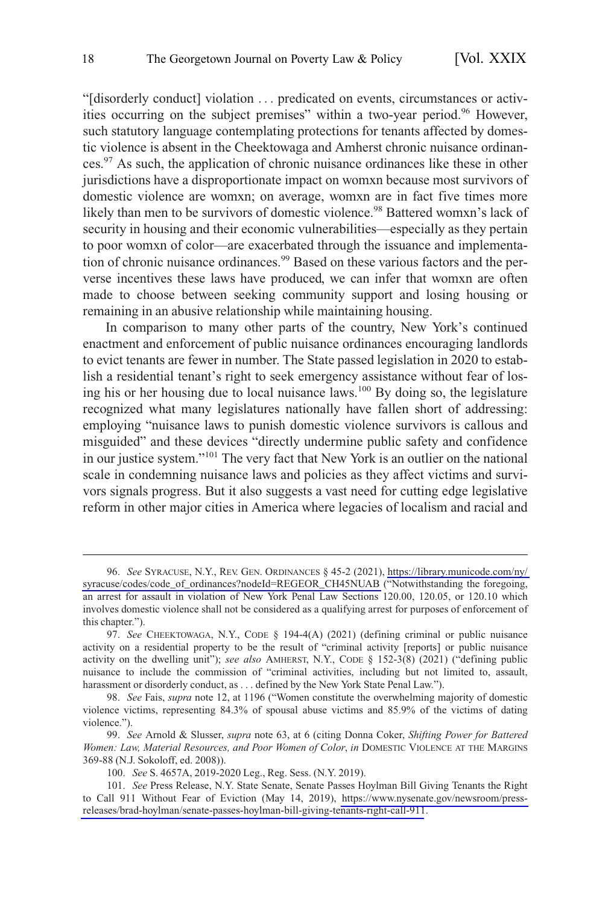"[disorderly conduct] violation . . . predicated on events, circumstances or activities occurring on the subject premises" within a two-year period.[96] However, such statutory language contemplating protections for tenants affected by domestic violence is absent in the Cheektowaga and Amherst chronic nuisance ordinances.[97] As such, the application of chronic nuisance ordinances like these in other jurisdictions have a disproportionate impact on womxn because most survivors of domestic violence are womxn; on average, womxn are in fact five times more likely than men to be survivors of domestic violence.[98] Battered womxn's lack of security in housing and their economic vulnerabilities—especially as they pertain to poor womxn of color—are exacerbated through the issuance and implementation of chronic nuisance ordinances.[99] Based on these various factors and the perverse incentives these laws have produced, we can infer that womxn are often made to choose between seeking community support and losing housing or remaining in an abusive relationship while maintaining housing.

In comparison to many other parts of the country, New York's continued enactment and enforcement of public nuisance ordinances encouraging landlords to evict tenants are fewer in number. The State passed legislation in 2020 to establish a residential tenant's right to seek emergency assistance without fear of losing his or her housing due to local nuisance laws.[100] By doing so, the legislature recognized what many legislatures nationally have fallen short of addressing: employing "nuisance laws to punish domestic violence survivors is callous and misguided" and these devices "directly undermine public safety and confidence in our justice system."[101] The very fact that New York is an outlier on the national scale in condemning nuisance laws and policies as they affect victims and survivors signals progress. But it also suggests a vast need for cutting edge legislative reform in other major cities in America where legacies of localism and racial and

---

96. *See* SYRACUSE, N.Y., REV. GEN. ORDINANCES § 45-2 (2021), https://library.municode.com/ny/syracuse/codes/code_of_ordinances?nodeId=REGEOR_CH45NUAB ("Notwithstanding the foregoing, an arrest for assault in violation of New York Penal Law Sections 120.00, 120.05, or 120.10 which involves domestic violence shall not be considered as a qualifying arrest for purposes of enforcement of this chapter.").

97. *See* CHEEKTOWAGA, N.Y., CODE § 194-4(A) (2021) (defining criminal or public nuisance activity on a residential property to be the result of "criminal activity [reports] or public nuisance activity on the dwelling unit"); *see also* AMHERST, N.Y., CODE § 152-3(8) (2021) ("defining public nuisance to include the commission of "criminal activities, including but not limited to, assault, harassment or disorderly conduct, as . . . defined by the New York State Penal Law.").

98. *See* Fais, *supra* note 12, at 1196 ("Women constitute the overwhelming majority of domestic violence victims, representing 84.3% of spousal abuse victims and 85.9% of the victims of dating violence.").

99. *See* Arnold & Slusser, *supra* note 63, at 6 (citing Donna Coker, *Shifting Power for Battered Women: Law, Material Resources, and Poor Women of Color*, *in* DOMESTIC VIOLENCE AT THE MARGINS 369-88 (N.J. Sokoloff, ed. 2008)).

100. *See* S. 4657A, 2019-2020 Leg., Reg. Sess. (N.Y. 2019).

101. *See* Press Release, N.Y. State Senate, Senate Passes Hoylman Bill Giving Tenants the Right to Call 911 Without Fear of Eviction (May 14, 2019), https://www.nysenate.gov/newsroom/press-releases/brad-hoylman/senate-passes-hoylman-bill-giving-tenants-right-call-911.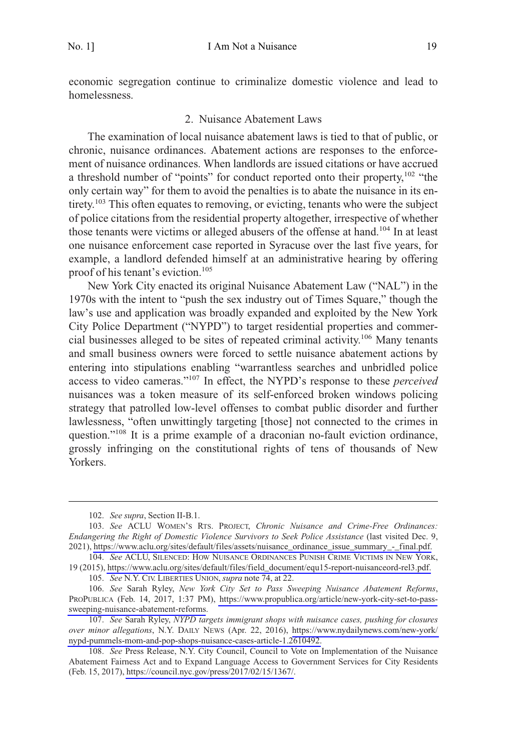economic segregation continue to criminalize domestic violence and lead to homelessness.

### 2. Nuisance Abatement Laws

The examination of local nuisance abatement laws is tied to that of public, or chronic, nuisance ordinances. Abatement actions are responses to the enforcement of nuisance ordinances. When landlords are issued citations or have accrued a threshold number of "points" for conduct reported onto their property,[102] "the only certain way" for them to avoid the penalties is to abate the nuisance in its entirety.[103] This often equates to removing, or evicting, tenants who were the subject of police citations from the residential property altogether, irrespective of whether those tenants were victims or alleged abusers of the offense at hand.[104] In at least one nuisance enforcement case reported in Syracuse over the last five years, for example, a landlord defended himself at an administrative hearing by offering proof of his tenant's eviction.[105]

New York City enacted its original Nuisance Abatement Law ("NAL") in the 1970s with the intent to "push the sex industry out of Times Square," though the law's use and application was broadly expanded and exploited by the New York City Police Department ("NYPD") to target residential properties and commercial businesses alleged to be sites of repeated criminal activity.[106] Many tenants and small business owners were forced to settle nuisance abatement actions by entering into stipulations enabling "warrantless searches and unbridled police access to video cameras."[107] In effect, the NYPD's response to these *perceived* nuisances was a token measure of its self-enforced broken windows policing strategy that patrolled low-level offenses to combat public disorder and further lawlessness, "often unwittingly targeting [those] not connected to the crimes in question."[108] It is a prime example of a draconian no-fault eviction ordinance, grossly infringing on the constitutional rights of tens of thousands of New Yorkers.

---

102. *See supra*, Section II-B.1.

103. *See* ACLU WOMEN'S RTS. PROJECT, *Chronic Nuisance and Crime-Free Ordinances: Endangering the Right of Domestic Violence Survivors to Seek Police Assistance* (last visited Dec. 9, 2021), https://www.aclu.org/sites/default/files/assets/nuisance_ordinance_issue_summary_-_final.pdf.

104. *See* ACLU, SILENCED: HOW NUISANCE ORDINANCES PUNISH CRIME VICTIMS IN NEW YORK, 19 (2015), https://www.aclu.org/sites/default/files/field_document/equ15-report-nuisanceord-rel3.pdf.

105. *See* N.Y. CIV. LIBERTIES UNION, *supra* note 74, at 22.

106. *See* Sarah Ryley, *New York City Set to Pass Sweeping Nuisance Abatement Reforms*, PROPUBLICA (Feb. 14, 2017, 1:37 PM), https://www.propublica.org/article/new-york-city-set-to-pass-sweeping-nuisance-abatement-reforms.

107. *See* Sarah Ryley, *NYPD targets immigrant shops with nuisance cases, pushing for closures over minor allegations*, N.Y. DAILY NEWS (Apr. 22, 2016), https://www.nydailynews.com/new-york/nypd-pummels-mom-and-pop-shops-nuisance-cases-article-1.2610492.

108. *See* Press Release, N.Y. City Council, Council to Vote on Implementation of the Nuisance Abatement Fairness Act and to Expand Language Access to Government Services for City Residents (Feb. 15, 2017), https://council.nyc.gov/press/2017/02/15/1367/.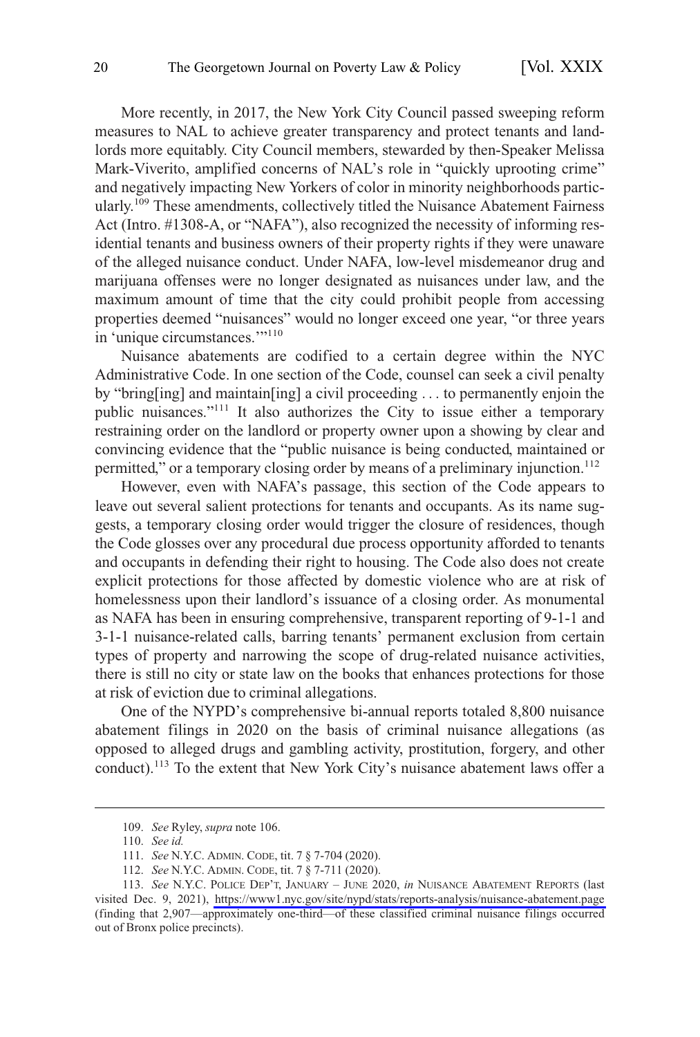More recently, in 2017, the New York City Council passed sweeping reform measures to NAL to achieve greater transparency and protect tenants and landlords more equitably. City Council members, stewarded by then-Speaker Melissa Mark-Viverito, amplified concerns of NAL's role in "quickly uprooting crime" and negatively impacting New Yorkers of color in minority neighborhoods particularly.[109] These amendments, collectively titled the Nuisance Abatement Fairness Act (Intro. #1308-A, or "NAFA"), also recognized the necessity of informing residential tenants and business owners of their property rights if they were unaware of the alleged nuisance conduct. Under NAFA, low-level misdemeanor drug and marijuana offenses were no longer designated as nuisances under law, and the maximum amount of time that the city could prohibit people from accessing properties deemed "nuisances" would no longer exceed one year, "or three years in 'unique circumstances.'"[110]

Nuisance abatements are codified to a certain degree within the NYC Administrative Code. In one section of the Code, counsel can seek a civil penalty by "bring[ing] and maintain[ing] a civil proceeding . . . to permanently enjoin the public nuisances."[111] It also authorizes the City to issue either a temporary restraining order on the landlord or property owner upon a showing by clear and convincing evidence that the "public nuisance is being conducted, maintained or permitted," or a temporary closing order by means of a preliminary injunction.[112]

However, even with NAFA's passage, this section of the Code appears to leave out several salient protections for tenants and occupants. As its name suggests, a temporary closing order would trigger the closure of residences, though the Code glosses over any procedural due process opportunity afforded to tenants and occupants in defending their right to housing. The Code also does not create explicit protections for those affected by domestic violence who are at risk of homelessness upon their landlord's issuance of a closing order. As monumental as NAFA has been in ensuring comprehensive, transparent reporting of 9-1-1 and 3-1-1 nuisance-related calls, barring tenants' permanent exclusion from certain types of property and narrowing the scope of drug-related nuisance activities, there is still no city or state law on the books that enhances protections for those at risk of eviction due to criminal allegations.

One of the NYPD's comprehensive bi-annual reports totaled 8,800 nuisance abatement filings in 2020 on the basis of criminal nuisance allegations (as opposed to alleged drugs and gambling activity, prostitution, forgery, and other conduct).[113] To the extent that New York City's nuisance abatement laws offer a

---

109. *See* Ryley, *supra* note 106.

110. *See id.*

111. *See* N.Y.C. ADMIN. CODE, tit. 7 § 7-704 (2020).

112. *See* N.Y.C. ADMIN. CODE, tit. 7 § 7-711 (2020).

113. *See* N.Y.C. POLICE DEP'T, JANUARY – JUNE 2020, *in* NUISANCE ABATEMENT REPORTS (last visited Dec. 9, 2021), https://www1.nyc.gov/site/nypd/stats/reports-analysis/nuisance-abatement.page (finding that 2,907—approximately one-third—of these classified criminal nuisance filings occurred out of Bronx police precincts).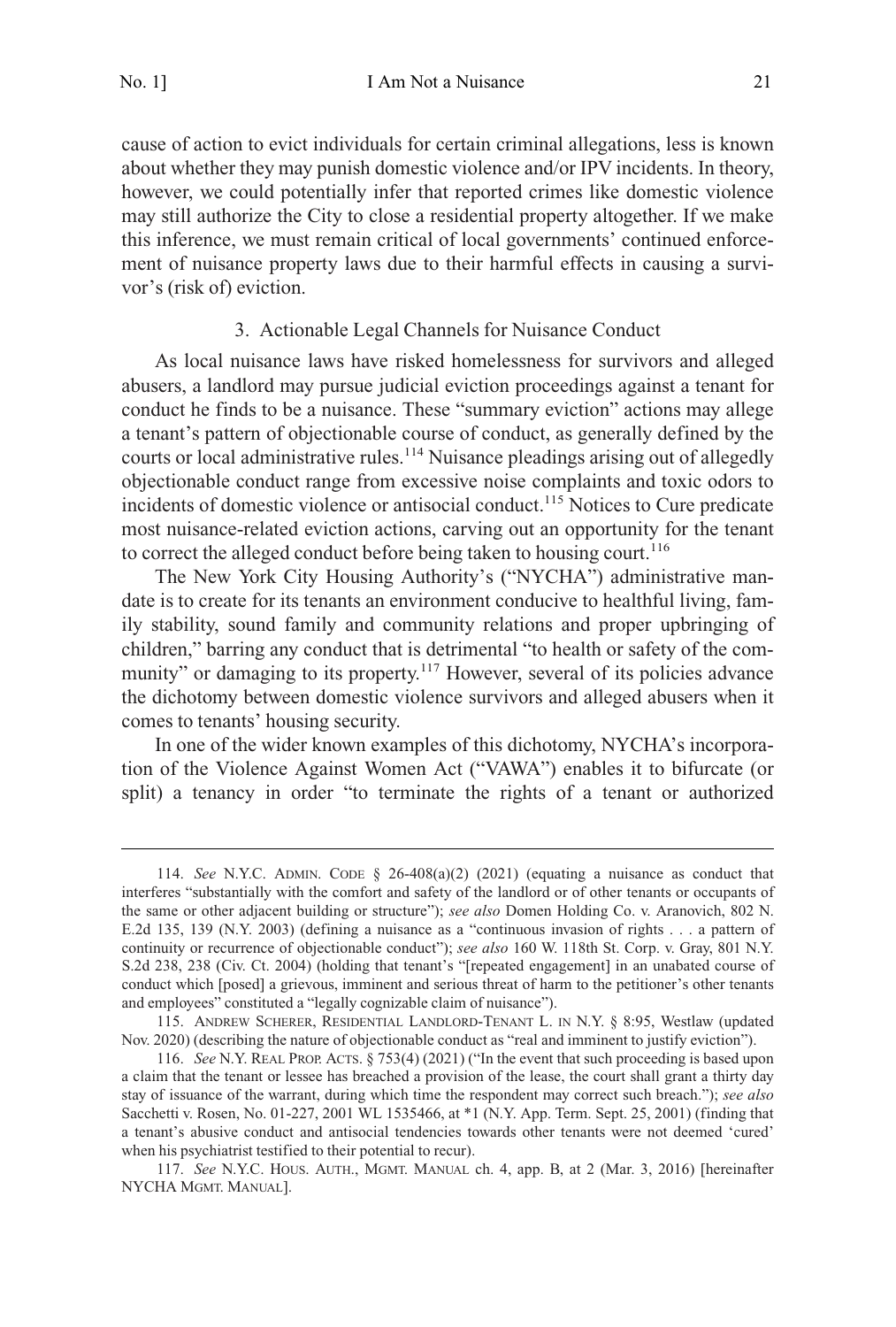cause of action to evict individuals for certain criminal allegations, less is known about whether they may punish domestic violence and/or IPV incidents. In theory, however, we could potentially infer that reported crimes like domestic violence may still authorize the City to close a residential property altogether. If we make this inference, we must remain critical of local governments' continued enforcement of nuisance property laws due to their harmful effects in causing a survivor's (risk of) eviction.

### 3. Actionable Legal Channels for Nuisance Conduct

As local nuisance laws have risked homelessness for survivors and alleged abusers, a landlord may pursue judicial eviction proceedings against a tenant for conduct he finds to be a nuisance. These "summary eviction" actions may allege a tenant's pattern of objectionable course of conduct, as generally defined by the courts or local administrative rules.[114] Nuisance pleadings arising out of allegedly objectionable conduct range from excessive noise complaints and toxic odors to incidents of domestic violence or antisocial conduct.[115] Notices to Cure predicate most nuisance-related eviction actions, carving out an opportunity for the tenant to correct the alleged conduct before being taken to housing court.[116]

The New York City Housing Authority's ("NYCHA") administrative mandate is to create for its tenants an environment conducive to healthful living, family stability, sound family and community relations and proper upbringing of children," barring any conduct that is detrimental "to health or safety of the community" or damaging to its property.[117] However, several of its policies advance the dichotomy between domestic violence survivors and alleged abusers when it comes to tenants' housing security.

In one of the wider known examples of this dichotomy, NYCHA's incorporation of the Violence Against Women Act ("VAWA") enables it to bifurcate (or split) a tenancy in order "to terminate the rights of a tenant or authorized

---

114. *See* N.Y.C. ADMIN. CODE § 26-408(a)(2) (2021) (equating a nuisance as conduct that interferes "substantially with the comfort and safety of the landlord or of other tenants or occupants of the same or other adjacent building or structure"); *see also* Domen Holding Co. v. Aranovich, 802 N.E.2d 135, 139 (N.Y. 2003) (defining a nuisance as a "continuous invasion of rights . . . a pattern of continuity or recurrence of objectionable conduct"); *see also* 160 W. 118th St. Corp. v. Gray, 801 N.Y.S.2d 238, 238 (Civ. Ct. 2004) (holding that tenant's "[repeated engagement] in an unabated course of conduct which [posed] a grievous, imminent and serious threat of harm to the petitioner's other tenants and employees" constituted a "legally cognizable claim of nuisance").

115. ANDREW SCHERER, RESIDENTIAL LANDLORD-TENANT L. IN N.Y. § 8:95, Westlaw (updated Nov. 2020) (describing the nature of objectionable conduct as "real and imminent to justify eviction").

116. *See* N.Y. REAL PROP. ACTS. § 753(4) (2021) ("In the event that such proceeding is based upon a claim that the tenant or lessee has breached a provision of the lease, the court shall grant a thirty day stay of issuance of the warrant, during which time the respondent may correct such breach."); *see also* Sacchetti v. Rosen, No. 01-227, 2001 WL 1535466, at *1 (N.Y. App. Term. Sept. 25, 2001) (finding that a tenant's abusive conduct and antisocial tendencies towards other tenants were not deemed 'cured' when his psychiatrist testified to their potential to recur).

117. *See* N.Y.C. HOUS. AUTH., MGMT. MANUAL ch. 4, app. B, at 2 (Mar. 3, 2016) [hereinafter NYCHA MGMT. MANUAL].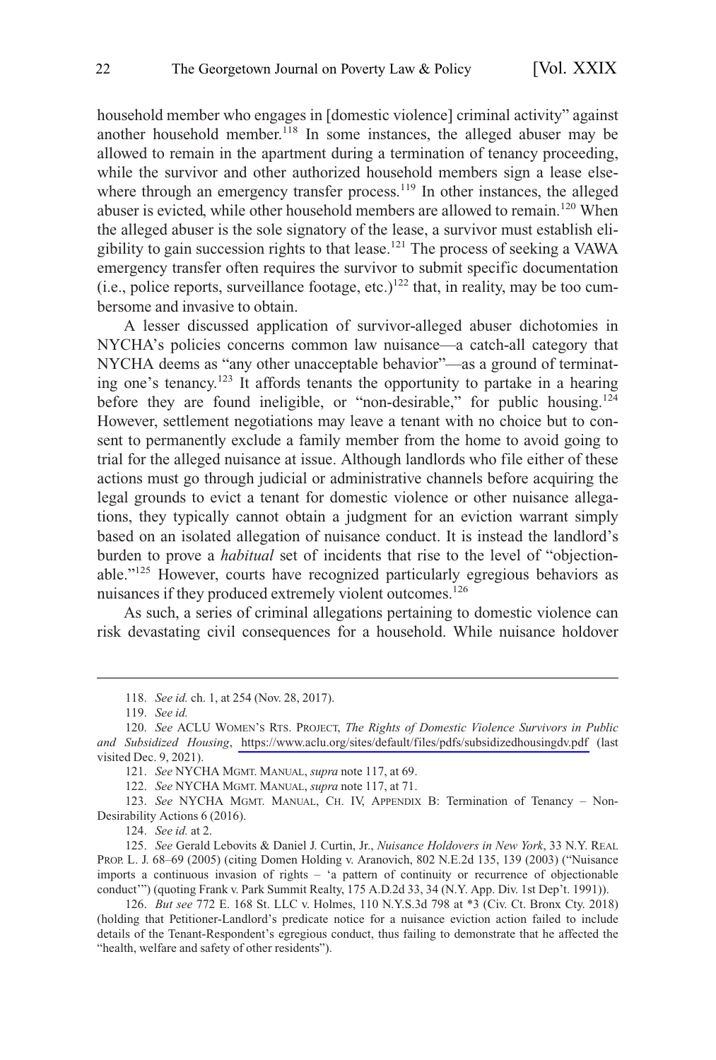household member who engages in [domestic violence] criminal activity" against another household member.[118] In some instances, the alleged abuser may be allowed to remain in the apartment during a termination of tenancy proceeding, while the survivor and other authorized household members sign a lease elsewhere through an emergency transfer process.[119] In other instances, the alleged abuser is evicted, while other household members are allowed to remain.[120] When the alleged abuser is the sole signatory of the lease, a survivor must establish eligibility to gain succession rights to that lease.[121] The process of seeking a VAWA emergency transfer often requires the survivor to submit specific documentation (i.e., police reports, surveillance footage, etc.)[122] that, in reality, may be too cumbersome and invasive to obtain.

A lesser discussed application of survivor-alleged abuser dichotomies in NYCHA's policies concerns common law nuisance—a catch-all category that NYCHA deems as "any other unacceptable behavior"—as a ground of terminating one's tenancy.[123] It affords tenants the opportunity to partake in a hearing before they are found ineligible, or "non-desirable," for public housing.[124] However, settlement negotiations may leave a tenant with no choice but to consent to permanently exclude a family member from the home to avoid going to trial for the alleged nuisance at issue. Although landlords who file either of these actions must go through judicial or administrative channels before acquiring the legal grounds to evict a tenant for domestic violence or other nuisance allegations, they typically cannot obtain a judgment for an eviction warrant simply based on an isolated allegation of nuisance conduct. It is instead the landlord's burden to prove a *habitual* set of incidents that rise to the level of "objectionable."[125] However, courts have recognized particularly egregious behaviors as nuisances if they produced extremely violent outcomes.[126]

As such, a series of criminal allegations pertaining to domestic violence can risk devastating civil consequences for a household. While nuisance holdover

---

118. *See id.* ch. 1, at 254 (Nov. 28, 2017).

119. *See id.*

120. *See* ACLU WOMEN'S RTS. PROJECT, *The Rights of Domestic Violence Survivors in Public and Subsidized Housing*, https://www.aclu.org/sites/default/files/pdfs/subsidizedhousingdv.pdf (last visited Dec. 9, 2021).

121. *See* NYCHA MGMT. MANUAL, *supra* note 117, at 69.

122. *See* NYCHA MGMT. MANUAL, *supra* note 117, at 71.

123. *See* NYCHA MGMT. MANUAL, CH. IV, APPENDIX B: Termination of Tenancy – Non-Desirability Actions 6 (2016).

124. *See id.* at 2.

125. *See* Gerald Lebovits & Daniel J. Curtin, Jr., *Nuisance Holdovers in New York*, 33 N.Y. REAL PROP. L. J. 68–69 (2005) (citing Domen Holding v. Aranovich, 802 N.E.2d 135, 139 (2003) ("Nuisance imports a continuous invasion of rights – 'a pattern of continuity or recurrence of objectionable conduct'") (quoting Frank v. Park Summit Realty, 175 A.D.2d 33, 34 (N.Y. App. Div. 1st Dep't. 1991)).

126. *But see* 772 E. 168 St. LLC v. Holmes, 110 N.Y.S.3d 798 at *3 (Civ. Ct. Bronx Cty. 2018) (holding that Petitioner-Landlord's predicate notice for a nuisance eviction action failed to include details of the Tenant-Respondent's egregious conduct, thus failing to demonstrate that he affected the "health, welfare and safety of other residents").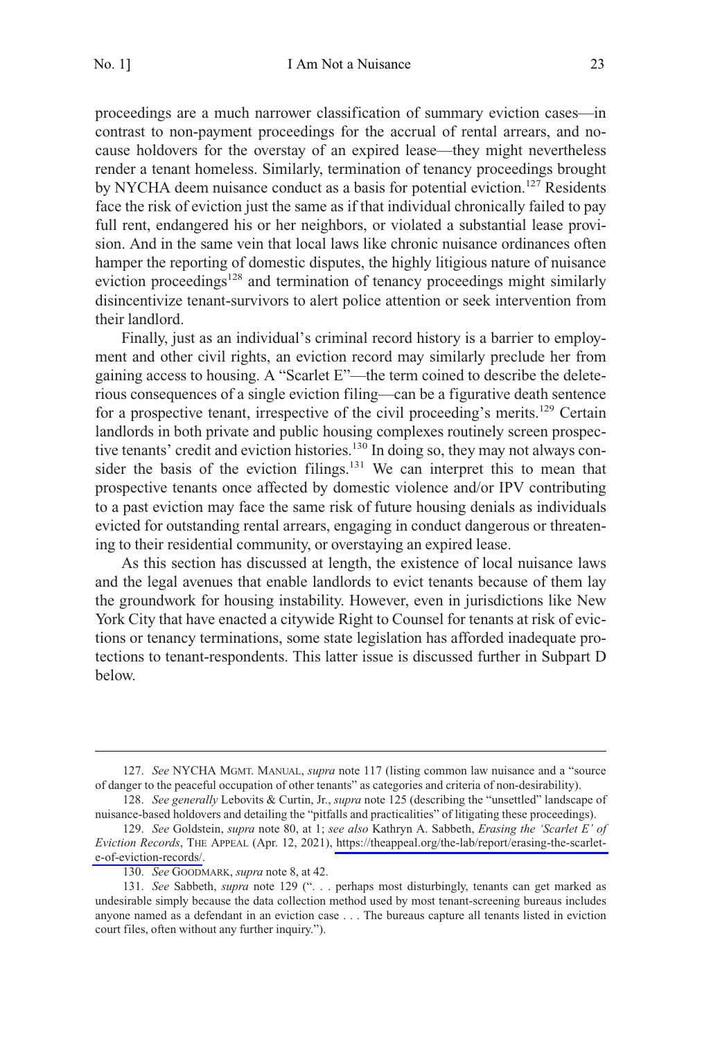proceedings are a much narrower classification of summary eviction cases—in contrast to non-payment proceedings for the accrual of rental arrears, and no-cause holdovers for the overstay of an expired lease—they might nevertheless render a tenant homeless. Similarly, termination of tenancy proceedings brought by NYCHA deem nuisance conduct as a basis for potential eviction.[127] Residents face the risk of eviction just the same as if that individual chronically failed to pay full rent, endangered his or her neighbors, or violated a substantial lease provision. And in the same vein that local laws like chronic nuisance ordinances often hamper the reporting of domestic disputes, the highly litigious nature of nuisance eviction proceedings[128] and termination of tenancy proceedings might similarly disincentivize tenant-survivors to alert police attention or seek intervention from their landlord.

Finally, just as an individual's criminal record history is a barrier to employment and other civil rights, an eviction record may similarly preclude her from gaining access to housing. A "Scarlet E"—the term coined to describe the deleterious consequences of a single eviction filing—can be a figurative death sentence for a prospective tenant, irrespective of the civil proceeding's merits.[129] Certain landlords in both private and public housing complexes routinely screen prospective tenants' credit and eviction histories.[130] In doing so, they may not always consider the basis of the eviction filings.[131] We can interpret this to mean that prospective tenants once affected by domestic violence and/or IPV contributing to a past eviction may face the same risk of future housing denials as individuals evicted for outstanding rental arrears, engaging in conduct dangerous or threatening to their residential community, or overstaying an expired lease.

As this section has discussed at length, the existence of local nuisance laws and the legal avenues that enable landlords to evict tenants because of them lay the groundwork for housing instability. However, even in jurisdictions like New York City that have enacted a citywide Right to Counsel for tenants at risk of evictions or tenancy terminations, some state legislation has afforded inadequate protections to tenant-respondents. This latter issue is discussed further in Subpart D below.

---

127. *See* NYCHA MGMT. MANUAL, *supra* note 117 (listing common law nuisance and a "source of danger to the peaceful occupation of other tenants" as categories and criteria of non-desirability).

128. *See generally* Lebovits & Curtin, Jr., *supra* note 125 (describing the "unsettled" landscape of nuisance-based holdovers and detailing the "pitfalls and practicalities" of litigating these proceedings).

129. *See* Goldstein, *supra* note 80, at 1; *see also* Kathryn A. Sabbeth, *Erasing the 'Scarlet E' of Eviction Records*, THE APPEAL (Apr. 12, 2021), https://theappeal.org/the-lab/report/erasing-the-scarlet-e-of-eviction-records/.

130. *See* GOODMARK, *supra* note 8, at 42.

131. *See* Sabbeth, *supra* note 129 (". . . perhaps most disturbingly, tenants can get marked as undesirable simply because the data collection method used by most tenant-screening bureaus includes anyone named as a defendant in an eviction case . . . The bureaus capture all tenants listed in eviction court files, often without any further inquiry.").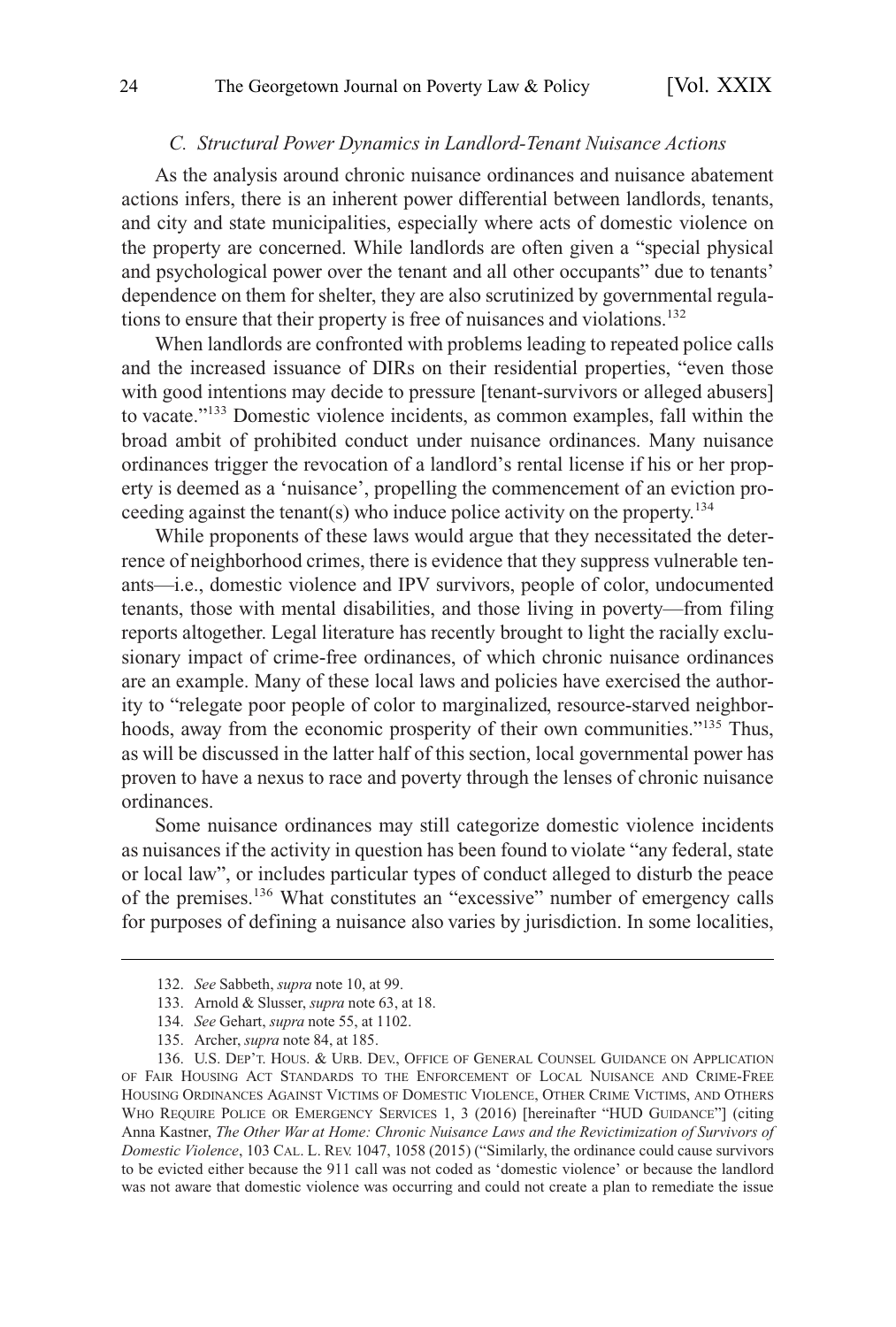### *C. Structural Power Dynamics in Landlord-Tenant Nuisance Actions*

As the analysis around chronic nuisance ordinances and nuisance abatement actions infers, there is an inherent power differential between landlords, tenants, and city and state municipalities, especially where acts of domestic violence on the property are concerned. While landlords are often given a "special physical and psychological power over the tenant and all other occupants" due to tenants' dependence on them for shelter, they are also scrutinized by governmental regulations to ensure that their property is free of nuisances and violations.[132]

When landlords are confronted with problems leading to repeated police calls and the increased issuance of DIRs on their residential properties, "even those with good intentions may decide to pressure [tenant-survivors or alleged abusers] to vacate."[133] Domestic violence incidents, as common examples, fall within the broad ambit of prohibited conduct under nuisance ordinances. Many nuisance ordinances trigger the revocation of a landlord's rental license if his or her property is deemed as a 'nuisance', propelling the commencement of an eviction proceeding against the tenant(s) who induce police activity on the property.[134]

While proponents of these laws would argue that they necessitated the deterrence of neighborhood crimes, there is evidence that they suppress vulnerable tenants—i.e., domestic violence and IPV survivors, people of color, undocumented tenants, those with mental disabilities, and those living in poverty—from filing reports altogether. Legal literature has recently brought to light the racially exclusionary impact of crime-free ordinances, of which chronic nuisance ordinances are an example. Many of these local laws and policies have exercised the authority to "relegate poor people of color to marginalized, resource-starved neighborhoods, away from the economic prosperity of their own communities."[135] Thus, as will be discussed in the latter half of this section, local governmental power has proven to have a nexus to race and poverty through the lenses of chronic nuisance ordinances.

Some nuisance ordinances may still categorize domestic violence incidents as nuisances if the activity in question has been found to violate "any federal, state or local law", or includes particular types of conduct alleged to disturb the peace of the premises.[136] What constitutes an "excessive" number of emergency calls for purposes of defining a nuisance also varies by jurisdiction. In some localities,

---

132. *See* Sabbeth, *supra* note 10, at 99.

133. Arnold & Slusser, *supra* note 63, at 18.

134. *See* Gehart, *supra* note 55, at 1102.

135. Archer, *supra* note 84, at 185.

136. U.S. DEP'T. HOUS. & URB. DEV., OFFICE OF GENERAL COUNSEL GUIDANCE ON APPLICATION OF FAIR HOUSING ACT STANDARDS TO THE ENFORCEMENT OF LOCAL NUISANCE AND CRIME-FREE HOUSING ORDINANCES AGAINST VICTIMS OF DOMESTIC VIOLENCE, OTHER CRIME VICTIMS, AND OTHERS WHO REQUIRE POLICE OR EMERGENCY SERVICES 1, 3 (2016) [hereinafter "HUD GUIDANCE"] (citing Anna Kastner, *The Other War at Home: Chronic Nuisance Laws and the Revictimization of Survivors of Domestic Violence*, 103 CAL. L. REV. 1047, 1058 (2015) ("Similarly, the ordinance could cause survivors to be evicted either because the 911 call was not coded as 'domestic violence' or because the landlord was not aware that domestic violence was occurring and could not create a plan to remediate the issue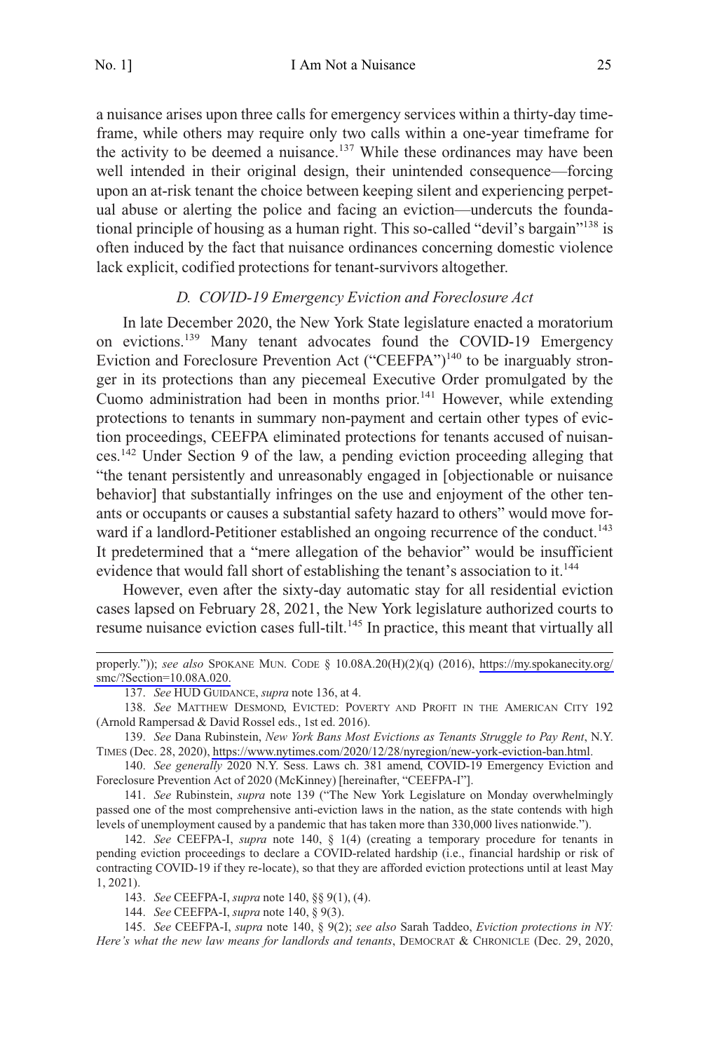a nuisance arises upon three calls for emergency services within a thirty-day timeframe, while others may require only two calls within a one-year timeframe for the activity to be deemed a nuisance.[137] While these ordinances may have been well intended in their original design, their unintended consequence—forcing upon an at-risk tenant the choice between keeping silent and experiencing perpetual abuse or alerting the police and facing an eviction—undercuts the foundational principle of housing as a human right. This so-called "devil's bargain"[138] is often induced by the fact that nuisance ordinances concerning domestic violence lack explicit, codified protections for tenant-survivors altogether.

### *D. COVID-19 Emergency Eviction and Foreclosure Act*

In late December 2020, the New York State legislature enacted a moratorium on evictions.[139] Many tenant advocates found the COVID-19 Emergency Eviction and Foreclosure Prevention Act ("CEEFPA")[140] to be inarguably stronger in its protections than any piecemeal Executive Order promulgated by the Cuomo administration had been in months prior.[141] However, while extending protections to tenants in summary non-payment and certain other types of eviction proceedings, CEEFPA eliminated protections for tenants accused of nuisances.[142] Under Section 9 of the law, a pending eviction proceeding alleging that "the tenant persistently and unreasonably engaged in [objectionable or nuisance behavior] that substantially infringes on the use and enjoyment of the other tenants or occupants or causes a substantial safety hazard to others" would move forward if a landlord-Petitioner established an ongoing recurrence of the conduct.[143] It predetermined that a "mere allegation of the behavior" would be insufficient evidence that would fall short of establishing the tenant's association to it.[144]

However, even after the sixty-day automatic stay for all residential eviction cases lapsed on February 28, 2021, the New York legislature authorized courts to resume nuisance eviction cases full-tilt.[145] In practice, this meant that virtually all

---

properly.")); *see also* SPOKANE MUN. CODE § 10.08A.20(H)(2)(q) (2016), https://my.spokanecity.org/smc/?Section=10.08A.020.

137. *See* HUD GUIDANCE, *supra* note 136, at 4.

138. *See* MATTHEW DESMOND, EVICTED: POVERTY AND PROFIT IN THE AMERICAN CITY 192 (Arnold Rampersad & David Rossel eds., 1st ed. 2016).

139. *See* Dana Rubinstein, *New York Bans Most Evictions as Tenants Struggle to Pay Rent*, N.Y. TIMES (Dec. 28, 2020), https://www.nytimes.com/2020/12/28/nyregion/new-york-eviction-ban.html.

140. *See generally* 2020 N.Y. Sess. Laws ch. 381 amend, COVID-19 Emergency Eviction and Foreclosure Prevention Act of 2020 (McKinney) [hereinafter, "CEEFPA-I"].

141. *See* Rubinstein, *supra* note 139 ("The New York Legislature on Monday overwhelmingly passed one of the most comprehensive anti-eviction laws in the nation, as the state contends with high levels of unemployment caused by a pandemic that has taken more than 330,000 lives nationwide.").

142. *See* CEEFPA-I, *supra* note 140, § 1(4) (creating a temporary procedure for tenants in pending eviction proceedings to declare a COVID-related hardship (i.e., financial hardship or risk of contracting COVID-19 if they re-locate), so that they are afforded eviction protections until at least May 1, 2021).

143. *See* CEEFPA-I, *supra* note 140, §§ 9(1), (4).

144. *See* CEEFPA-I, *supra* note 140, § 9(3).

145. *See* CEEFPA-I, *supra* note 140, § 9(2); *see also* Sarah Taddeo, *Eviction protections in NY: Here's what the new law means for landlords and tenants*, DEMOCRAT & CHRONICLE (Dec. 29, 2020,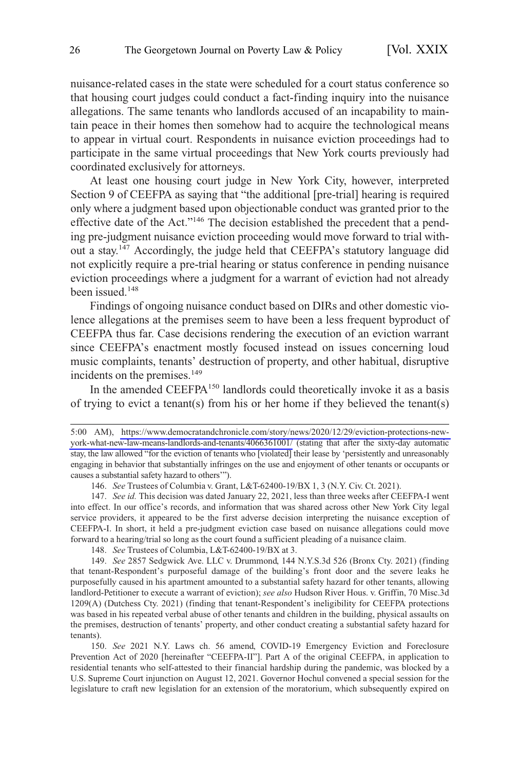nuisance-related cases in the state were scheduled for a court status conference so that housing court judges could conduct a fact-finding inquiry into the nuisance allegations. The same tenants who landlords accused of an incapability to maintain peace in their homes then somehow had to acquire the technological means to appear in virtual court. Respondents in nuisance eviction proceedings had to participate in the same virtual proceedings that New York courts previously had coordinated exclusively for attorneys.

At least one housing court judge in New York City, however, interpreted Section 9 of CEEFPA as saying that "the additional [pre-trial] hearing is required only where a judgment based upon objectionable conduct was granted prior to the effective date of the Act."[146] The decision established the precedent that a pending pre-judgment nuisance eviction proceeding would move forward to trial without a stay.[147] Accordingly, the judge held that CEEFPA's statutory language did not explicitly require a pre-trial hearing or status conference in pending nuisance eviction proceedings where a judgment for a warrant of eviction had not already been issued.[148]

Findings of ongoing nuisance conduct based on DIRs and other domestic violence allegations at the premises seem to have been a less frequent byproduct of CEEFPA thus far. Case decisions rendering the execution of an eviction warrant since CEEFPA's enactment mostly focused instead on issues concerning loud music complaints, tenants' destruction of property, and other habitual, disruptive incidents on the premises.[149]

In the amended CEEFPA[150] landlords could theoretically invoke it as a basis of trying to evict a tenant(s) from his or her home if they believed the tenant(s)

---

5:00 AM), https://www.democratandchronicle.com/story/news/2020/12/29/eviction-protections-new-york-what-new-law-means-landlords-and-tenants/4066361001/ (stating that after the sixty-day automatic stay, the law allowed "for the eviction of tenants who [violated] their lease by 'persistently and unreasonably engaging in behavior that substantially infringes on the use and enjoyment of other tenants or occupants or causes a substantial safety hazard to others'").

146. *See* Trustees of Columbia v. Grant, L&T-62400-19/BX 1, 3 (N.Y. Civ. Ct. 2021).

147. *See id.* This decision was dated January 22, 2021, less than three weeks after CEEFPA-I went into effect. In our office's records, and information that was shared across other New York City legal service providers, it appeared to be the first adverse decision interpreting the nuisance exception of CEEFPA-I. In short, it held a pre-judgment eviction case based on nuisance allegations could move forward to a hearing/trial so long as the court found a sufficient pleading of a nuisance claim.

148. *See* Trustees of Columbia, L&T-62400-19/BX at 3.

149. *See* 2857 Sedgwick Ave. LLC v. Drummond, 144 N.Y.S.3d 526 (Bronx Cty. 2021) (finding that tenant-Respondent's purposeful damage of the building's front door and the severe leaks he purposefully caused in his apartment amounted to a substantial safety hazard for other tenants, allowing landlord-Petitioner to execute a warrant of eviction); *see also* Hudson River Hous. v. Griffin, 70 Misc.3d 1209(A) (Dutchess Cty. 2021) (finding that tenant-Respondent's ineligibility for CEEFPA protections was based in his repeated verbal abuse of other tenants and children in the building, physical assaults on the premises, destruction of tenants' property, and other conduct creating a substantial safety hazard for tenants).

150. *See* 2021 N.Y. Laws ch. 56 amend, COVID-19 Emergency Eviction and Foreclosure Prevention Act of 2020 [hereinafter "CEEFPA-II"]. Part A of the original CEEFPA, in application to residential tenants who self-attested to their financial hardship during the pandemic, was blocked by a U.S. Supreme Court injunction on August 12, 2021. Governor Hochul convened a special session for the legislature to craft new legislation for an extension of the moratorium, which subsequently expired on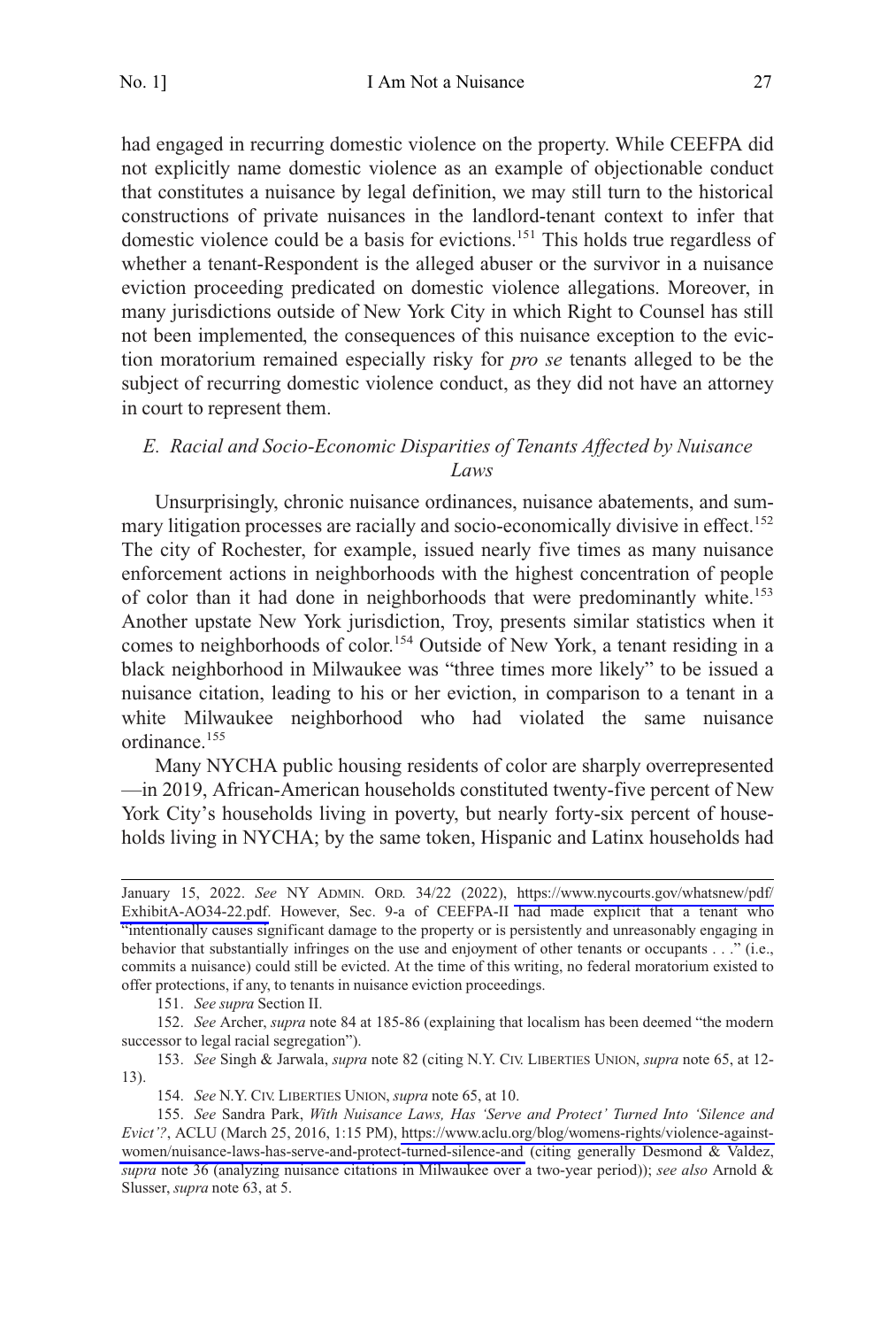had engaged in recurring domestic violence on the property. While CEEFPA did not explicitly name domestic violence as an example of objectionable conduct that constitutes a nuisance by legal definition, we may still turn to the historical constructions of private nuisances in the landlord-tenant context to infer that domestic violence could be a basis for evictions.[151] This holds true regardless of whether a tenant-Respondent is the alleged abuser or the survivor in a nuisance eviction proceeding predicated on domestic violence allegations. Moreover, in many jurisdictions outside of New York City in which Right to Counsel has still not been implemented, the consequences of this nuisance exception to the eviction moratorium remained especially risky for *pro se* tenants alleged to be the subject of recurring domestic violence conduct, as they did not have an attorney in court to represent them.

### *E. Racial and Socio-Economic Disparities of Tenants Affected by Nuisance Laws*

Unsurprisingly, chronic nuisance ordinances, nuisance abatements, and summary litigation processes are racially and socio-economically divisive in effect.[152] The city of Rochester, for example, issued nearly five times as many nuisance enforcement actions in neighborhoods with the highest concentration of people of color than it had done in neighborhoods that were predominantly white.[153] Another upstate New York jurisdiction, Troy, presents similar statistics when it comes to neighborhoods of color.[154] Outside of New York, a tenant residing in a black neighborhood in Milwaukee was "three times more likely" to be issued a nuisance citation, leading to his or her eviction, in comparison to a tenant in a white Milwaukee neighborhood who had violated the same nuisance ordinance.[155]

Many NYCHA public housing residents of color are sharply overrepresented —in 2019, African-American households constituted twenty-five percent of New York City's households living in poverty, but nearly forty-six percent of households living in NYCHA; by the same token, Hispanic and Latinx households had

---

January 15, 2022. *See* NY ADMIN. ORD. 34/22 (2022), https://www.nycourts.gov/whatsnew/pdf/ExhibitA-AO34-22.pdf. However, Sec. 9-a of CEEFPA-II had made explicit that a tenant who "intentionally causes significant damage to the property or is persistently and unreasonably engaging in behavior that substantially infringes on the use and enjoyment of other tenants or occupants . . ." (i.e., commits a nuisance) could still be evicted. At the time of this writing, no federal moratorium existed to offer protections, if any, to tenants in nuisance eviction proceedings.

151. *See supra* Section II.

152. *See* Archer, *supra* note 84 at 185-86 (explaining that localism has been deemed "the modern successor to legal racial segregation").

153. *See* Singh & Jarwala, *supra* note 82 (citing N.Y. CIV. LIBERTIES UNION, *supra* note 65, at 12-13).

154. *See* N.Y. CIV. LIBERTIES UNION, *supra* note 65, at 10.

155. *See* Sandra Park, *With Nuisance Laws, Has 'Serve and Protect' Turned Into 'Silence and Evict'?*, ACLU (March 25, 2016, 1:15 PM), https://www.aclu.org/blog/womens-rights/violence-against-women/nuisance-laws-has-serve-and-protect-turned-silence-and (citing generally Desmond & Valdez, *supra* note 36 (analyzing nuisance citations in Milwaukee over a two-year period)); *see also* Arnold & Slusser, *supra* note 63, at 5.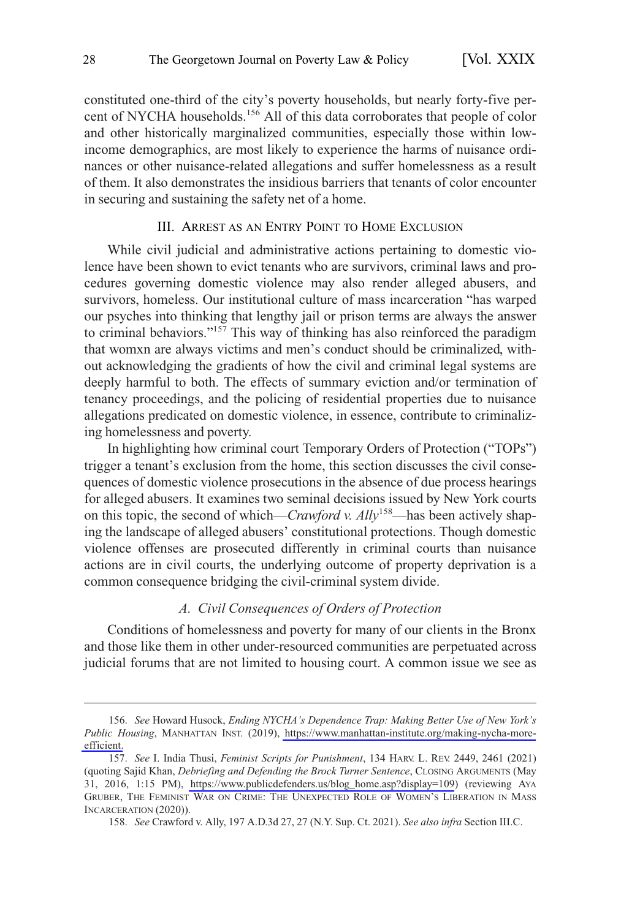constituted one-third of the city's poverty households, but nearly forty-five percent of NYCHA households.[156] All of this data corroborates that people of color and other historically marginalized communities, especially those within low-income demographics, are most likely to experience the harms of nuisance ordinances or other nuisance-related allegations and suffer homelessness as a result of them. It also demonstrates the insidious barriers that tenants of color encounter in securing and sustaining the safety net of a home.

## III. Arrest as an Entry Point to Home Exclusion

While civil judicial and administrative actions pertaining to domestic violence have been shown to evict tenants who are survivors, criminal laws and procedures governing domestic violence may also render alleged abusers, and survivors, homeless. Our institutional culture of mass incarceration "has warped our psyches into thinking that lengthy jail or prison terms are always the answer to criminal behaviors."[157] This way of thinking has also reinforced the paradigm that womxn are always victims and men's conduct should be criminalized, without acknowledging the gradients of how the civil and criminal legal systems are deeply harmful to both. The effects of summary eviction and/or termination of tenancy proceedings, and the policing of residential properties due to nuisance allegations predicated on domestic violence, in essence, contribute to criminalizing homelessness and poverty.

In highlighting how criminal court Temporary Orders of Protection ("TOPs") trigger a tenant's exclusion from the home, this section discusses the civil consequences of domestic violence prosecutions in the absence of due process hearings for alleged abusers. It examines two seminal decisions issued by New York courts on this topic, the second of which—*Crawford v. Ally*[158]—has been actively shaping the landscape of alleged abusers' constitutional protections. Though domestic violence offenses are prosecuted differently in criminal courts than nuisance actions are in civil courts, the underlying outcome of property deprivation is a common consequence bridging the civil-criminal system divide.

### *A. Civil Consequences of Orders of Protection*

Conditions of homelessness and poverty for many of our clients in the Bronx and those like them in other under-resourced communities are perpetuated across judicial forums that are not limited to housing court. A common issue we see as

---

156. *See* Howard Husock, *Ending NYCHA's Dependence Trap: Making Better Use of New York's Public Housing*, Manhattan Inst. (2019), https://www.manhattan-institute.org/making-nycha-more-efficient.

157. *See* I. India Thusi, *Feminist Scripts for Punishment*, 134 Harv. L. Rev. 2449, 2461 (2021) (quoting Sajid Khan, *Debriefing and Defending the Brock Turner Sentence*, Closing Arguments (May 31, 2016, 1:15 PM), https://www.publicdefenders.us/blog_home.asp?display=109) (reviewing Aya Gruber, The Feminist War on Crime: The Unexpected Role of Women's Liberation in Mass Incarceration (2020)).

158. *See* Crawford v. Ally, 197 A.D.3d 27, 27 (N.Y. Sup. Ct. 2021). *See also infra* Section III.C.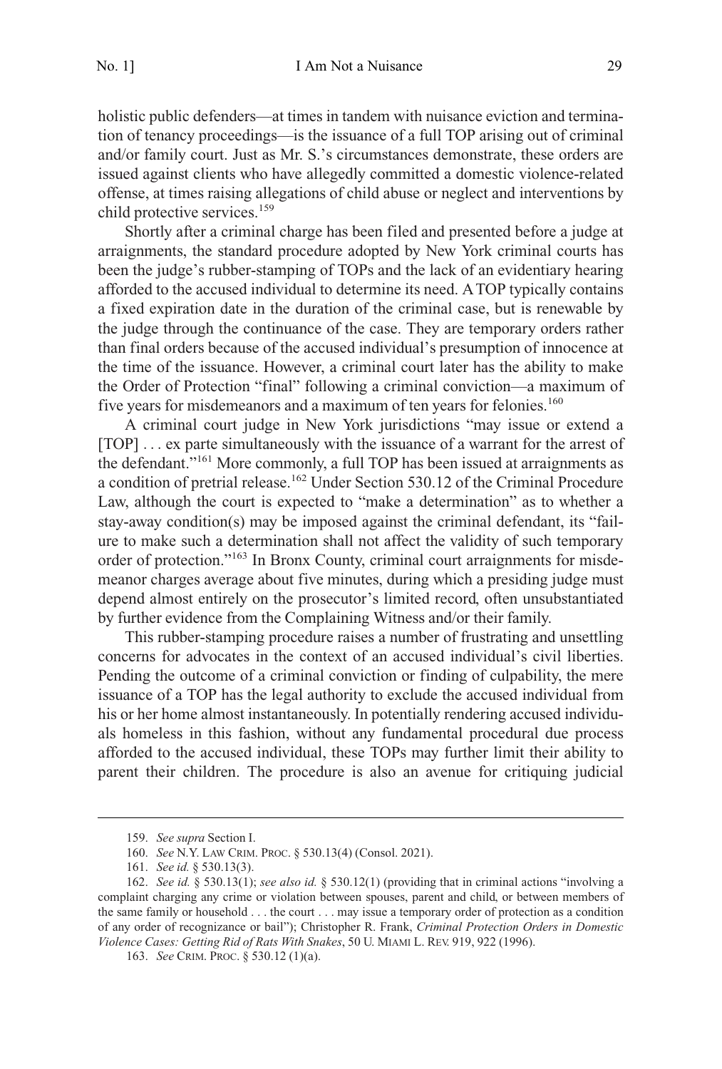holistic public defenders—at times in tandem with nuisance eviction and termination of tenancy proceedings—is the issuance of a full TOP arising out of criminal and/or family court. Just as Mr. S.'s circumstances demonstrate, these orders are issued against clients who have allegedly committed a domestic violence-related offense, at times raising allegations of child abuse or neglect and interventions by child protective services.[159]

Shortly after a criminal charge has been filed and presented before a judge at arraignments, the standard procedure adopted by New York criminal courts has been the judge's rubber-stamping of TOPs and the lack of an evidentiary hearing afforded to the accused individual to determine its need. A TOP typically contains a fixed expiration date in the duration of the criminal case, but is renewable by the judge through the continuance of the case. They are temporary orders rather than final orders because of the accused individual's presumption of innocence at the time of the issuance. However, a criminal court later has the ability to make the Order of Protection "final" following a criminal conviction—a maximum of five years for misdemeanors and a maximum of ten years for felonies.[160]

A criminal court judge in New York jurisdictions "may issue or extend a [TOP] . . . ex parte simultaneously with the issuance of a warrant for the arrest of the defendant."[161] More commonly, a full TOP has been issued at arraignments as a condition of pretrial release.[162] Under Section 530.12 of the Criminal Procedure Law, although the court is expected to "make a determination" as to whether a stay-away condition(s) may be imposed against the criminal defendant, its "failure to make such a determination shall not affect the validity of such temporary order of protection."[163] In Bronx County, criminal court arraignments for misdemeanor charges average about five minutes, during which a presiding judge must depend almost entirely on the prosecutor's limited record, often unsubstantiated by further evidence from the Complaining Witness and/or their family.

This rubber-stamping procedure raises a number of frustrating and unsettling concerns for advocates in the context of an accused individual's civil liberties. Pending the outcome of a criminal conviction or finding of culpability, the mere issuance of a TOP has the legal authority to exclude the accused individual from his or her home almost instantaneously. In potentially rendering accused individuals homeless in this fashion, without any fundamental procedural due process afforded to the accused individual, these TOPs may further limit their ability to parent their children. The procedure is also an avenue for critiquing judicial

---

159. *See supra* Section I.

160. *See* N.Y. LAW CRIM. PROC. § 530.13(4) (Consol. 2021).

161. *See id.* § 530.13(3).

162. *See id.* § 530.13(1); *see also id.* § 530.12(1) (providing that in criminal actions "involving a complaint charging any crime or violation between spouses, parent and child, or between members of the same family or household . . . the court . . . may issue a temporary order of protection as a condition of any order of recognizance or bail"); Christopher R. Frank, *Criminal Protection Orders in Domestic Violence Cases: Getting Rid of Rats With Snakes*, 50 U. MIAMI L. REV. 919, 922 (1996).

163. *See* CRIM. PROC. § 530.12 (1)(a).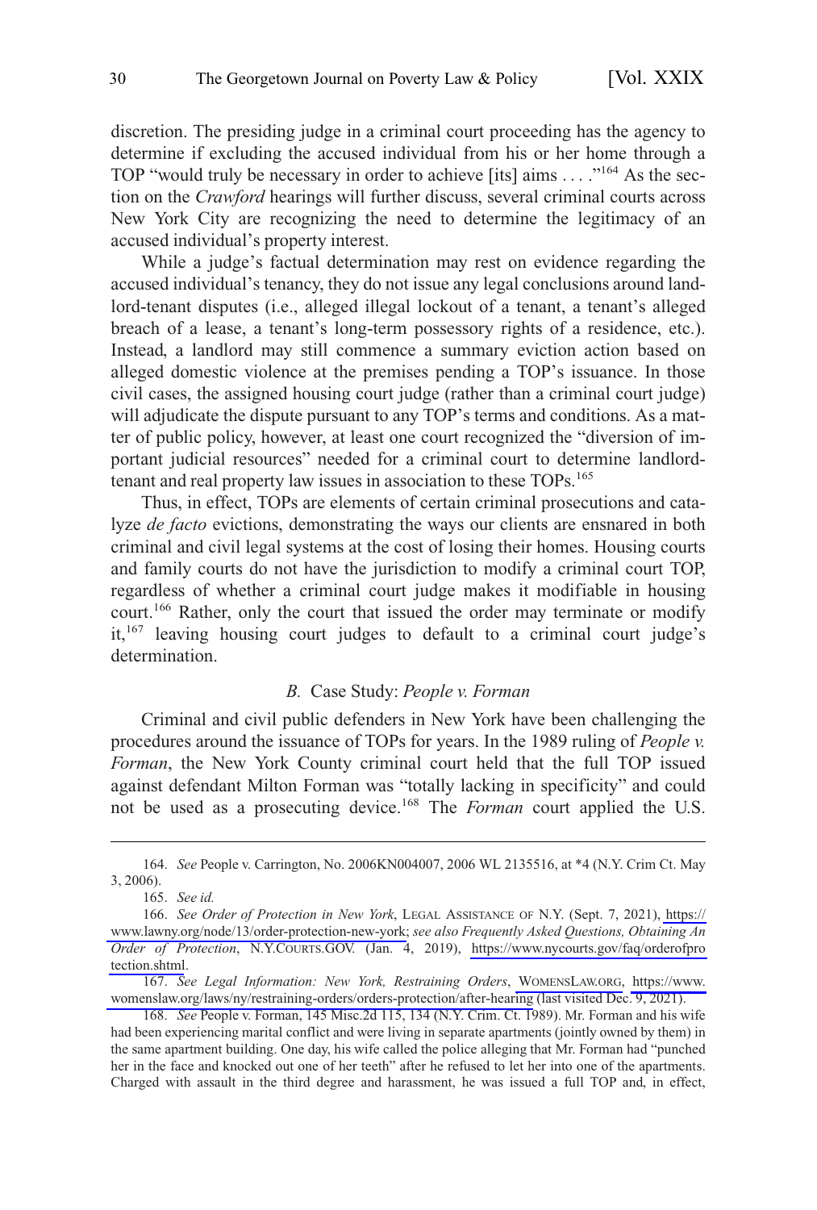discretion. The presiding judge in a criminal court proceeding has the agency to determine if excluding the accused individual from his or her home through a TOP "would truly be necessary in order to achieve [its] aims . . . ."[164] As the section on the *Crawford* hearings will further discuss, several criminal courts across New York City are recognizing the need to determine the legitimacy of an accused individual's property interest.

While a judge's factual determination may rest on evidence regarding the accused individual's tenancy, they do not issue any legal conclusions around landlord-tenant disputes (i.e., alleged illegal lockout of a tenant, a tenant's alleged breach of a lease, a tenant's long-term possessory rights of a residence, etc.). Instead, a landlord may still commence a summary eviction action based on alleged domestic violence at the premises pending a TOP's issuance. In those civil cases, the assigned housing court judge (rather than a criminal court judge) will adjudicate the dispute pursuant to any TOP's terms and conditions. As a matter of public policy, however, at least one court recognized the "diversion of important judicial resources" needed for a criminal court to determine landlord-tenant and real property law issues in association to these TOPs.[165]

Thus, in effect, TOPs are elements of certain criminal prosecutions and catalyze *de facto* evictions, demonstrating the ways our clients are ensnared in both criminal and civil legal systems at the cost of losing their homes. Housing courts and family courts do not have the jurisdiction to modify a criminal court TOP, regardless of whether a criminal court judge makes it modifiable in housing court.[166] Rather, only the court that issued the order may terminate or modify it,[167] leaving housing court judges to default to a criminal court judge's determination.

### *B.* Case Study: *People v. Forman*

Criminal and civil public defenders in New York have been challenging the procedures around the issuance of TOPs for years. In the 1989 ruling of *People v. Forman*, the New York County criminal court held that the full TOP issued against defendant Milton Forman was "totally lacking in specificity" and could not be used as a prosecuting device.[168] The *Forman* court applied the U.S.

---

164. *See* People v. Carrington, No. 2006KN004007, 2006 WL 2135516, at *4 (N.Y. Crim Ct. May 3, 2006).

165. *See id.*

166. *See Order of Protection in New York*, LEGAL ASSISTANCE OF N.Y. (Sept. 7, 2021), https://www.lawny.org/node/13/order-protection-new-york; *see also Frequently Asked Questions, Obtaining An Order of Protection*, N.Y.COURTS.GOV. (Jan. 4, 2019), https://www.nycourts.gov/faq/orderofprotection.shtml.

167. *See Legal Information: New York, Restraining Orders*, WOMENSLAW.ORG, https://www.womenslaw.org/laws/ny/restraining-orders/orders-protection/after-hearing (last visited Dec. 9, 2021).

168. *See* People v. Forman, 145 Misc.2d 115, 134 (N.Y. Crim. Ct. 1989). Mr. Forman and his wife had been experiencing marital conflict and were living in separate apartments (jointly owned by them) in the same apartment building. One day, his wife called the police alleging that Mr. Forman had "punched her in the face and knocked out one of her teeth" after he refused to let her into one of the apartments. Charged with assault in the third degree and harassment, he was issued a full TOP and, in effect,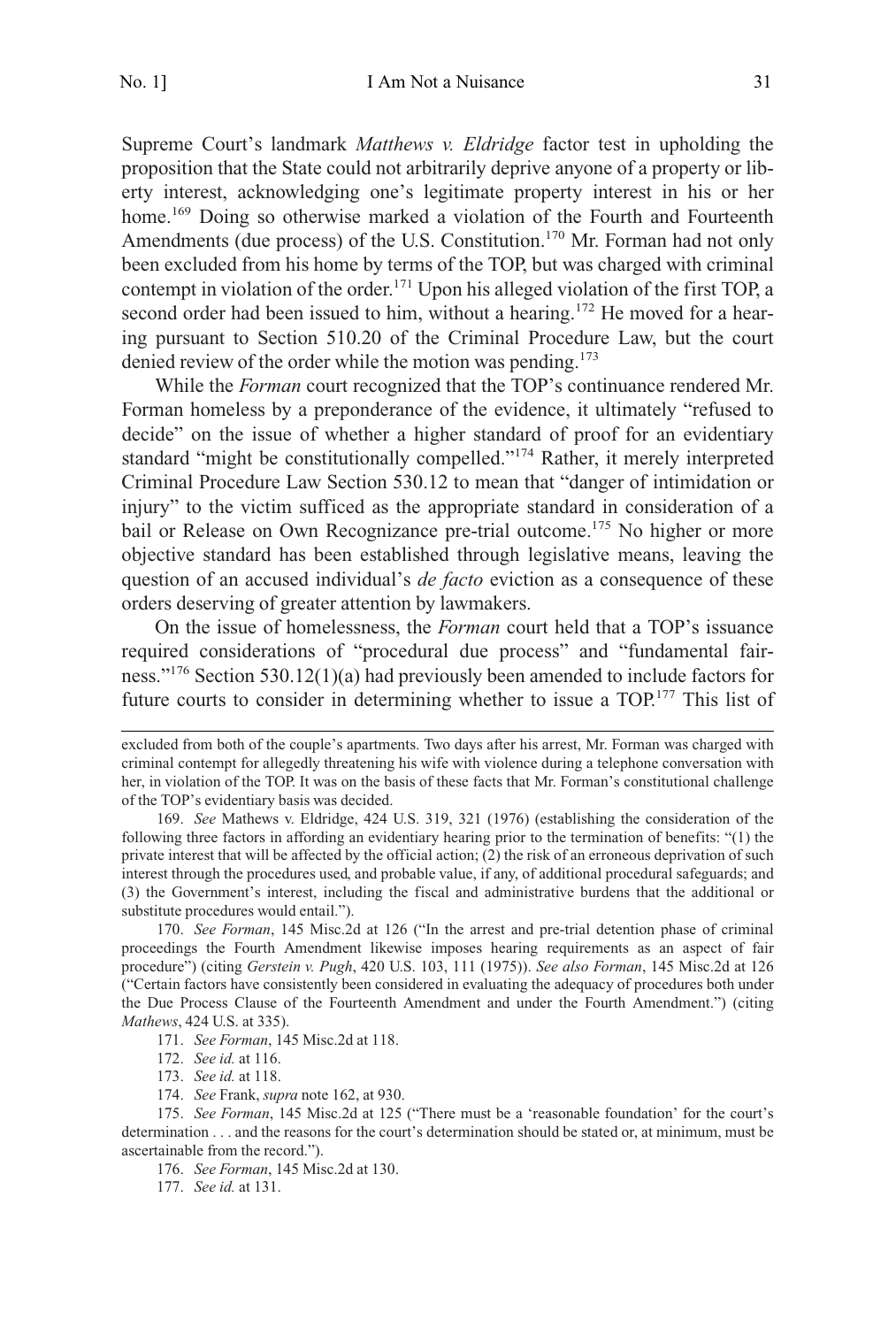Supreme Court's landmark *Matthews v. Eldridge* factor test in upholding the proposition that the State could not arbitrarily deprive anyone of a property or liberty interest, acknowledging one's legitimate property interest in his or her home.[169] Doing so otherwise marked a violation of the Fourth and Fourteenth Amendments (due process) of the U.S. Constitution.[170] Mr. Forman had not only been excluded from his home by terms of the TOP, but was charged with criminal contempt in violation of the order.[171] Upon his alleged violation of the first TOP, a second order had been issued to him, without a hearing.[172] He moved for a hearing pursuant to Section 510.20 of the Criminal Procedure Law, but the court denied review of the order while the motion was pending.[173]

While the *Forman* court recognized that the TOP's continuance rendered Mr. Forman homeless by a preponderance of the evidence, it ultimately "refused to decide" on the issue of whether a higher standard of proof for an evidentiary standard "might be constitutionally compelled."[174] Rather, it merely interpreted Criminal Procedure Law Section 530.12 to mean that "danger of intimidation or injury" to the victim sufficed as the appropriate standard in consideration of a bail or Release on Own Recognizance pre-trial outcome.[175] No higher or more objective standard has been established through legislative means, leaving the question of an accused individual's *de facto* eviction as a consequence of these orders deserving of greater attention by lawmakers.

On the issue of homelessness, the *Forman* court held that a TOP's issuance required considerations of "procedural due process" and "fundamental fairness."[176] Section 530.12(1)(a) had previously been amended to include factors for future courts to consider in determining whether to issue a TOP.[177] This list of

---

excluded from both of the couple's apartments. Two days after his arrest, Mr. Forman was charged with criminal contempt for allegedly threatening his wife with violence during a telephone conversation with her, in violation of the TOP. It was on the basis of these facts that Mr. Forman's constitutional challenge of the TOP's evidentiary basis was decided.

169. *See* Mathews v. Eldridge, 424 U.S. 319, 321 (1976) (establishing the consideration of the following three factors in affording an evidentiary hearing prior to the termination of benefits: "(1) the private interest that will be affected by the official action; (2) the risk of an erroneous deprivation of such interest through the procedures used, and probable value, if any, of additional procedural safeguards; and (3) the Government's interest, including the fiscal and administrative burdens that the additional or substitute procedures would entail.").

170. *See Forman*, 145 Misc.2d at 126 ("In the arrest and pre-trial detention phase of criminal proceedings the Fourth Amendment likewise imposes hearing requirements as an aspect of fair procedure") (citing *Gerstein v. Pugh*, 420 U.S. 103, 111 (1975)). *See also Forman*, 145 Misc.2d at 126 ("Certain factors have consistently been considered in evaluating the adequacy of procedures both under the Due Process Clause of the Fourteenth Amendment and under the Fourth Amendment.") (citing *Mathews*, 424 U.S. at 335).

171. *See Forman*, 145 Misc.2d at 118.

172. *See id.* at 116.

173. *See id.* at 118.

174. *See* Frank, *supra* note 162, at 930.

175. *See Forman*, 145 Misc.2d at 125 ("There must be a 'reasonable foundation' for the court's determination . . . and the reasons for the court's determination should be stated or, at minimum, must be ascertainable from the record.").

176. *See Forman*, 145 Misc.2d at 130.

177. *See id.* at 131.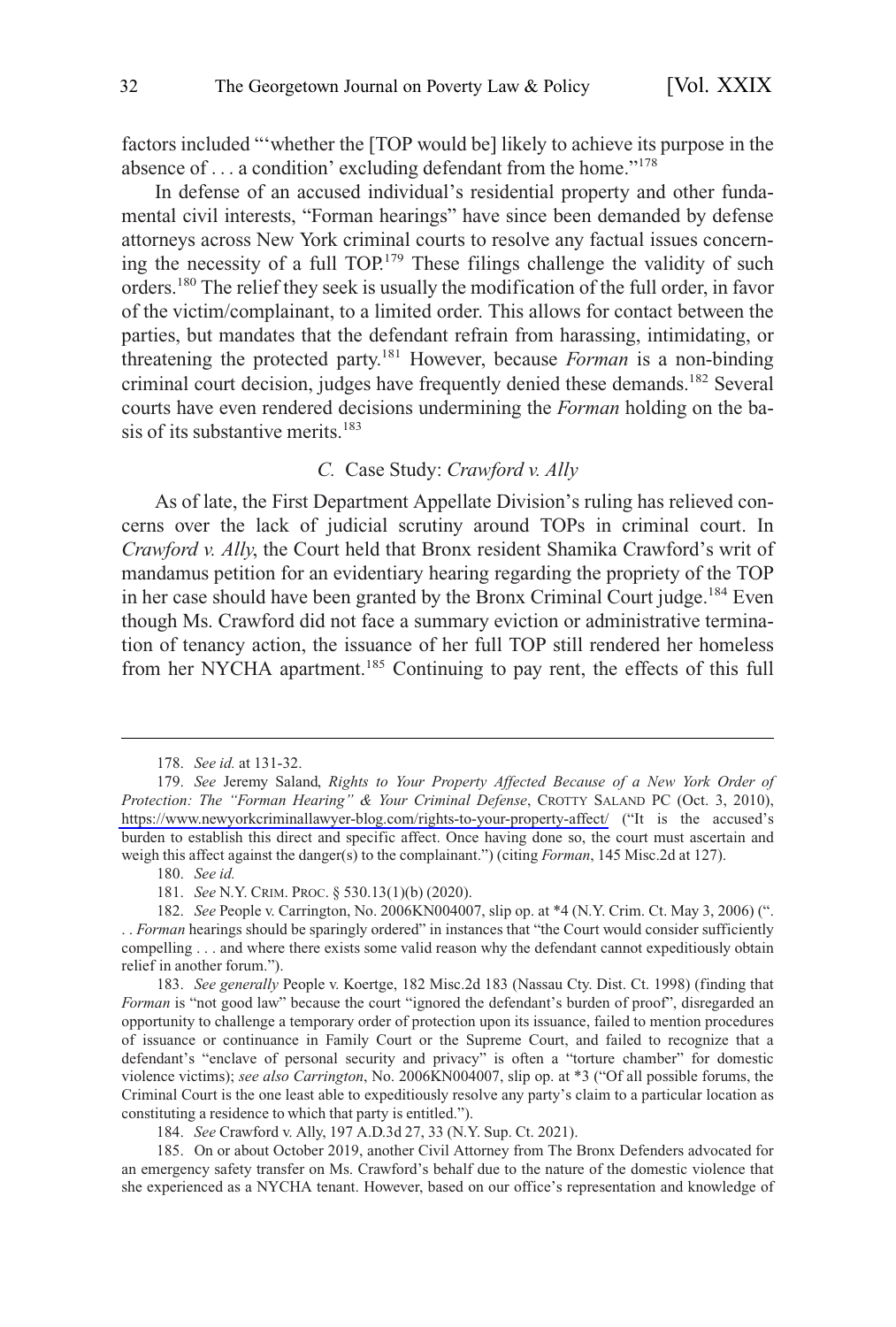factors included "'whether the [TOP would be] likely to achieve its purpose in the absence of . . . a condition' excluding defendant from the home."[178]

In defense of an accused individual's residential property and other fundamental civil interests, "Forman hearings" have since been demanded by defense attorneys across New York criminal courts to resolve any factual issues concerning the necessity of a full TOP.[179] These filings challenge the validity of such orders.[180] The relief they seek is usually the modification of the full order, in favor of the victim/complainant, to a limited order. This allows for contact between the parties, but mandates that the defendant refrain from harassing, intimidating, or threatening the protected party.[181] However, because *Forman* is a non-binding criminal court decision, judges have frequently denied these demands.[182] Several courts have even rendered decisions undermining the *Forman* holding on the basis of its substantive merits.[183]

### *C.* Case Study: *Crawford v. Ally*

As of late, the First Department Appellate Division's ruling has relieved concerns over the lack of judicial scrutiny around TOPs in criminal court. In *Crawford v. Ally*, the Court held that Bronx resident Shamika Crawford's writ of mandamus petition for an evidentiary hearing regarding the propriety of the TOP in her case should have been granted by the Bronx Criminal Court judge.[184] Even though Ms. Crawford did not face a summary eviction or administrative termination of tenancy action, the issuance of her full TOP still rendered her homeless from her NYCHA apartment.[185] Continuing to pay rent, the effects of this full

---

178. *See id.* at 131-32.

179. *See* Jeremy Saland, *Rights to Your Property Affected Because of a New York Order of Protection: The "Forman Hearing" & Your Criminal Defense*, CROTTY SALAND PC (Oct. 3, 2010), https://www.newyorkcriminallawyer-blog.com/rights-to-your-property-affect/ ("It is the accused's burden to establish this direct and specific affect. Once having done so, the court must ascertain and weigh this affect against the danger(s) to the complainant.") (citing *Forman*, 145 Misc.2d at 127).

180. *See id.*

181. *See* N.Y. CRIM. PROC. § 530.13(1)(b) (2020).

182. *See* People v. Carrington, No. 2006KN004007, slip op. at *4 (N.Y. Crim. Ct. May 3, 2006) (". . . *Forman* hearings should be sparingly ordered" in instances that "the Court would consider sufficiently compelling . . . and where there exists some valid reason why the defendant cannot expeditiously obtain relief in another forum.").

183. *See generally* People v. Koertge, 182 Misc.2d 183 (Nassau Cty. Dist. Ct. 1998) (finding that *Forman* is "not good law" because the court "ignored the defendant's burden of proof", disregarded an opportunity to challenge a temporary order of protection upon its issuance, failed to mention procedures of issuance or continuance in Family Court or the Supreme Court, and failed to recognize that a defendant's "enclave of personal security and privacy" is often a "torture chamber" for domestic violence victims); *see also Carrington*, No. 2006KN004007, slip op. at *3 ("Of all possible forums, the Criminal Court is the one least able to expeditiously resolve any party's claim to a particular location as constituting a residence to which that party is entitled.").

184. *See* Crawford v. Ally, 197 A.D.3d 27, 33 (N.Y. Sup. Ct. 2021).

185. On or about October 2019, another Civil Attorney from The Bronx Defenders advocated for an emergency safety transfer on Ms. Crawford's behalf due to the nature of the domestic violence that she experienced as a NYCHA tenant. However, based on our office's representation and knowledge of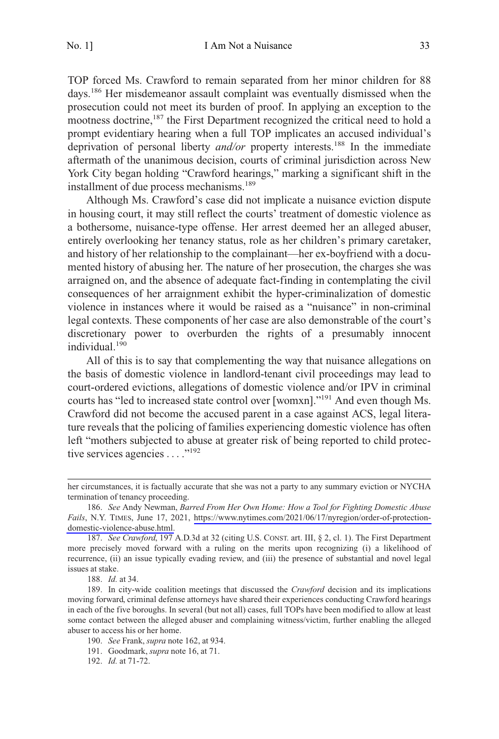TOP forced Ms. Crawford to remain separated from her minor children for 88 days.[186] Her misdemeanor assault complaint was eventually dismissed when the prosecution could not meet its burden of proof. In applying an exception to the mootness doctrine,[187] the First Department recognized the critical need to hold a prompt evidentiary hearing when a full TOP implicates an accused individual's deprivation of personal liberty *and/or* property interests.[188] In the immediate aftermath of the unanimous decision, courts of criminal jurisdiction across New York City began holding "Crawford hearings," marking a significant shift in the installment of due process mechanisms.[189]

Although Ms. Crawford's case did not implicate a nuisance eviction dispute in housing court, it may still reflect the courts' treatment of domestic violence as a bothersome, nuisance-type offense. Her arrest deemed her an alleged abuser, entirely overlooking her tenancy status, role as her children's primary caretaker, and history of her relationship to the complainant—her ex-boyfriend with a documented history of abusing her. The nature of her prosecution, the charges she was arraigned on, and the absence of adequate fact-finding in contemplating the civil consequences of her arraignment exhibit the hyper-criminalization of domestic violence in instances where it would be raised as a "nuisance" in non-criminal legal contexts. These components of her case are also demonstrable of the court's discretionary power to overburden the rights of a presumably innocent individual.[190]

All of this is to say that complementing the way that nuisance allegations on the basis of domestic violence in landlord-tenant civil proceedings may lead to court-ordered evictions, allegations of domestic violence and/or IPV in criminal courts has "led to increased state control over [womxn]."[191] And even though Ms. Crawford did not become the accused parent in a case against ACS, legal literature reveals that the policing of families experiencing domestic violence has often left "mothers subjected to abuse at greater risk of being reported to child protective services agencies . . . ."[192]

---

her circumstances, it is factually accurate that she was not a party to any summary eviction or NYCHA termination of tenancy proceeding.

186. *See* Andy Newman, *Barred From Her Own Home: How a Tool for Fighting Domestic Abuse Fails*, N.Y. TIMES, June 17, 2021, https://www.nytimes.com/2021/06/17/nyregion/order-of-protection-domestic-violence-abuse.html.

187. *See Crawford*, 197 A.D.3d at 32 (citing U.S. CONST. art. III, § 2, cl. 1). The First Department more precisely moved forward with a ruling on the merits upon recognizing (i) a likelihood of recurrence, (ii) an issue typically evading review, and (iii) the presence of substantial and novel legal issues at stake.

188. *Id.* at 34.

189. In city-wide coalition meetings that discussed the *Crawford* decision and its implications moving forward, criminal defense attorneys have shared their experiences conducting Crawford hearings in each of the five boroughs. In several (but not all) cases, full TOPs have been modified to allow at least some contact between the alleged abuser and complaining witness/victim, further enabling the alleged abuser to access his or her home.

190. *See* Frank, *supra* note 162, at 934.

191. Goodmark, *supra* note 16, at 71.

192. *Id.* at 71-72.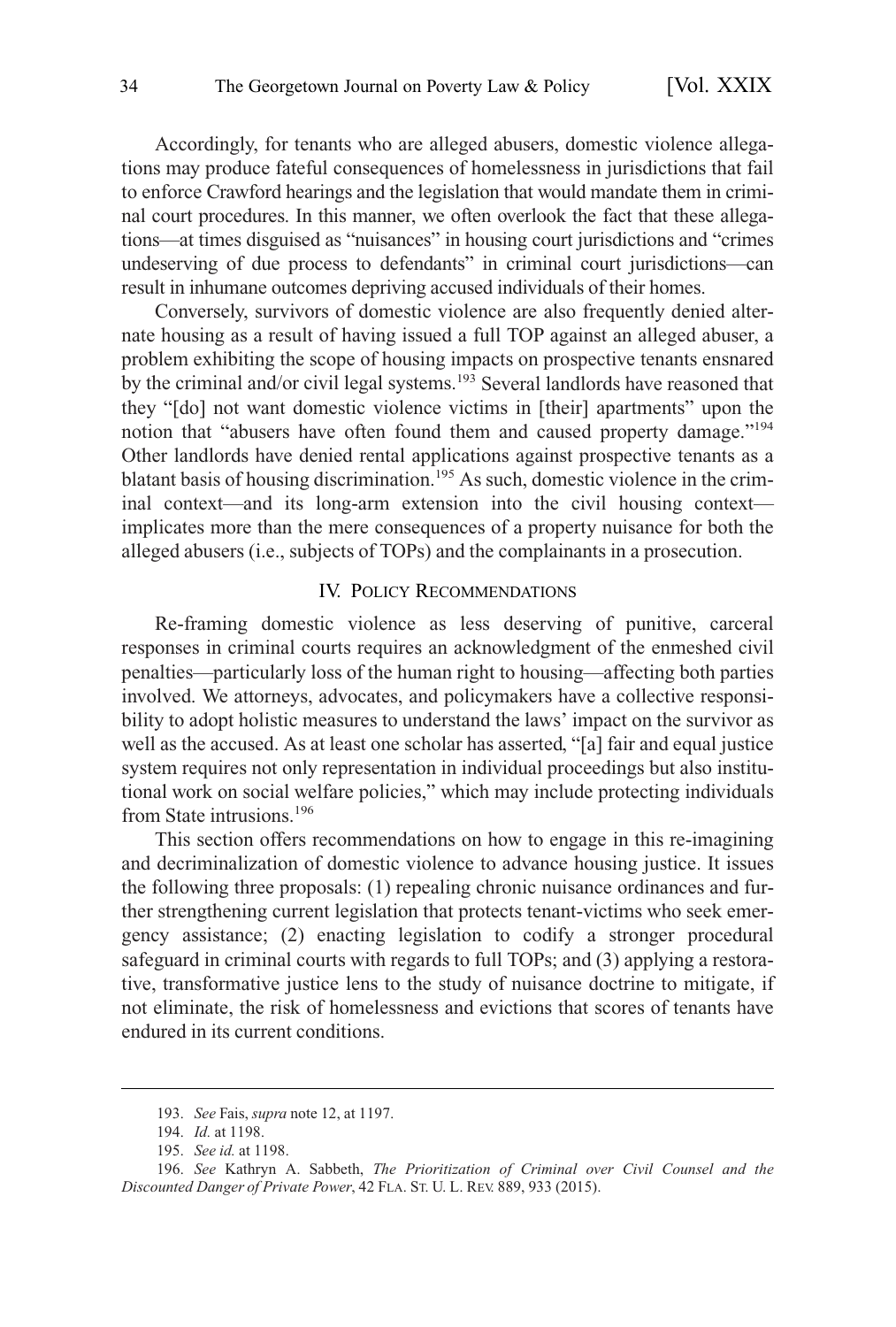Accordingly, for tenants who are alleged abusers, domestic violence allegations may produce fateful consequences of homelessness in jurisdictions that fail to enforce Crawford hearings and the legislation that would mandate them in criminal court procedures. In this manner, we often overlook the fact that these allegations—at times disguised as "nuisances" in housing court jurisdictions and "crimes undeserving of due process to defendants" in criminal court jurisdictions—can result in inhumane outcomes depriving accused individuals of their homes.

Conversely, survivors of domestic violence are also frequently denied alternate housing as a result of having issued a full TOP against an alleged abuser, a problem exhibiting the scope of housing impacts on prospective tenants ensnared by the criminal and/or civil legal systems.[193] Several landlords have reasoned that they "[do] not want domestic violence victims in [their] apartments" upon the notion that "abusers have often found them and caused property damage."[194] Other landlords have denied rental applications against prospective tenants as a blatant basis of housing discrimination.[195] As such, domestic violence in the criminal context—and its long-arm extension into the civil housing context—implicates more than the mere consequences of a property nuisance for both the alleged abusers (i.e., subjects of TOPs) and the complainants in a prosecution.

## IV. Policy Recommendations

Re-framing domestic violence as less deserving of punitive, carceral responses in criminal courts requires an acknowledgment of the enmeshed civil penalties—particularly loss of the human right to housing—affecting both parties involved. We attorneys, advocates, and policymakers have a collective responsibility to adopt holistic measures to understand the laws' impact on the survivor as well as the accused. As at least one scholar has asserted, "[a] fair and equal justice system requires not only representation in individual proceedings but also institutional work on social welfare policies," which may include protecting individuals from State intrusions.[196]

This section offers recommendations on how to engage in this re-imagining and decriminalization of domestic violence to advance housing justice. It issues the following three proposals: (1) repealing chronic nuisance ordinances and further strengthening current legislation that protects tenant-victims who seek emergency assistance; (2) enacting legislation to codify a stronger procedural safeguard in criminal courts with regards to full TOPs; and (3) applying a restorative, transformative justice lens to the study of nuisance doctrine to mitigate, if not eliminate, the risk of homelessness and evictions that scores of tenants have endured in its current conditions.

---

193. *See* Fais, *supra* note 12, at 1197.

194. *Id.* at 1198.

195. *See id.* at 1198.

196. *See* Kathryn A. Sabbeth, *The Prioritization of Criminal over Civil Counsel and the Discounted Danger of Private Power*, 42 Fla. St. U. L. Rev. 889, 933 (2015).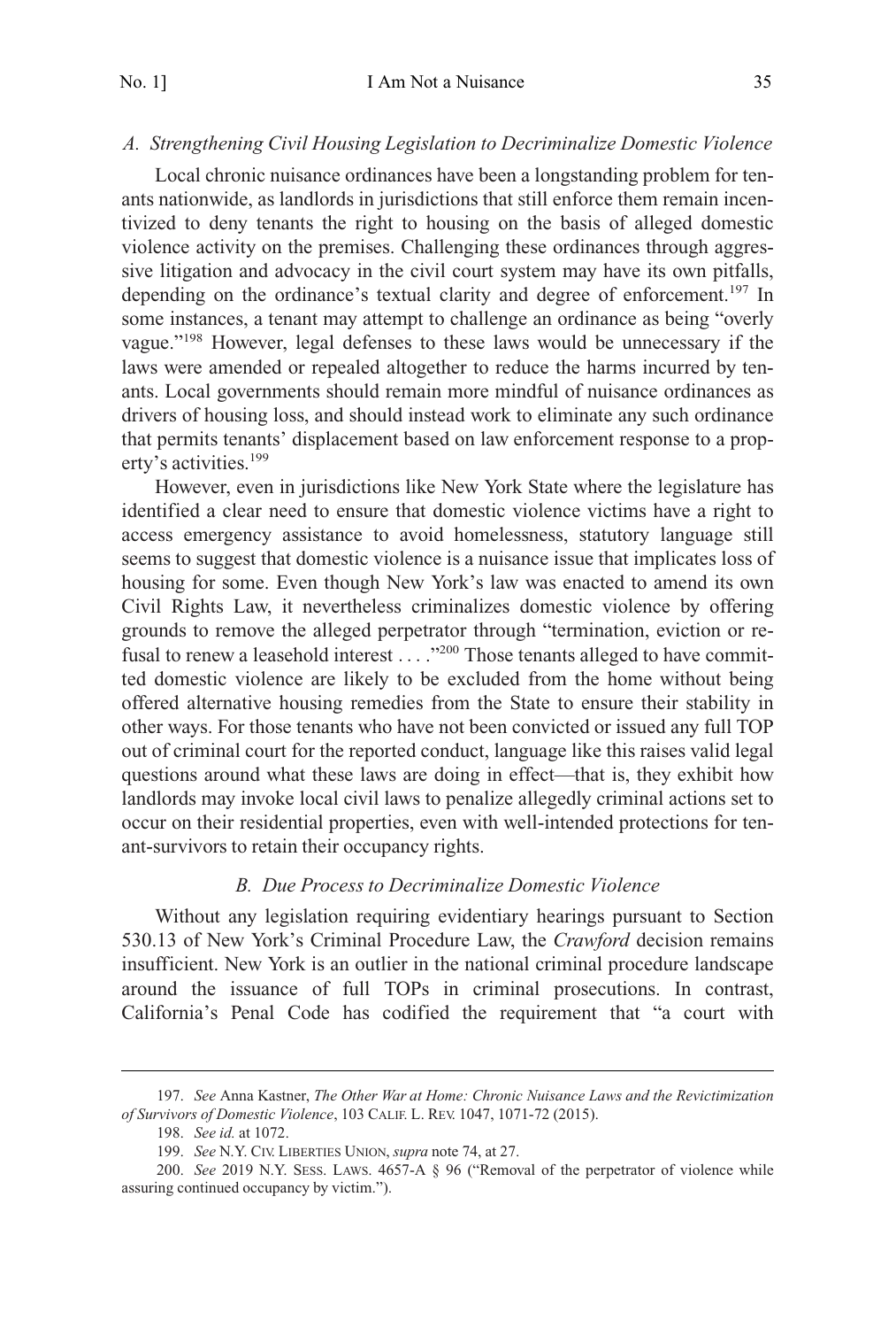### *A. Strengthening Civil Housing Legislation to Decriminalize Domestic Violence*

Local chronic nuisance ordinances have been a longstanding problem for tenants nationwide, as landlords in jurisdictions that still enforce them remain incentivized to deny tenants the right to housing on the basis of alleged domestic violence activity on the premises. Challenging these ordinances through aggressive litigation and advocacy in the civil court system may have its own pitfalls, depending on the ordinance's textual clarity and degree of enforcement.[197] In some instances, a tenant may attempt to challenge an ordinance as being "overly vague."[198] However, legal defenses to these laws would be unnecessary if the laws were amended or repealed altogether to reduce the harms incurred by tenants. Local governments should remain more mindful of nuisance ordinances as drivers of housing loss, and should instead work to eliminate any such ordinance that permits tenants' displacement based on law enforcement response to a property's activities.[199]

However, even in jurisdictions like New York State where the legislature has identified a clear need to ensure that domestic violence victims have a right to access emergency assistance to avoid homelessness, statutory language still seems to suggest that domestic violence is a nuisance issue that implicates loss of housing for some. Even though New York's law was enacted to amend its own Civil Rights Law, it nevertheless criminalizes domestic violence by offering grounds to remove the alleged perpetrator through "termination, eviction or refusal to renew a leasehold interest . . . ."[200] Those tenants alleged to have committed domestic violence are likely to be excluded from the home without being offered alternative housing remedies from the State to ensure their stability in other ways. For those tenants who have not been convicted or issued any full TOP out of criminal court for the reported conduct, language like this raises valid legal questions around what these laws are doing in effect—that is, they exhibit how landlords may invoke local civil laws to penalize allegedly criminal actions set to occur on their residential properties, even with well-intended protections for tenant-survivors to retain their occupancy rights.

### *B. Due Process to Decriminalize Domestic Violence*

Without any legislation requiring evidentiary hearings pursuant to Section 530.13 of New York's Criminal Procedure Law, the *Crawford* decision remains insufficient. New York is an outlier in the national criminal procedure landscape around the issuance of full TOPs in criminal prosecutions. In contrast, California's Penal Code has codified the requirement that "a court with

---

197. *See* Anna Kastner, *The Other War at Home: Chronic Nuisance Laws and the Revictimization of Survivors of Domestic Violence*, 103 CALIF. L. REV. 1047, 1071-72 (2015).

198. *See id.* at 1072.

199. *See* N.Y. CIV. LIBERTIES UNION, *supra* note 74, at 27.

200. *See* 2019 N.Y. SESS. LAWS. 4657-A § 96 ("Removal of the perpetrator of violence while assuring continued occupancy by victim.").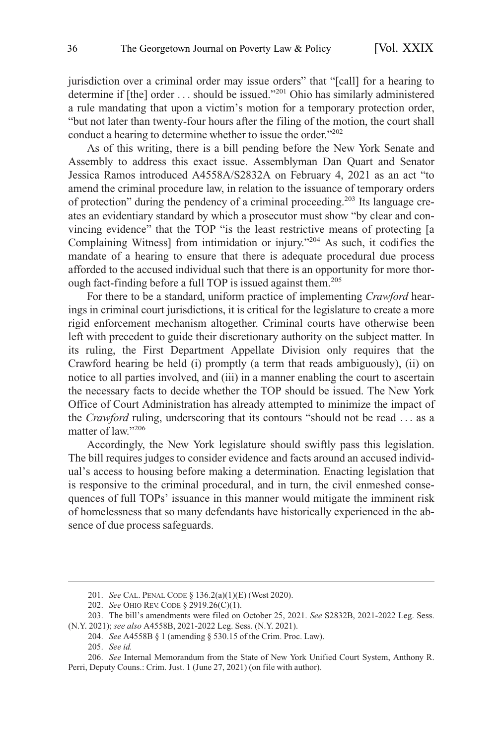jurisdiction over a criminal order may issue orders" that "[call] for a hearing to determine if [the] order . . . should be issued."[201] Ohio has similarly administered a rule mandating that upon a victim's motion for a temporary protection order, "but not later than twenty-four hours after the filing of the motion, the court shall conduct a hearing to determine whether to issue the order."[202]

As of this writing, there is a bill pending before the New York Senate and Assembly to address this exact issue. Assemblyman Dan Quart and Senator Jessica Ramos introduced A4558A/S2832A on February 4, 2021 as an act "to amend the criminal procedure law, in relation to the issuance of temporary orders of protection" during the pendency of a criminal proceeding.[203] Its language creates an evidentiary standard by which a prosecutor must show "by clear and convincing evidence" that the TOP "is the least restrictive means of protecting [a Complaining Witness] from intimidation or injury."[204] As such, it codifies the mandate of a hearing to ensure that there is adequate procedural due process afforded to the accused individual such that there is an opportunity for more thorough fact-finding before a full TOP is issued against them.[205]

For there to be a standard, uniform practice of implementing *Crawford* hearings in criminal court jurisdictions, it is critical for the legislature to create a more rigid enforcement mechanism altogether. Criminal courts have otherwise been left with precedent to guide their discretionary authority on the subject matter. In its ruling, the First Department Appellate Division only requires that the Crawford hearing be held (i) promptly (a term that reads ambiguously), (ii) on notice to all parties involved, and (iii) in a manner enabling the court to ascertain the necessary facts to decide whether the TOP should be issued. The New York Office of Court Administration has already attempted to minimize the impact of the *Crawford* ruling, underscoring that its contours "should not be read . . . as a matter of law."[206]

Accordingly, the New York legislature should swiftly pass this legislation. The bill requires judges to consider evidence and facts around an accused individual's access to housing before making a determination. Enacting legislation that is responsive to the criminal procedural, and in turn, the civil enmeshed consequences of full TOPs' issuance in this manner would mitigate the imminent risk of homelessness that so many defendants have historically experienced in the absence of due process safeguards.

---

201. *See* CAL. PENAL CODE § 136.2(a)(1)(E) (West 2020).

202. *See* OHIO REV. CODE § 2919.26(C)(1).

203. The bill's amendments were filed on October 25, 2021. *See* S2832B, 2021-2022 Leg. Sess. (N.Y. 2021); *see also* A4558B, 2021-2022 Leg. Sess. (N.Y. 2021).

204. *See* A4558B § 1 (amending § 530.15 of the Crim. Proc. Law).

205. *See id.*

206. *See* Internal Memorandum from the State of New York Unified Court System, Anthony R. Perri, Deputy Couns.: Crim. Just. 1 (June 27, 2021) (on file with author).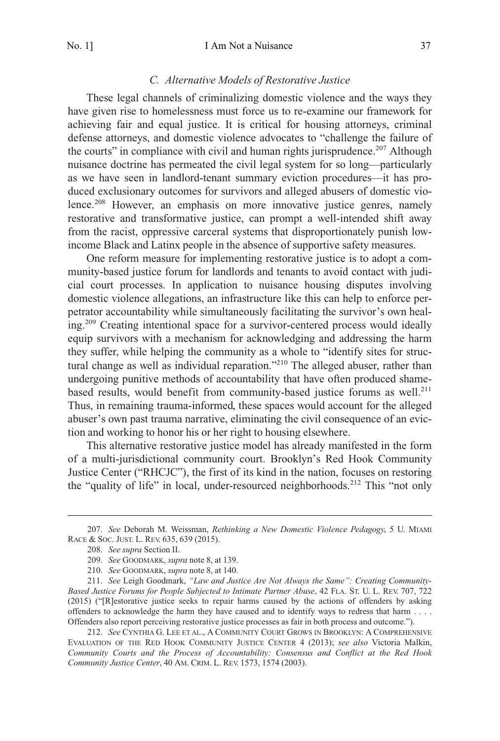### *C. Alternative Models of Restorative Justice*

These legal channels of criminalizing domestic violence and the ways they have given rise to homelessness must force us to re-examine our framework for achieving fair and equal justice. It is critical for housing attorneys, criminal defense attorneys, and domestic violence advocates to "challenge the failure of the courts" in compliance with civil and human rights jurisprudence.[207] Although nuisance doctrine has permeated the civil legal system for so long—particularly as we have seen in landlord-tenant summary eviction procedures—it has produced exclusionary outcomes for survivors and alleged abusers of domestic violence.[208] However, an emphasis on more innovative justice genres, namely restorative and transformative justice, can prompt a well-intended shift away from the racist, oppressive carceral systems that disproportionately punish low-income Black and Latinx people in the absence of supportive safety measures.

One reform measure for implementing restorative justice is to adopt a community-based justice forum for landlords and tenants to avoid contact with judicial court processes. In application to nuisance housing disputes involving domestic violence allegations, an infrastructure like this can help to enforce perpetrator accountability while simultaneously facilitating the survivor's own healing.[209] Creating intentional space for a survivor-centered process would ideally equip survivors with a mechanism for acknowledging and addressing the harm they suffer, while helping the community as a whole to "identify sites for structural change as well as individual reparation."[210] The alleged abuser, rather than undergoing punitive methods of accountability that have often produced shame-based results, would benefit from community-based justice forums as well.[211] Thus, in remaining trauma-informed, these spaces would account for the alleged abuser's own past trauma narrative, eliminating the civil consequence of an eviction and working to honor his or her right to housing elsewhere.

This alternative restorative justice model has already manifested in the form of a multi-jurisdictional community court. Brooklyn's Red Hook Community Justice Center ("RHCJC"), the first of its kind in the nation, focuses on restoring the "quality of life" in local, under-resourced neighborhoods.[212] This "not only

---

207. *See* Deborah M. Weissman, *Rethinking a New Domestic Violence Pedagogy*, 5 U. MIAMI RACE & SOC. JUST. L. REV. 635, 639 (2015).

208. *See supra* Section II.

209. *See* GOODMARK, *supra* note 8, at 139.

210. *See* GOODMARK, *supra* note 8, at 140.

211. *See* Leigh Goodmark, *"Law and Justice Are Not Always the Same": Creating Community-Based Justice Forums for People Subjected to Intimate Partner Abuse*, 42 FLA. ST. U. L. REV. 707, 722 (2015) ("[R]estorative justice seeks to repair harms caused by the actions of offenders by asking offenders to acknowledge the harm they have caused and to identify ways to redress that harm . . . . Offenders also report perceiving restorative justice processes as fair in both process and outcome.").

212. *See* CYNTHIA G. LEE ET AL., A COMMUNITY COURT GROWS IN BROOKLYN: A COMPREHENSIVE EVALUATION OF THE RED HOOK COMMUNITY JUSTICE CENTER 4 (2013); *see also* Victoria Malkin, *Community Courts and the Process of Accountability: Consensus and Conflict at the Red Hook Community Justice Center*, 40 AM. CRIM. L. REV. 1573, 1574 (2003).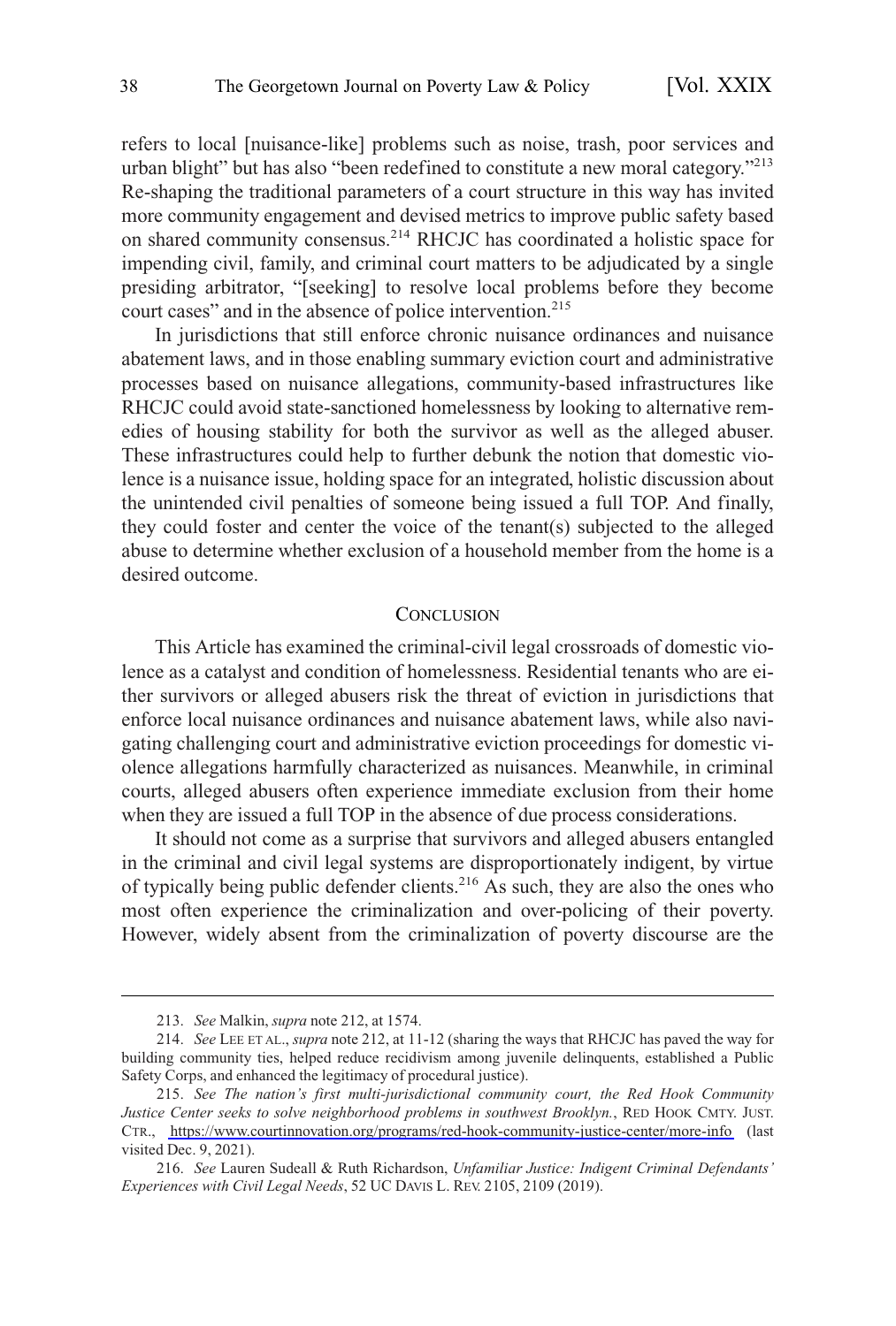refers to local [nuisance-like] problems such as noise, trash, poor services and urban blight" but has also "been redefined to constitute a new moral category."[213] Re-shaping the traditional parameters of a court structure in this way has invited more community engagement and devised metrics to improve public safety based on shared community consensus.[214] RHCJC has coordinated a holistic space for impending civil, family, and criminal court matters to be adjudicated by a single presiding arbitrator, "[seeking] to resolve local problems before they become court cases" and in the absence of police intervention.[215]

In jurisdictions that still enforce chronic nuisance ordinances and nuisance abatement laws, and in those enabling summary eviction court and administrative processes based on nuisance allegations, community-based infrastructures like RHCJC could avoid state-sanctioned homelessness by looking to alternative remedies of housing stability for both the survivor as well as the alleged abuser. These infrastructures could help to further debunk the notion that domestic violence is a nuisance issue, holding space for an integrated, holistic discussion about the unintended civil penalties of someone being issued a full TOP. And finally, they could foster and center the voice of the tenant(s) subjected to the alleged abuse to determine whether exclusion of a household member from the home is a desired outcome.

## CONCLUSION

This Article has examined the criminal-civil legal crossroads of domestic violence as a catalyst and condition of homelessness. Residential tenants who are either survivors or alleged abusers risk the threat of eviction in jurisdictions that enforce local nuisance ordinances and nuisance abatement laws, while also navigating challenging court and administrative eviction proceedings for domestic violence allegations harmfully characterized as nuisances. Meanwhile, in criminal courts, alleged abusers often experience immediate exclusion from their home when they are issued a full TOP in the absence of due process considerations.

It should not come as a surprise that survivors and alleged abusers entangled in the criminal and civil legal systems are disproportionately indigent, by virtue of typically being public defender clients.[216] As such, they are also the ones who most often experience the criminalization and over-policing of their poverty. However, widely absent from the criminalization of poverty discourse are the

---

213. *See* Malkin, *supra* note 212, at 1574.

214. *See* LEE ET AL., *supra* note 212, at 11-12 (sharing the ways that RHCJC has paved the way for building community ties, helped reduce recidivism among juvenile delinquents, established a Public Safety Corps, and enhanced the legitimacy of procedural justice).

215. *See The nation's first multi-jurisdictional community court, the Red Hook Community Justice Center seeks to solve neighborhood problems in southwest Brooklyn.*, RED HOOK CMTY. JUST. CTR., https://www.courtinnovation.org/programs/red-hook-community-justice-center/more-info (last visited Dec. 9, 2021).

216. *See* Lauren Sudeall & Ruth Richardson, *Unfamiliar Justice: Indigent Criminal Defendants' Experiences with Civil Legal Needs*, 52 UC DAVIS L. REV. 2105, 2109 (2019).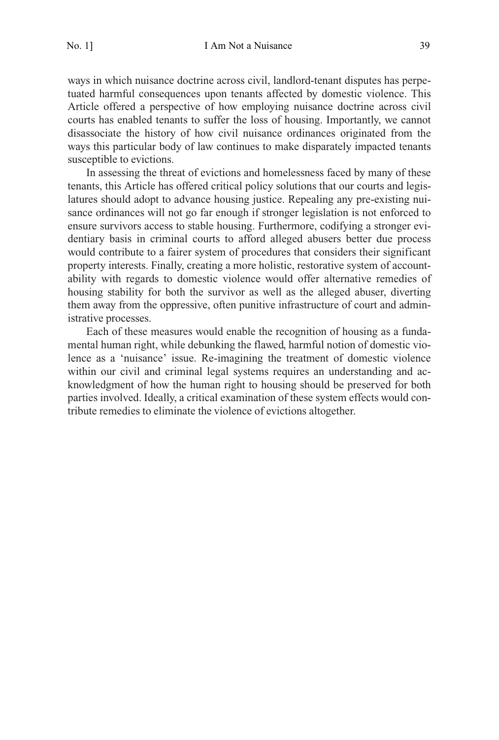ways in which nuisance doctrine across civil, landlord-tenant disputes has perpetuated harmful consequences upon tenants affected by domestic violence. This Article offered a perspective of how employing nuisance doctrine across civil courts has enabled tenants to suffer the loss of housing. Importantly, we cannot disassociate the history of how civil nuisance ordinances originated from the ways this particular body of law continues to make disparately impacted tenants susceptible to evictions.

In assessing the threat of evictions and homelessness faced by many of these tenants, this Article has offered critical policy solutions that our courts and legislatures should adopt to advance housing justice. Repealing any pre-existing nuisance ordinances will not go far enough if stronger legislation is not enforced to ensure survivors access to stable housing. Furthermore, codifying a stronger evidentiary basis in criminal courts to afford alleged abusers better due process would contribute to a fairer system of procedures that considers their significant property interests. Finally, creating a more holistic, restorative system of accountability with regards to domestic violence would offer alternative remedies of housing stability for both the survivor as well as the alleged abuser, diverting them away from the oppressive, often punitive infrastructure of court and administrative processes.

Each of these measures would enable the recognition of housing as a fundamental human right, while debunking the flawed, harmful notion of domestic violence as a 'nuisance' issue. Re-imagining the treatment of domestic violence within our civil and criminal legal systems requires an understanding and acknowledgment of how the human right to housing should be preserved for both parties involved. Ideally, a critical examination of these system effects would contribute remedies to eliminate the violence of evictions altogether.